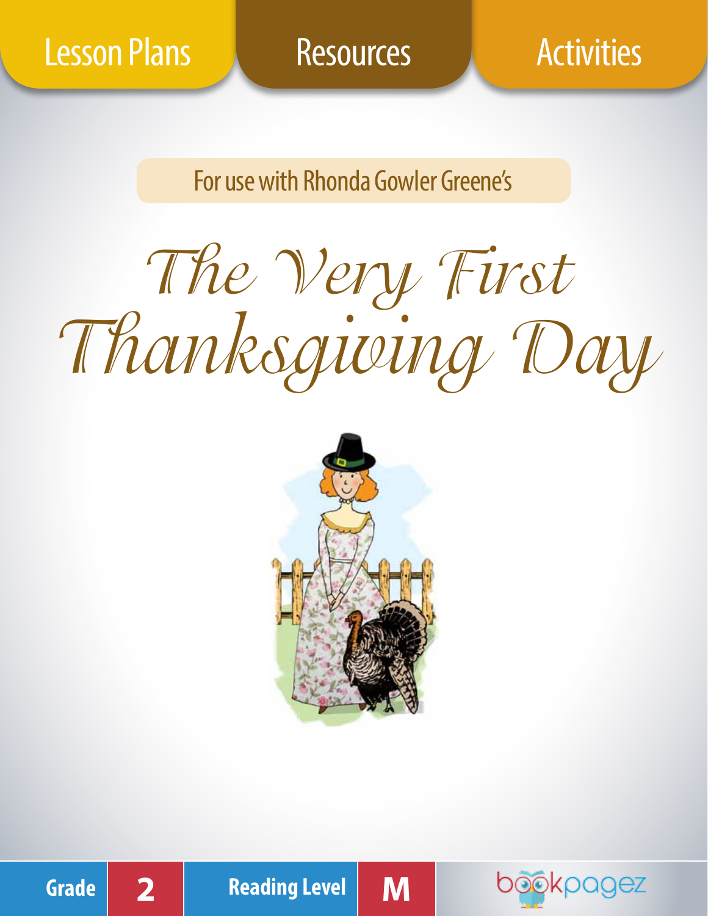Lesson Plans | Resources | Activities

For use with Rhonda Gowler Greene's

# *The Very First Thanksgiving Day*

| Grade | 2 | Reading Level | M |
|---|---|---|---|

bookpagez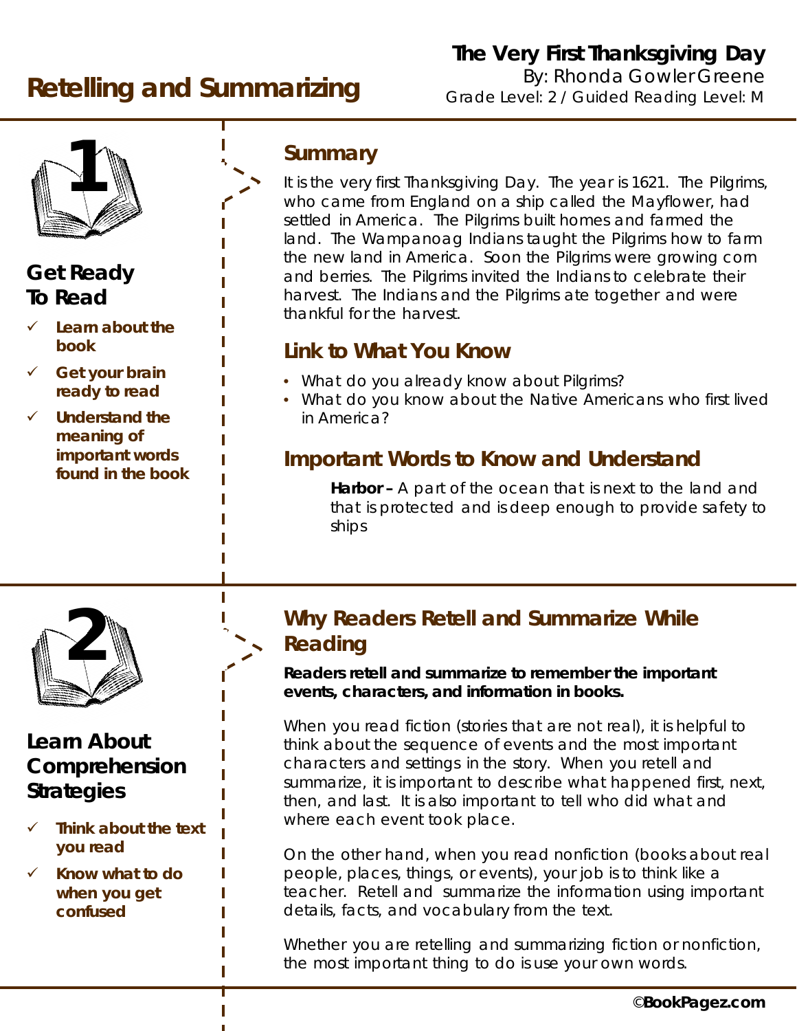# Retelling and Summarizing

**The Very First Thanksgiving Day**
By: Rhonda Gowler Greene
Grade Level: 2 / Guided Reading Level: M

## 1

### Get Ready To Read

- ✓ **Learn about the book**
- ✓ **Get your brain ready to read**
- ✓ **Understand the meaning of important words found in the book**

### Summary

It is the very first Thanksgiving Day. The year is 1621. The Pilgrims, who came from England on a ship called the Mayflower, had settled in America. The Pilgrims built homes and farmed the land. The Wampanoag Indians taught the Pilgrims how to farm the new land in America. Soon the Pilgrims were growing corn and berries. The Pilgrims invited the Indians to celebrate their harvest. The Indians and the Pilgrims ate together and were thankful for the harvest.

### Link to What You Know

- What do you already know about Pilgrims?
- What do you know about the Native Americans who first lived in America?

### Important Words to Know and Understand

**Harbor –** A part of the ocean that is next to the land and that is protected and is deep enough to provide safety to ships

## 2

### Learn About Comprehension Strategies

- ✓ **Think about the text you read**
- ✓ **Know what to do when you get confused**

### Why Readers Retell and Summarize While Reading

**Readers retell and summarize to remember the important events, characters, and information in books.**

When you read fiction (stories that are not real), it is helpful to think about the sequence of events and the most important characters and settings in the story. When you retell and summarize, it is important to describe what happened first, next, then, and last. It is also important to tell who did what and where each event took place.

On the other hand, when you read nonfiction (books about real people, places, things, or events), your job is to think like a teacher. Retell and summarize the information using important details, facts, and vocabulary from the text.

Whether you are retelling and summarizing fiction or nonfiction, the most important thing to do is use your own words.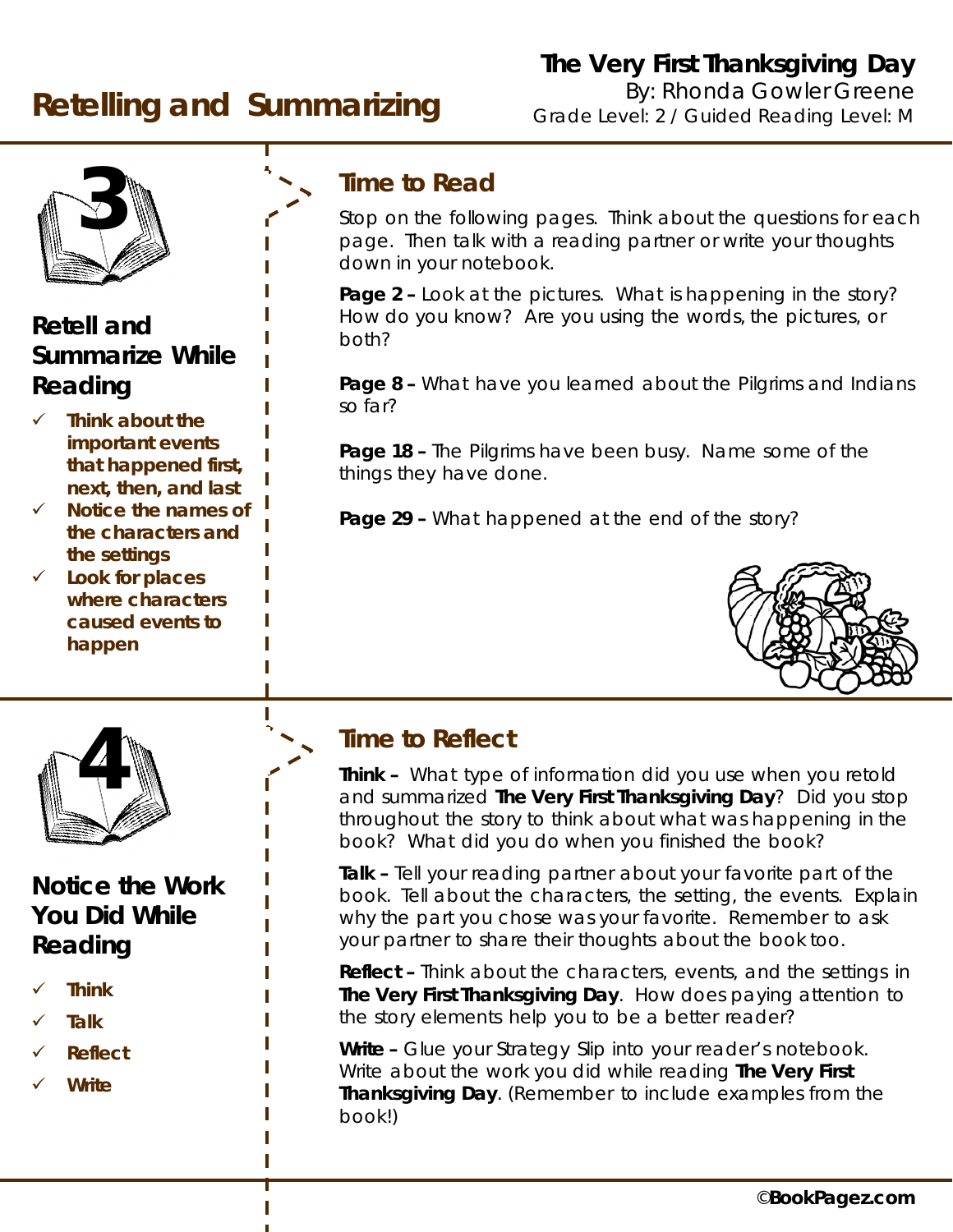# Retelling and Summarizing

**The Very First Thanksgiving Day**
By: Rhonda Gowler Greene
Grade Level: 2 / Guided Reading Level: M

3

## Retell and Summarize While Reading

- **Think about the important events that happened first, next, then, and last**
- **Notice the names of the characters and the settings**
- **Look for places where characters caused events to happen**

## Time to Read

Stop on the following pages. Think about the questions for each page. Then talk with a reading partner or write your thoughts down in your notebook.

**Page 2 –** Look at the pictures. What is happening in the story? How do you know? Are you using the words, the pictures, or both?

**Page 8 –** What have you learned about the Pilgrims and Indians so far?

**Page 18 –** The Pilgrims have been busy. Name some of the things they have done.

**Page 29 –** What happened at the end of the story?

4

## Notice the Work You Did While Reading

- **Think**
- **Talk**
- **Reflect**
- **Write**

## Time to Reflect

**Think –** What type of information did you use when you retold and summarized **The Very First Thanksgiving Day**? Did you stop throughout the story to think about what was happening in the book? What did you do when you finished the book?

**Talk –** Tell your reading partner about your favorite part of the book. Tell about the characters, the setting, the events. Explain why the part you chose was your favorite. Remember to ask your partner to share their thoughts about the book too.

**Reflect –** Think about the characters, events, and the settings in **The Very First Thanksgiving Day**. How does paying attention to the story elements help you to be a better reader?

**Write –** Glue your Strategy Slip into your reader's notebook. Write about the work you did while reading **The Very First Thanksgiving Day**. (Remember to include examples from the book!)

©**BookPagez.com**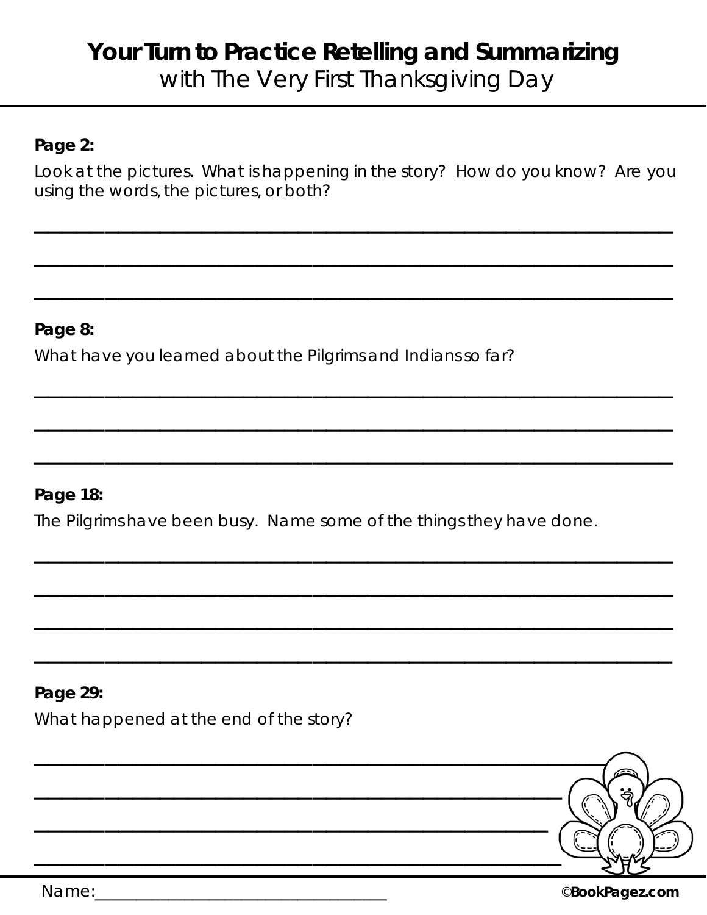# Your Turn to Practice Retelling and Summarizing
with The Very First Thanksgiving Day

**Page 2:**

Look at the pictures. What is happening in the story? How do you know? Are you using the words, the pictures, or both?

______________________________________________________________________

______________________________________________________________________

______________________________________________________________________

**Page 8:**

What have you learned about the Pilgrims and Indians so far?

______________________________________________________________________

______________________________________________________________________

______________________________________________________________________

**Page 18:**

The Pilgrims have been busy. Name some of the things they have done.

______________________________________________________________________

______________________________________________________________________

______________________________________________________________________

______________________________________________________________________

**Page 29:**

What happened at the end of the story?

______________________________________________________________________

______________________________________________________________________

______________________________________________________________________

______________________________________________________________________

Name:______________________________

©BookPagez.com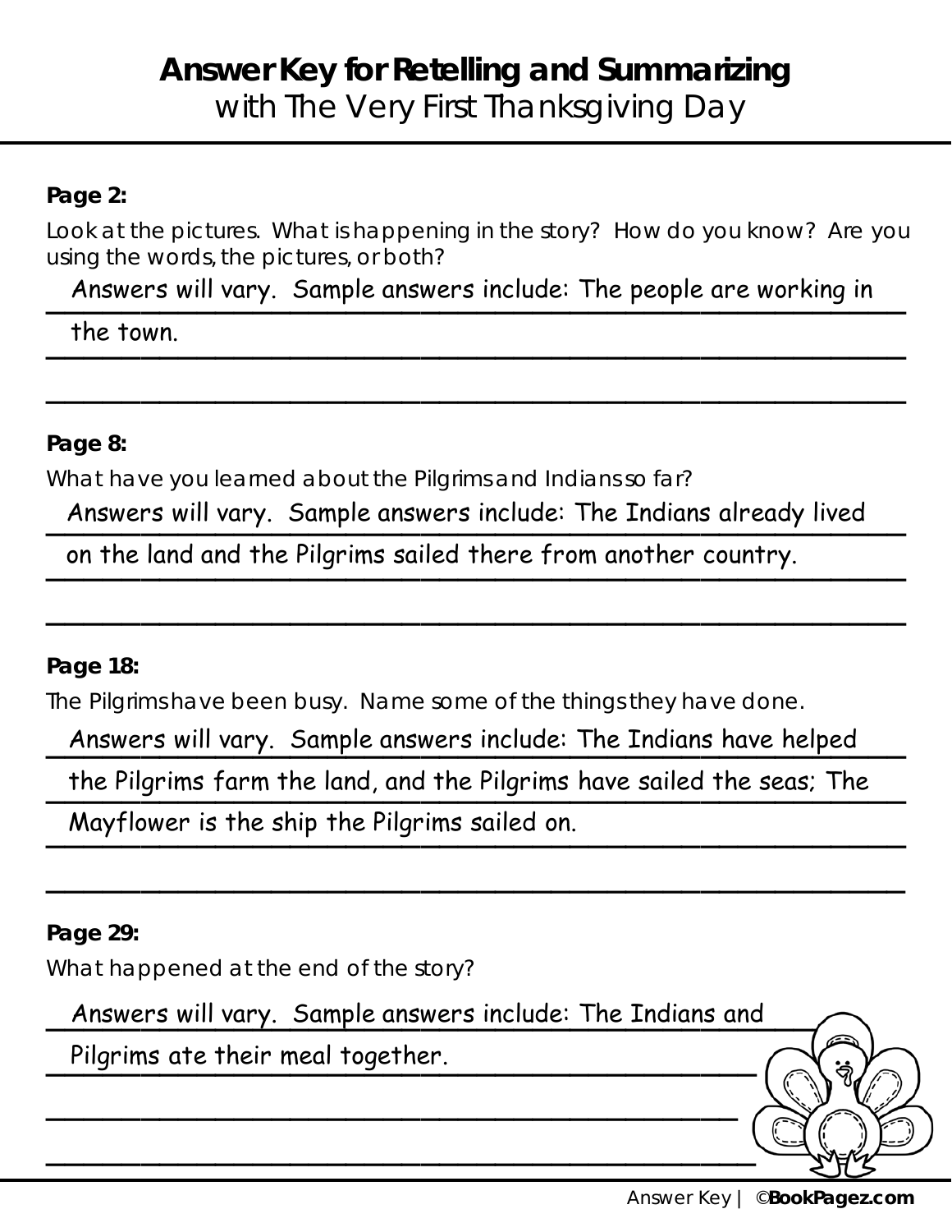# Answer Key for Retelling and Summarizing
## with The Very First Thanksgiving Day

**Page 2:**

Look at the pictures. What is happening in the story? How do you know? Are you using the words, the pictures, or both?

Answers will vary. Sample answers include: The people are working in the town.

**Page 8:**

What have you learned about the Pilgrims and Indians so far?

Answers will vary. Sample answers include: The Indians already lived on the land and the Pilgrims sailed there from another country.

**Page 18:**

The Pilgrims have been busy. Name some of the things they have done.

Answers will vary. Sample answers include: The Indians have helped the Pilgrims farm the land, and the Pilgrims have sailed the seas; The Mayflower is the ship the Pilgrims sailed on.

**Page 29:**

What happened at the end of the story?

Answers will vary. Sample answers include: The Indians and Pilgrims ate their meal together.

Answer Key | ©**BookPagez.com**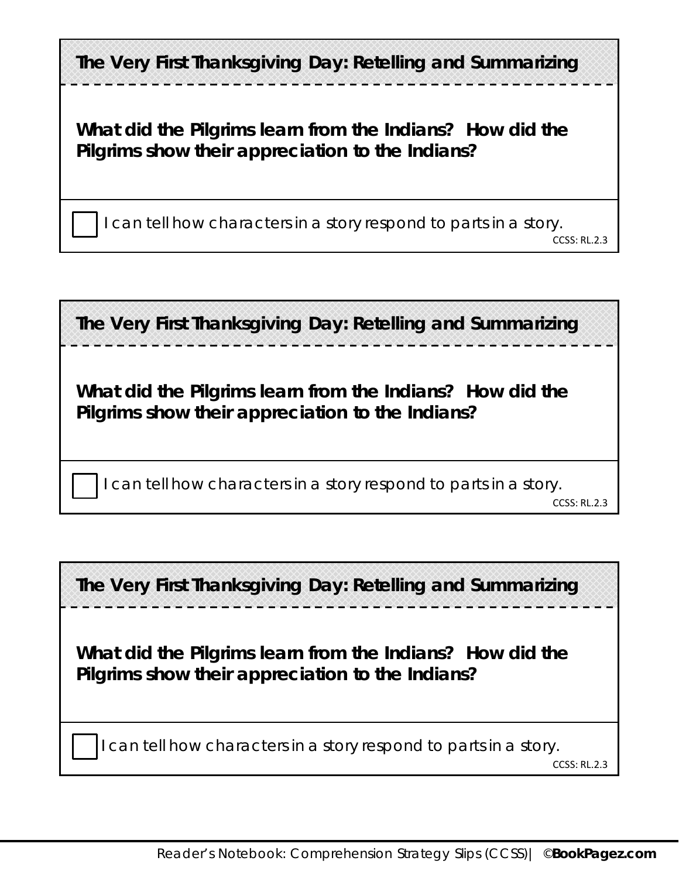**The Very First Thanksgiving Day: Retelling and Summarizing**

**What did the Pilgrims learn from the Indians? How did the Pilgrims show their appreciation to the Indians?**

☐ I can tell how characters in a story respond to parts in a story.

CCSS: RL.2.3

---

**The Very First Thanksgiving Day: Retelling and Summarizing**

**What did the Pilgrims learn from the Indians? How did the Pilgrims show their appreciation to the Indians?**

☐ I can tell how characters in a story respond to parts in a story.

CCSS: RL.2.3

---

**The Very First Thanksgiving Day: Retelling and Summarizing**

**What did the Pilgrims learn from the Indians? How did the Pilgrims show their appreciation to the Indians?**

☐ I can tell how characters in a story respond to parts in a story.

CCSS: RL.2.3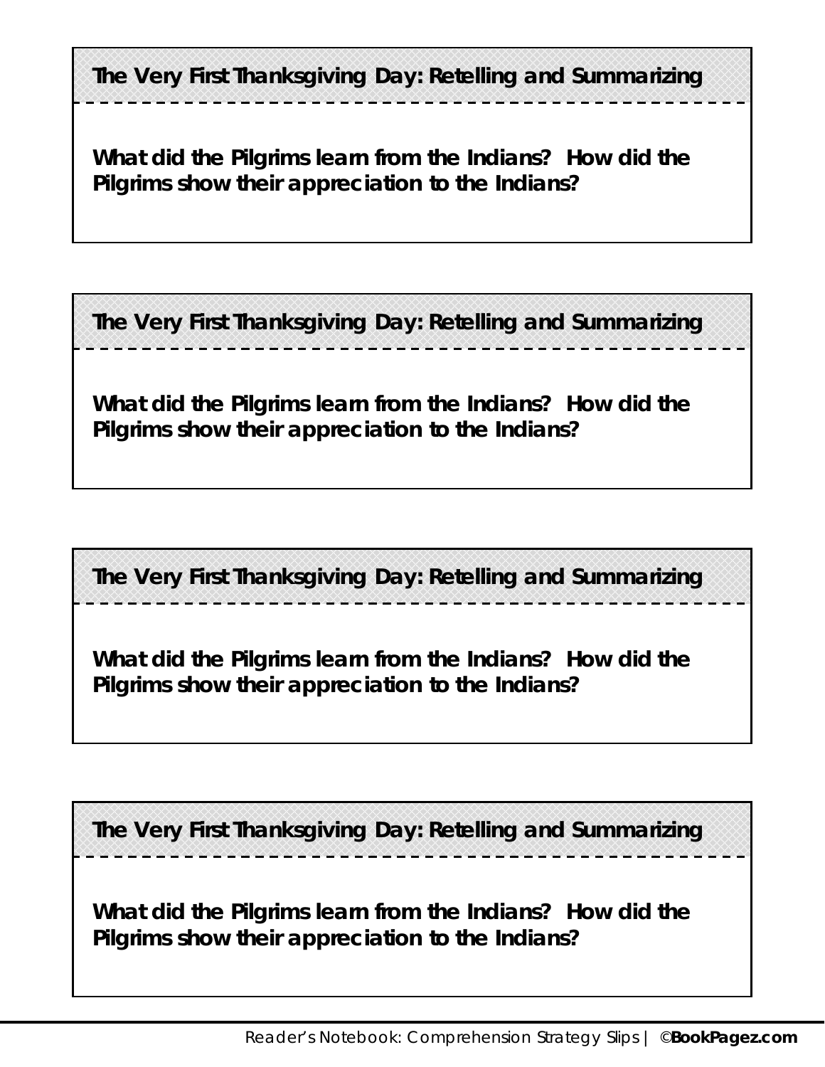**The Very First Thanksgiving Day: Retelling and Summarizing**

**What did the Pilgrims learn from the Indians? How did the Pilgrims show their appreciation to the Indians?**

---

**The Very First Thanksgiving Day: Retelling and Summarizing**

**What did the Pilgrims learn from the Indians? How did the Pilgrims show their appreciation to the Indians?**

---

**The Very First Thanksgiving Day: Retelling and Summarizing**

**What did the Pilgrims learn from the Indians? How did the Pilgrims show their appreciation to the Indians?**

---

**The Very First Thanksgiving Day: Retelling and Summarizing**

**What did the Pilgrims learn from the Indians? How did the Pilgrims show their appreciation to the Indians?**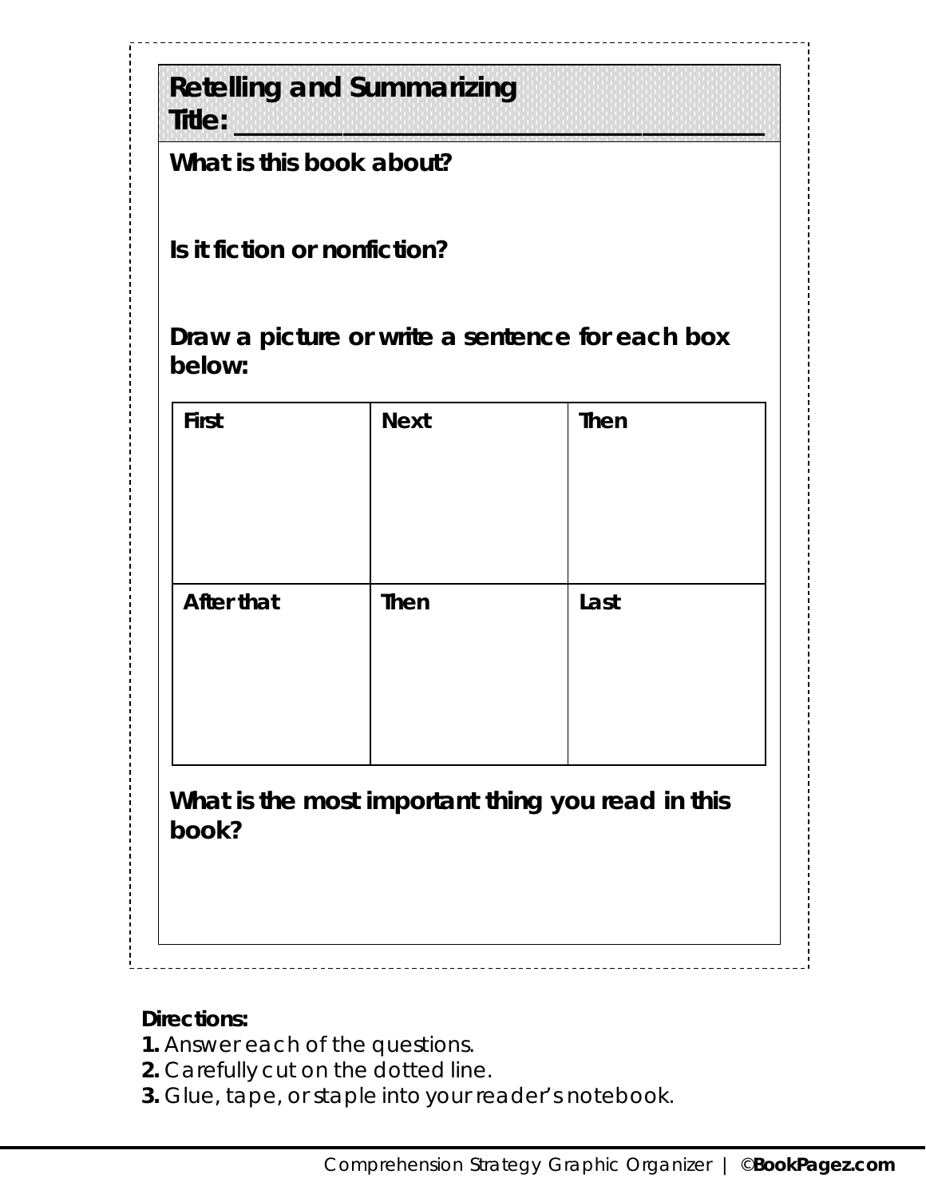## Retelling and Summarizing

**Title:** ______________________________________

**What is this book about?**

**Is it fiction or nonfiction?**

**Draw a picture or write a sentence for each box below:**

| First | Next | Then |
| --- | --- | --- |
| | | |
| **After that** | **Then** | **Last** |
| | | |

**What is the most important thing you read in this book?**

**Directions:**

**1.** Answer each of the questions.
**2.** Carefully cut on the dotted line.
**3.** Glue, tape, or staple into your reader's notebook.

Comprehension Strategy Graphic Organizer | ©**BookPagez.com**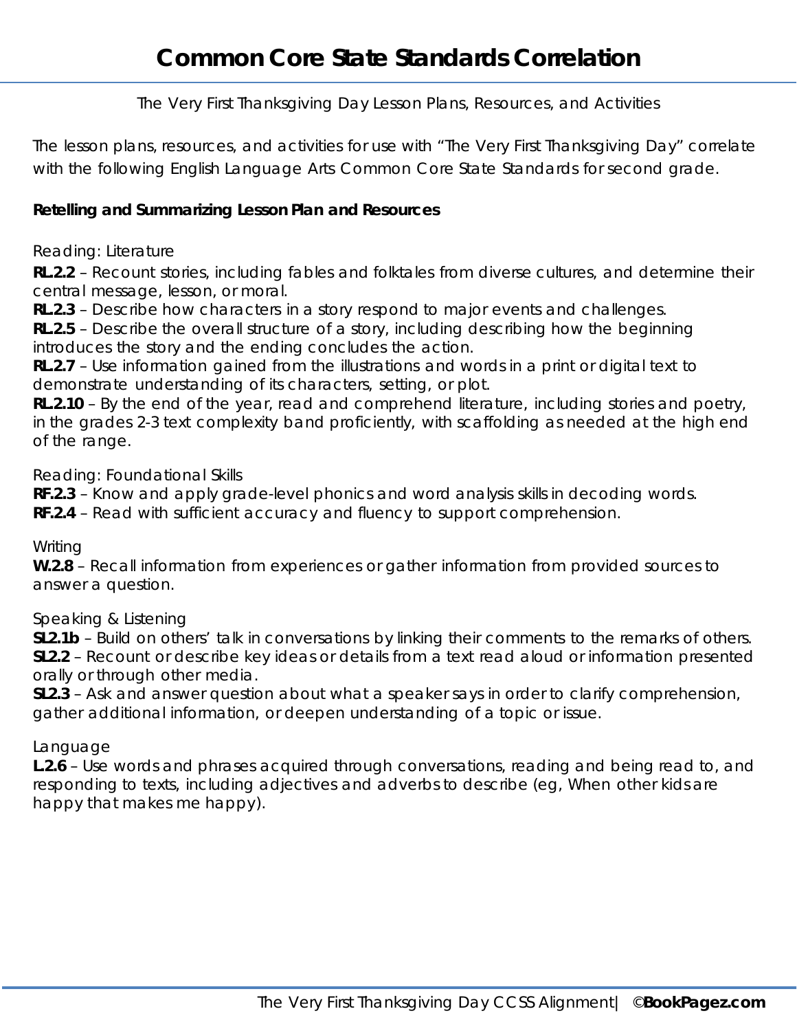# Common Core State Standards Correlation

The Very First Thanksgiving Day Lesson Plans, Resources, and Activities

The lesson plans, resources, and activities for use with "The Very First Thanksgiving Day" correlate with the following English Language Arts Common Core State Standards for second grade.

**Retelling and Summarizing Lesson Plan and Resources**

Reading: Literature

**RL.2.2** – Recount stories, including fables and folktales from diverse cultures, and determine their central message, lesson, or moral.
**RL.2.3** – Describe how characters in a story respond to major events and challenges.
**RL.2.5** – Describe the overall structure of a story, including describing how the beginning introduces the story and the ending concludes the action.
**RL.2.7** – Use information gained from the illustrations and words in a print or digital text to demonstrate understanding of its characters, setting, or plot.
**RL.2.10** – By the end of the year, read and comprehend literature, including stories and poetry, in the grades 2-3 text complexity band proficiently, with scaffolding as needed at the high end of the range.

Reading: Foundational Skills

**RF.2.3** – Know and apply grade-level phonics and word analysis skills in decoding words.
**RF.2.4** – Read with sufficient accuracy and fluency to support comprehension.

Writing

**W.2.8** – Recall information from experiences or gather information from provided sources to answer a question.

Speaking & Listening

**SL2.1b** – Build on others' talk in conversations by linking their comments to the remarks of others.
**SL2.2** – Recount or describe key ideas or details from a text read aloud or information presented orally or through other media.
**SL2.3** – Ask and answer question about what a speaker says in order to clarify comprehension, gather additional information, or deepen understanding of a topic or issue.

Language

**L.2.6** – Use words and phrases acquired through conversations, reading and being read to, and responding to texts, including adjectives and adverbs to describe (eg, When other kids are happy that makes me happy).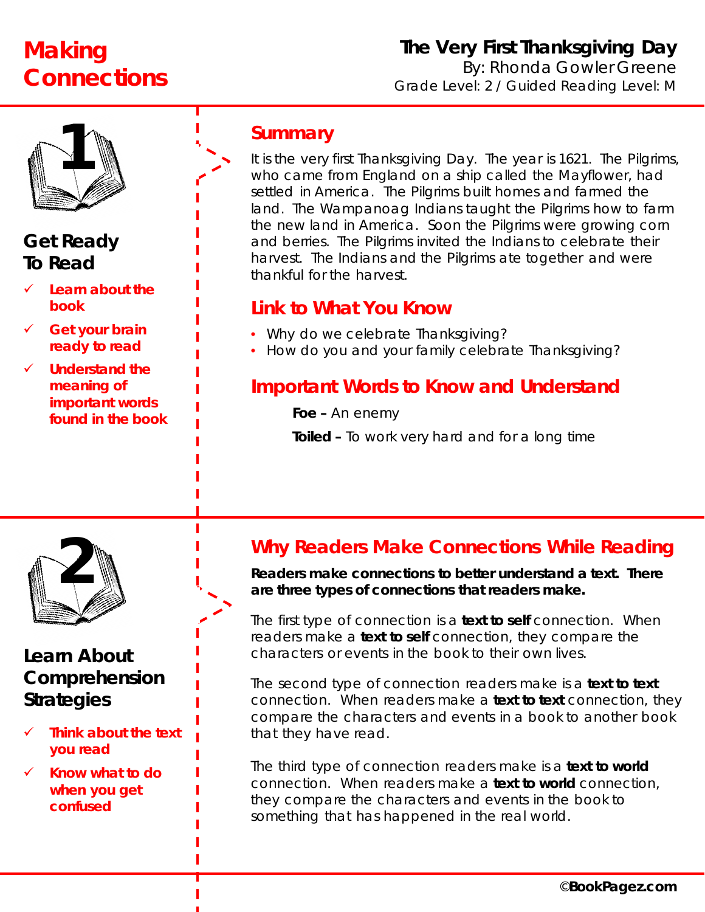# Making Connections

**The Very First Thanksgiving Day**
By: Rhonda Gowler Greene
Grade Level: 2 / Guided Reading Level: M

## 1

### Get Ready To Read

- ✓ Learn about the book
- ✓ Get your brain ready to read
- ✓ Understand the meaning of important words found in the book

## Summary

It is the very first Thanksgiving Day. The year is 1621. The Pilgrims, who came from England on a ship called the Mayflower, had settled in America. The Pilgrims built homes and farmed the land. The Wampanoag Indians taught the Pilgrims how to farm the new land in America. Soon the Pilgrims were growing corn and berries. The Pilgrims invited the Indians to celebrate their harvest. The Indians and the Pilgrims ate together and were thankful for the harvest.

## Link to What You Know

- Why do we celebrate Thanksgiving?
- How do you and your family celebrate Thanksgiving?

## Important Words to Know and Understand

**Foe –** An enemy

**Toiled –** To work very hard and for a long time

## 2

### Learn About Comprehension Strategies

- ✓ Think about the text you read
- ✓ Know what to do when you get confused

## Why Readers Make Connections While Reading

**Readers make connections to better understand a text. There are three types of connections that readers make.**

The first type of connection is a **text to self** connection. When readers make a **text to self** connection, they compare the characters or events in the book to their own lives.

The second type of connection readers make is a **text to text** connection. When readers make a **text to text** connection, they compare the characters and events in a book to another book that they have read.

The third type of connection readers make is a **text to world** connection. When readers make a **text to world** connection, they compare the characters and events in the book to something that has happened in the real world.

©BookPagez.com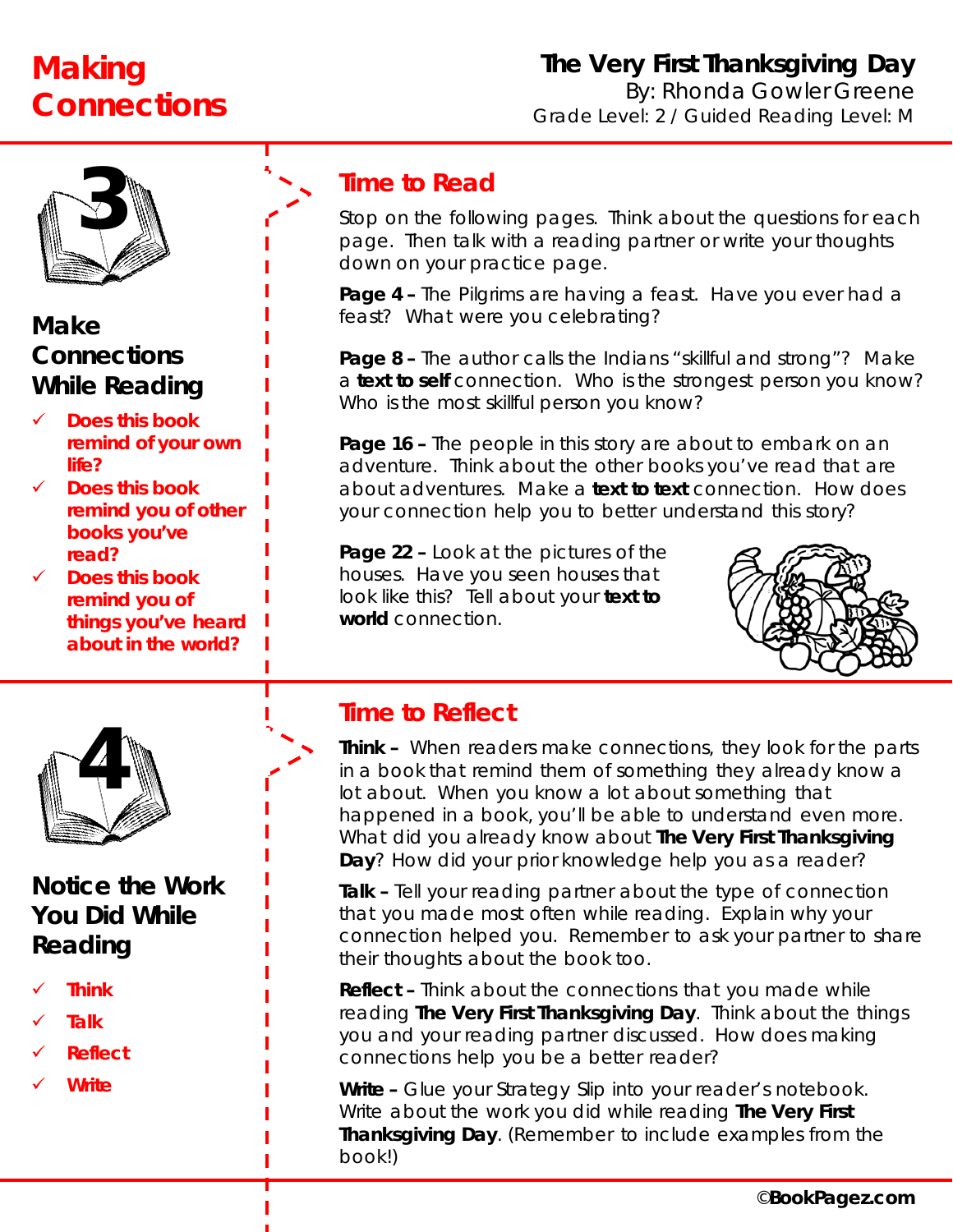# Making Connections

**The Very First Thanksgiving Day**
By: Rhonda Gowler Greene
Grade Level: 2 / Guided Reading Level: M

## 3

### Make Connections While Reading

- ✓ Does this book remind of your own life?
- ✓ Does this book remind you of other books you've read?
- ✓ Does this book remind you of things you've heard about in the world?

## Time to Read

Stop on the following pages. Think about the questions for each page. Then talk with a reading partner or write your thoughts down on your practice page.

**Page 4 –** The Pilgrims are having a feast. Have you ever had a feast? What were you celebrating?

**Page 8 –** The author calls the Indians "skillful and strong"? Make a **text to self** connection. Who is the strongest person you know? Who is the most skillful person you know?

**Page 16 –** The people in this story are about to embark on an adventure. Think about the other books you've read that are about adventures. Make a **text to text** connection. How does your connection help you to better understand this story?

**Page 22 –** Look at the pictures of the houses. Have you seen houses that look like this? Tell about your **text to world** connection.

## 4

### Notice the Work You Did While Reading

- ✓ Think
- ✓ Talk
- ✓ Reflect
- ✓ Write

## Time to Reflect

**Think –** When readers make connections, they look for the parts in a book that remind them of something they already know a lot about. When you know a lot about something that happened in a book, you'll be able to understand even more. What did you already know about **The Very First Thanksgiving Day**? How did your prior knowledge help you as a reader?

**Talk –** Tell your reading partner about the type of connection that you made most often while reading. Explain why your connection helped you. Remember to ask your partner to share their thoughts about the book too.

**Reflect –** Think about the connections that you made while reading **The Very First Thanksgiving Day**. Think about the things you and your reading partner discussed. How does making connections help you be a better reader?

**Write –** Glue your Strategy Slip into your reader's notebook. Write about the work you did while reading **The Very First Thanksgiving Day**. (Remember to include examples from the book!)

©BookPagez.com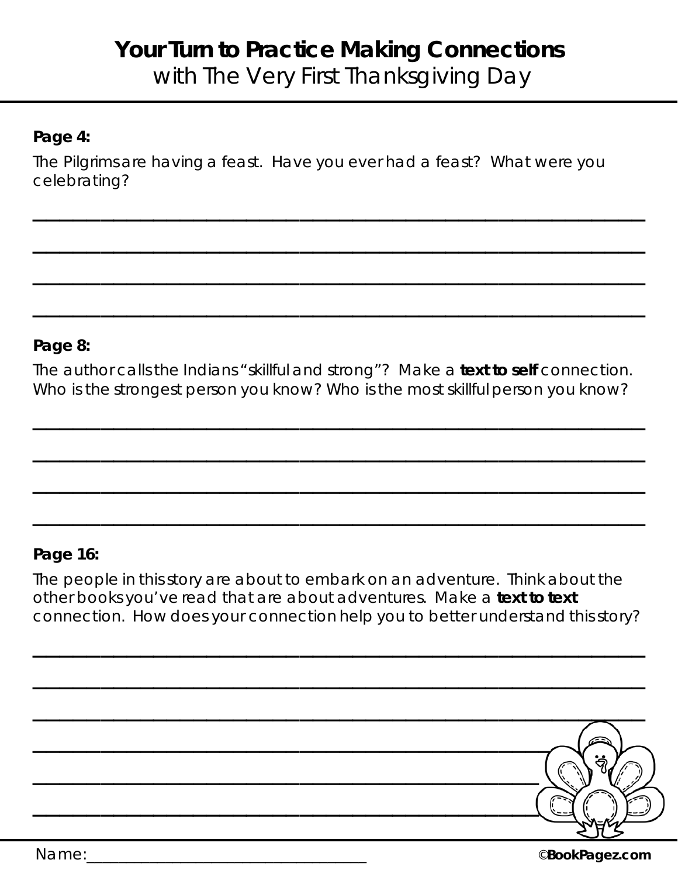# Your Turn to Practice Making Connections
## with The Very First Thanksgiving Day

**Page 4:**

The Pilgrims are having a feast. Have you ever had a feast? What were you celebrating?

\_\_\_\_\_\_\_\_\_\_\_\_\_\_\_\_\_\_\_\_\_\_\_\_\_\_\_\_\_\_\_\_\_\_\_\_\_\_\_\_\_\_\_\_\_\_\_\_\_\_\_\_\_\_\_\_\_\_\_\_

\_\_\_\_\_\_\_\_\_\_\_\_\_\_\_\_\_\_\_\_\_\_\_\_\_\_\_\_\_\_\_\_\_\_\_\_\_\_\_\_\_\_\_\_\_\_\_\_\_\_\_\_\_\_\_\_\_\_\_\_

\_\_\_\_\_\_\_\_\_\_\_\_\_\_\_\_\_\_\_\_\_\_\_\_\_\_\_\_\_\_\_\_\_\_\_\_\_\_\_\_\_\_\_\_\_\_\_\_\_\_\_\_\_\_\_\_\_\_\_\_

\_\_\_\_\_\_\_\_\_\_\_\_\_\_\_\_\_\_\_\_\_\_\_\_\_\_\_\_\_\_\_\_\_\_\_\_\_\_\_\_\_\_\_\_\_\_\_\_\_\_\_\_\_\_\_\_\_\_\_\_

**Page 8:**

The author calls the Indians "skillful and strong"? Make a **text to self** connection. Who is the strongest person you know? Who is the most skillful person you know?

\_\_\_\_\_\_\_\_\_\_\_\_\_\_\_\_\_\_\_\_\_\_\_\_\_\_\_\_\_\_\_\_\_\_\_\_\_\_\_\_\_\_\_\_\_\_\_\_\_\_\_\_\_\_\_\_\_\_\_\_

\_\_\_\_\_\_\_\_\_\_\_\_\_\_\_\_\_\_\_\_\_\_\_\_\_\_\_\_\_\_\_\_\_\_\_\_\_\_\_\_\_\_\_\_\_\_\_\_\_\_\_\_\_\_\_\_\_\_\_\_

\_\_\_\_\_\_\_\_\_\_\_\_\_\_\_\_\_\_\_\_\_\_\_\_\_\_\_\_\_\_\_\_\_\_\_\_\_\_\_\_\_\_\_\_\_\_\_\_\_\_\_\_\_\_\_\_\_\_\_\_

\_\_\_\_\_\_\_\_\_\_\_\_\_\_\_\_\_\_\_\_\_\_\_\_\_\_\_\_\_\_\_\_\_\_\_\_\_\_\_\_\_\_\_\_\_\_\_\_\_\_\_\_\_\_\_\_\_\_\_\_

**Page 16:**

The people in this story are about to embark on an adventure. Think about the other books you've read that are about adventures. Make a **text to text** connection. How does your connection help you to better understand this story?

\_\_\_\_\_\_\_\_\_\_\_\_\_\_\_\_\_\_\_\_\_\_\_\_\_\_\_\_\_\_\_\_\_\_\_\_\_\_\_\_\_\_\_\_\_\_\_\_\_\_\_\_\_\_\_\_\_\_\_\_

\_\_\_\_\_\_\_\_\_\_\_\_\_\_\_\_\_\_\_\_\_\_\_\_\_\_\_\_\_\_\_\_\_\_\_\_\_\_\_\_\_\_\_\_\_\_\_\_\_\_\_\_\_\_\_\_\_\_\_\_

\_\_\_\_\_\_\_\_\_\_\_\_\_\_\_\_\_\_\_\_\_\_\_\_\_\_\_\_\_\_\_\_\_\_\_\_\_\_\_\_\_\_\_\_\_\_\_\_\_\_\_\_\_\_\_\_\_\_\_\_

\_\_\_\_\_\_\_\_\_\_\_\_\_\_\_\_\_\_\_\_\_\_\_\_\_\_\_\_\_\_\_\_\_\_\_\_\_\_\_\_\_\_\_\_\_\_\_\_\_\_\_\_\_\_

\_\_\_\_\_\_\_\_\_\_\_\_\_\_\_\_\_\_\_\_\_\_\_\_\_\_\_\_\_\_\_\_\_\_\_\_\_\_\_\_\_\_\_\_\_\_\_\_\_\_\_\_\_\_

\_\_\_\_\_\_\_\_\_\_\_\_\_\_\_\_\_\_\_\_\_\_\_\_\_\_\_\_\_\_\_\_\_\_\_\_\_\_\_\_\_\_\_\_\_\_\_\_\_\_\_\_\_\_

Name:\_\_\_\_\_\_\_\_\_\_\_\_\_\_\_\_\_\_\_\_\_\_\_\_\_\_\_\_\_\_\_\_\_\_ ©**BookPagez.com**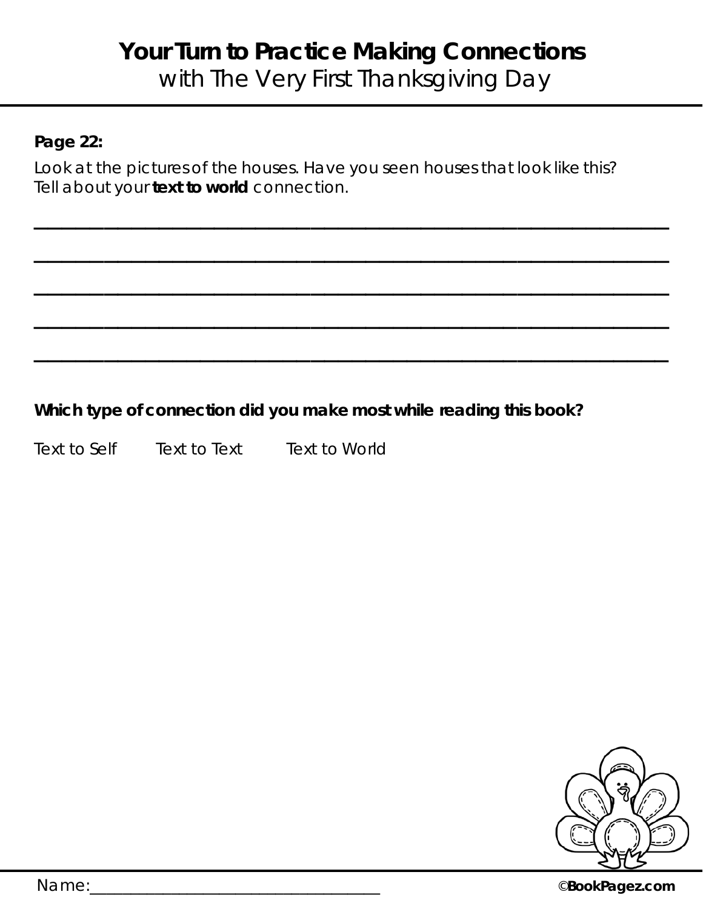# Your Turn to Practice Making Connections

with The Very First Thanksgiving Day

**Page 22:**

Look at the pictures of the houses. Have you seen houses that look like this? Tell about your **text to world** connection.

______________________________________________________________________

______________________________________________________________________

______________________________________________________________________

______________________________________________________________________

______________________________________________________________________

**Which type of connection did you make most while reading this book?**

Text to Self   Text to Text   Text to World

Name:___________________________________

©**BookPagez.com**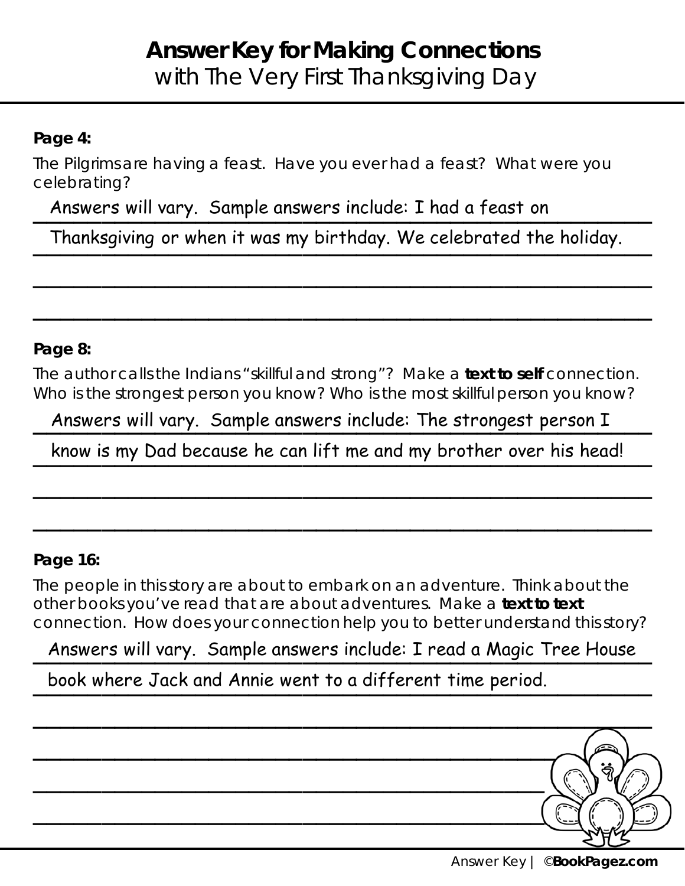# Answer Key for Making Connections
with The Very First Thanksgiving Day

**Page 4:**

The Pilgrims are having a feast. Have you ever had a feast? What were you celebrating?

Answers will vary. Sample answers include: I had a feast on Thanksgiving or when it was my birthday. We celebrated the holiday.

**Page 8:**

The author calls the Indians "skillful and strong"? Make a **text to self** connection. Who is the strongest person you know? Who is the most skillful person you know?

Answers will vary. Sample answers include: The strongest person I know is my Dad because he can lift me and my brother over his head!

**Page 16:**

The people in this story are about to embark on an adventure. Think about the other books you've read that are about adventures. Make a **text to text** connection. How does your connection help you to better understand this story?

Answers will vary. Sample answers include: I read a Magic Tree House book where Jack and Annie went to a different time period.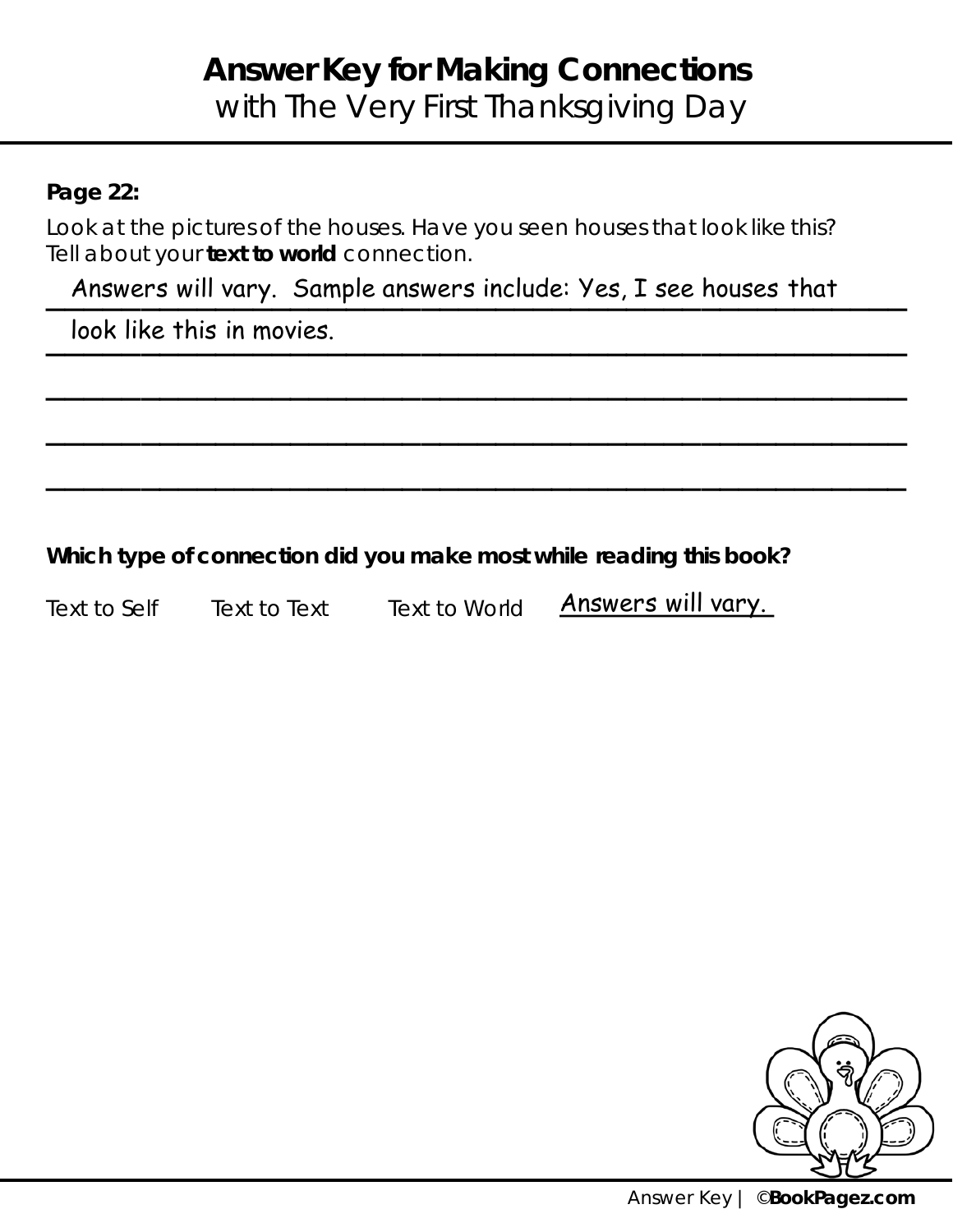# **Answer Key for Making Connections**
## with The Very First Thanksgiving Day

**Page 22:**

Look at the pictures of the houses. Have you seen houses that look like this? Tell about your **text to world** connection.

Answers will vary. Sample answers include: Yes, I see houses that look like this in movies.

**Which type of connection did you make most while reading this book?**

Text to Self     Text to Text     Text to World     Answers will vary.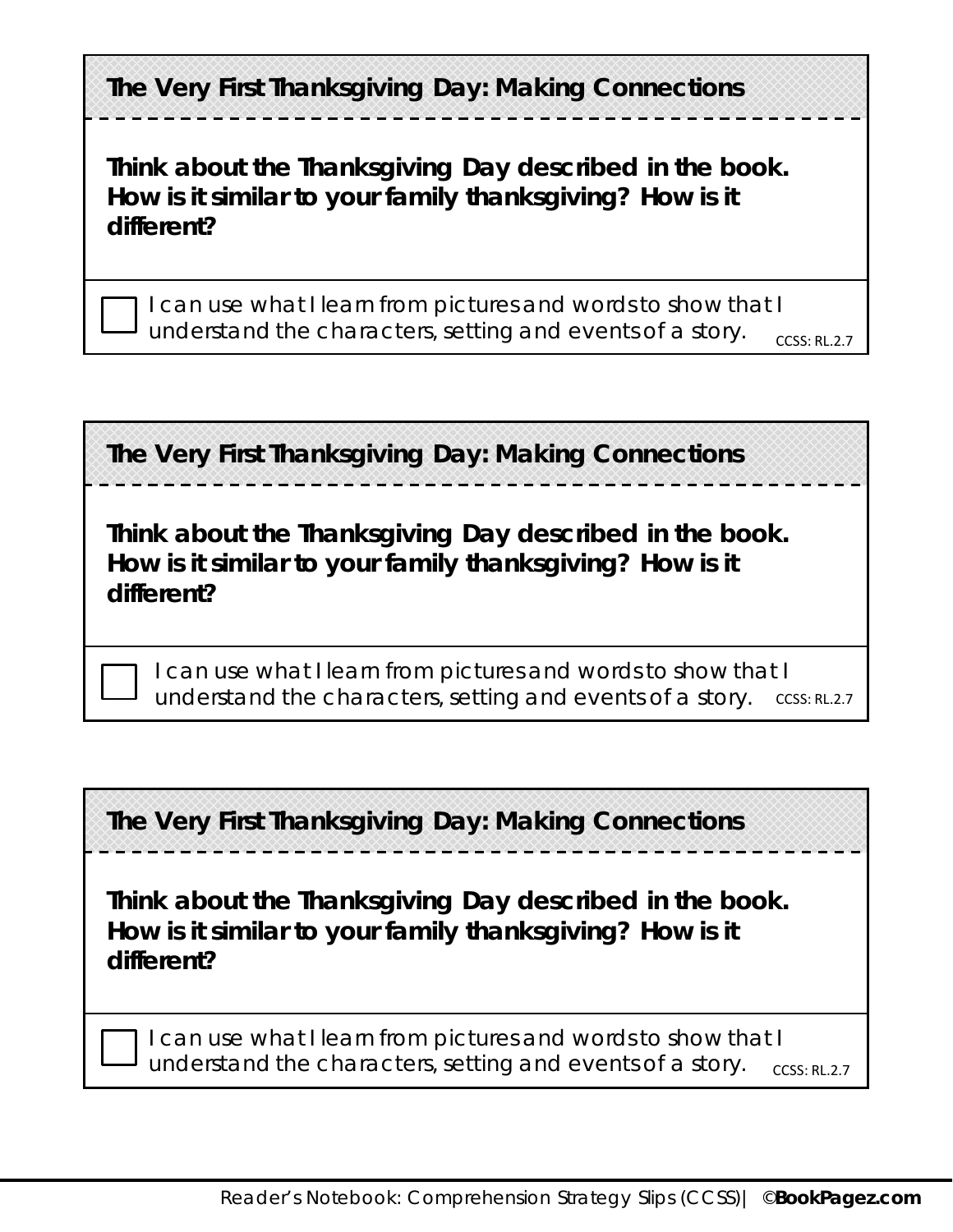**The Very First Thanksgiving Day: Making Connections**

---

**Think about the Thanksgiving Day described in the book. How is it similar to your family thanksgiving? How is it different?**

☐ I can use what I learn from pictures and words to show that I understand the characters, setting and events of a story. CCSS: RL.2.7

**The Very First Thanksgiving Day: Making Connections**

---

**Think about the Thanksgiving Day described in the book. How is it similar to your family thanksgiving? How is it different?**

☐ I can use what I learn from pictures and words to show that I understand the characters, setting and events of a story. CCSS: RL.2.7

**The Very First Thanksgiving Day: Making Connections**

---

**Think about the Thanksgiving Day described in the book. How is it similar to your family thanksgiving? How is it different?**

☐ I can use what I learn from pictures and words to show that I understand the characters, setting and events of a story. CCSS: RL.2.7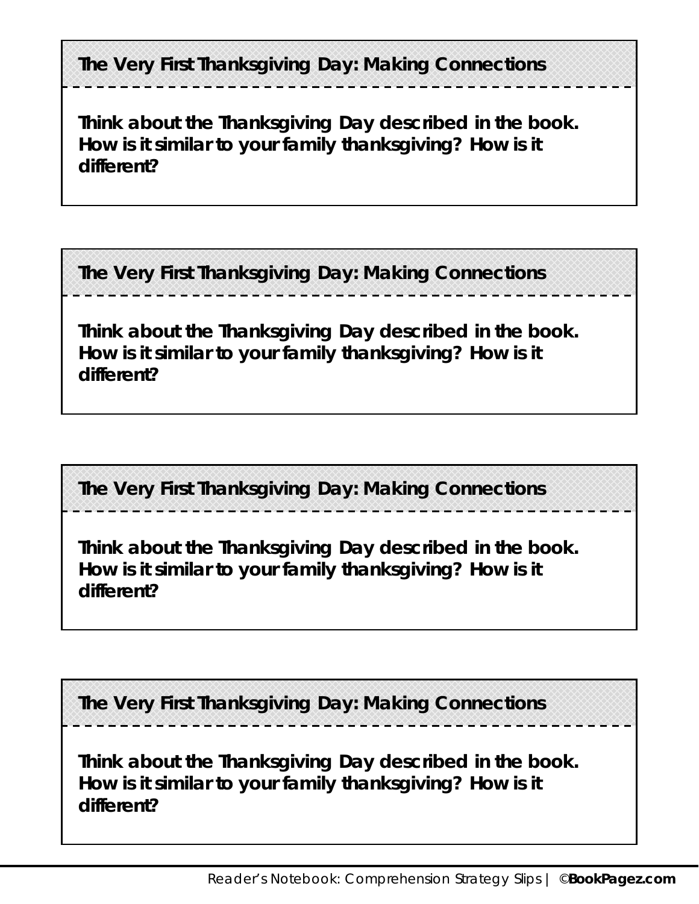**The Very First Thanksgiving Day: Making Connections**

**Think about the Thanksgiving Day described in the book. How is it similar to your family thanksgiving? How is it different?**

---

**The Very First Thanksgiving Day: Making Connections**

**Think about the Thanksgiving Day described in the book. How is it similar to your family thanksgiving? How is it different?**

---

**The Very First Thanksgiving Day: Making Connections**

**Think about the Thanksgiving Day described in the book. How is it similar to your family thanksgiving? How is it different?**

---

**The Very First Thanksgiving Day: Making Connections**

**Think about the Thanksgiving Day described in the book. How is it similar to your family thanksgiving? How is it different?**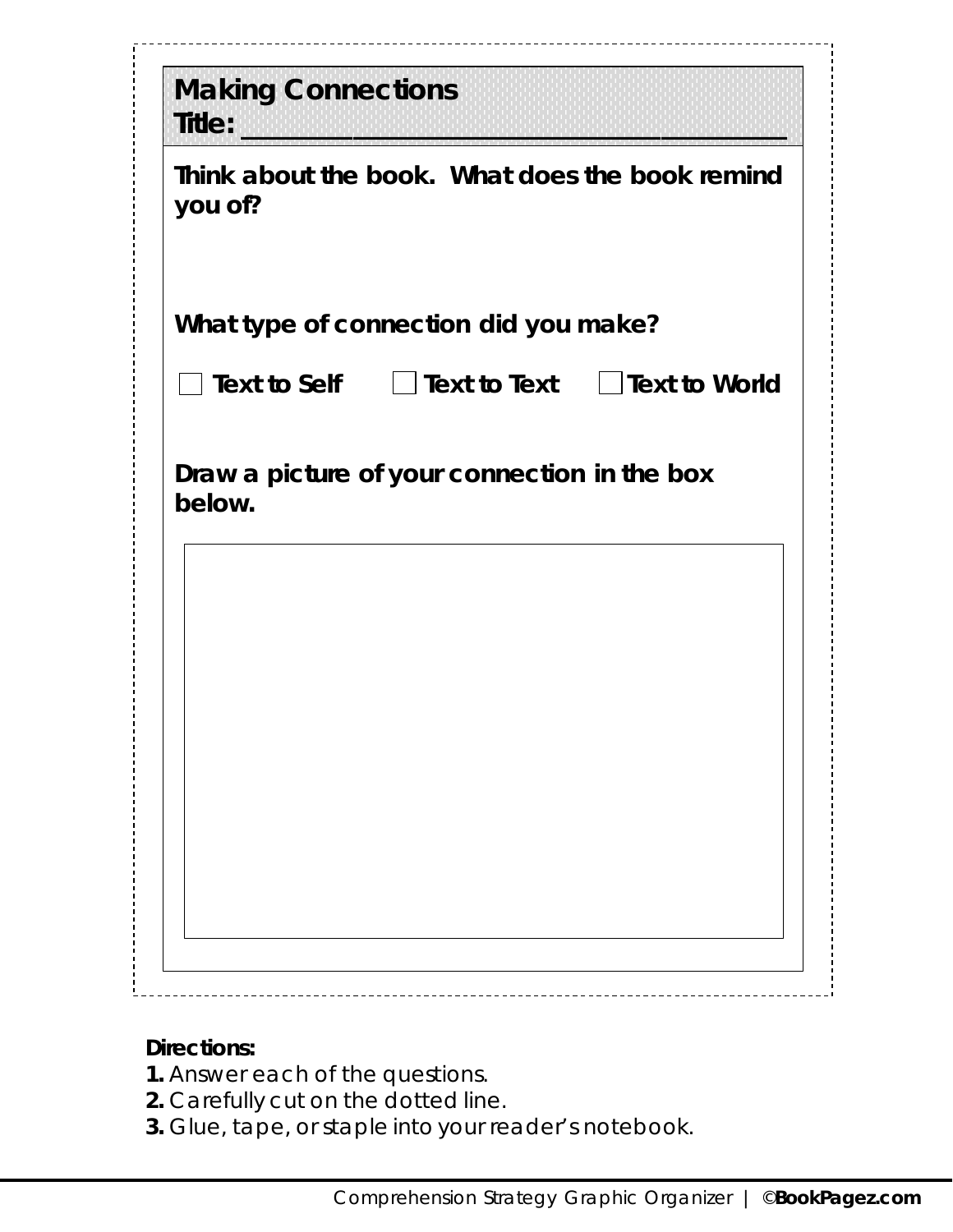## Making Connections

**Title: ___________________________________**

**Think about the book. What does the book remind you of?**

**What type of connection did you make?**

☐ **Text to Self** ☐ **Text to Text** ☐ **Text to World**

**Draw a picture of your connection in the box below.**

**Directions:**

**1.** Answer each of the questions.
**2.** Carefully cut on the dotted line.
**3.** Glue, tape, or staple into your reader's notebook.

Comprehension Strategy Graphic Organizer | ©**BookPagez.com**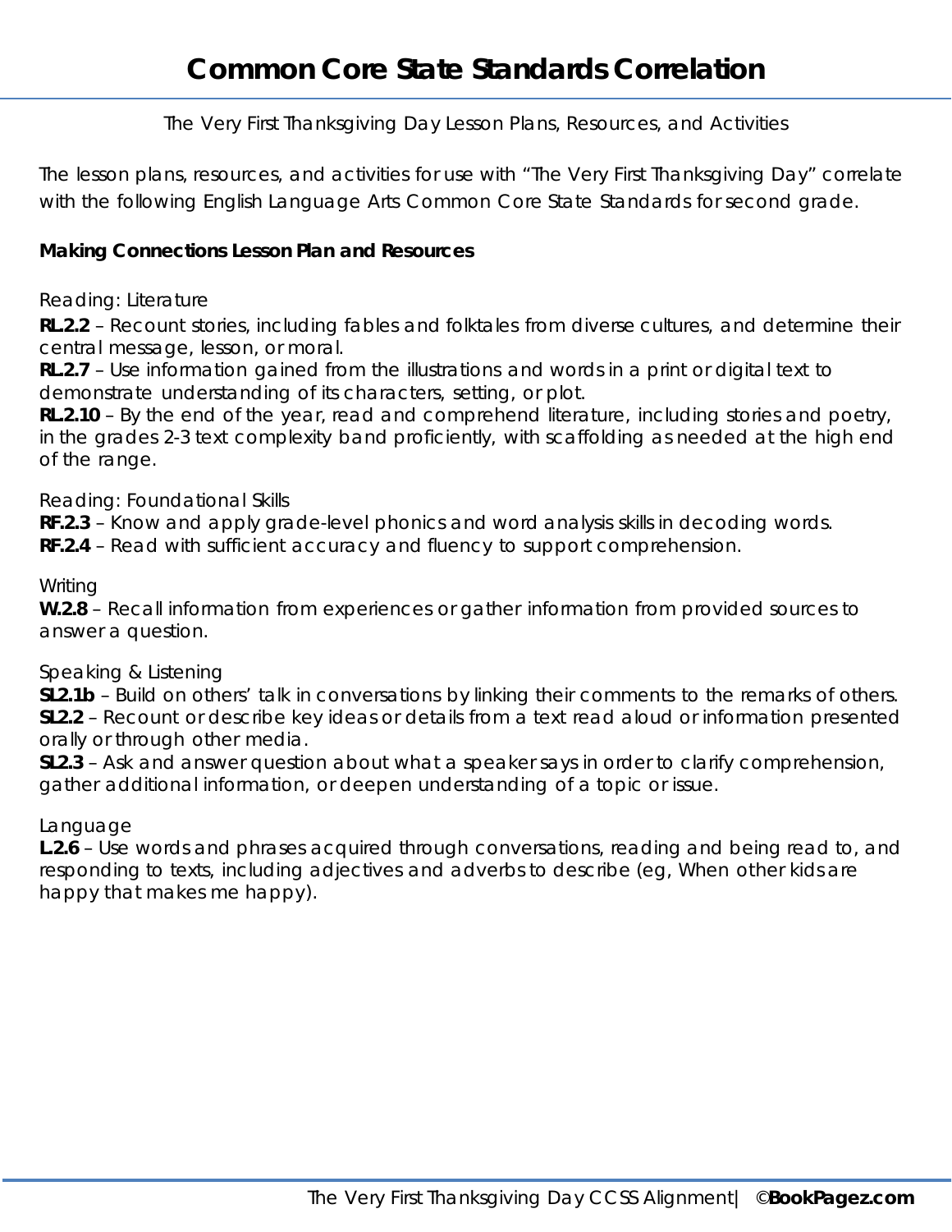# Common Core State Standards Correlation

The Very First Thanksgiving Day Lesson Plans, Resources, and Activities

The lesson plans, resources, and activities for use with "The Very First Thanksgiving Day" correlate with the following English Language Arts Common Core State Standards for second grade.

**Making Connections Lesson Plan and Resources**

Reading: Literature

**RL.2.2** – Recount stories, including fables and folktales from diverse cultures, and determine their central message, lesson, or moral.
**RL.2.7** – Use information gained from the illustrations and words in a print or digital text to demonstrate understanding of its characters, setting, or plot.
**RL.2.10** – By the end of the year, read and comprehend literature, including stories and poetry, in the grades 2-3 text complexity band proficiently, with scaffolding as needed at the high end of the range.

Reading: Foundational Skills

**RF.2.3** – Know and apply grade-level phonics and word analysis skills in decoding words.
**RF.2.4** – Read with sufficient accuracy and fluency to support comprehension.

Writing

**W.2.8** – Recall information from experiences or gather information from provided sources to answer a question.

Speaking & Listening

**SL2.1b** – Build on others' talk in conversations by linking their comments to the remarks of others.
**SL2.2** – Recount or describe key ideas or details from a text read aloud or information presented orally or through other media.
**SL2.3** – Ask and answer question about what a speaker says in order to clarify comprehension, gather additional information, or deepen understanding of a topic or issue.

Language

**L.2.6** – Use words and phrases acquired through conversations, reading and being read to, and responding to texts, including adjectives and adverbs to describe (eg, When other kids are happy that makes me happy).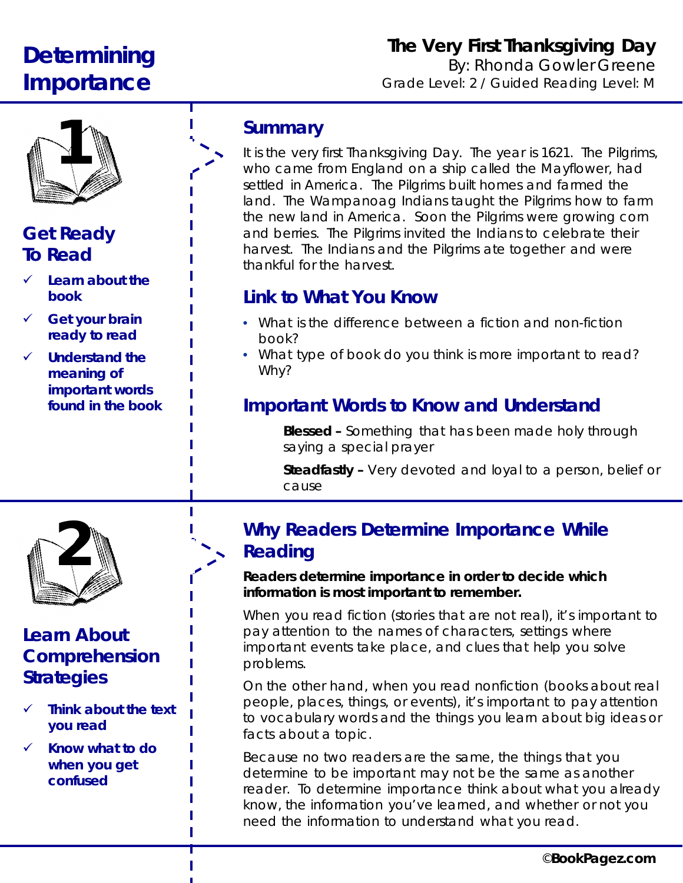# Determining Importance

**The Very First Thanksgiving Day**
By: Rhonda Gowler Greene
Grade Level: 2 / Guided Reading Level: M

1

## Get Ready To Read

- ✓ Learn about the book
- ✓ Get your brain ready to read
- ✓ Understand the meaning of important words found in the book

## Summary

It is the very first Thanksgiving Day. The year is 1621. The Pilgrims, who came from England on a ship called the Mayflower, had settled in America. The Pilgrims built homes and farmed the land. The Wampanoag Indians taught the Pilgrims how to farm the new land in America. Soon the Pilgrims were growing corn and berries. The Pilgrims invited the Indians to celebrate their harvest. The Indians and the Pilgrims ate together and were thankful for the harvest.

## Link to What You Know

- What is the difference between a fiction and non-fiction book?
- What type of book do you think is more important to read? Why?

## Important Words to Know and Understand

**Blessed –** Something that has been made holy through saying a special prayer

**Steadfastly –** Very devoted and loyal to a person, belief or cause

2

## Learn About Comprehension Strategies

- ✓ Think about the text you read
- ✓ Know what to do when you get confused

## Why Readers Determine Importance While Reading

**Readers determine importance in order to decide which information is most important to remember.**

When you read fiction (stories that are not real), it's important to pay attention to the names of characters, settings where important events take place, and clues that help you solve problems.

On the other hand, when you read nonfiction (books about real people, places, things, or events), it's important to pay attention to vocabulary words and the things you learn about big ideas or facts about a topic.

Because no two readers are the same, the things that you determine to be important may not be the same as another reader. To determine importance think about what you already know, the information you've learned, and whether or not you need the information to understand what you read.

©BookPagez.com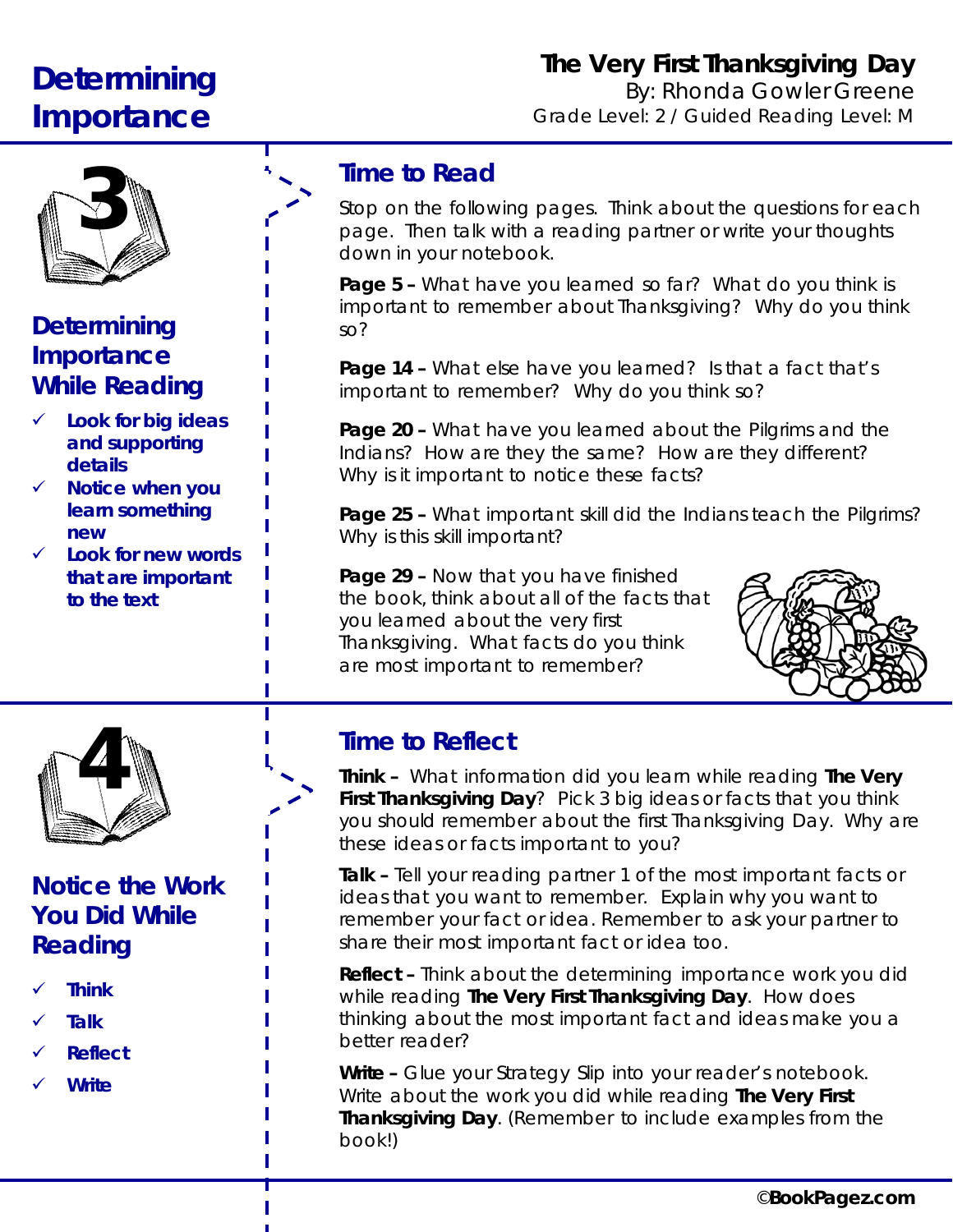# Determining Importance

**The Very First Thanksgiving Day**
By: Rhonda Gowler Greene
Grade Level: 2 / Guided Reading Level: M

## 3

### Determining Importance While Reading

- ✓ **Look for big ideas and supporting details**
- ✓ **Notice when you learn something new**
- ✓ **Look for new words that are important to the text**

### Time to Read

Stop on the following pages. Think about the questions for each page. Then talk with a reading partner or write your thoughts down in your notebook.

**Page 5 –** What have you learned so far? What do you think is important to remember about Thanksgiving? Why do you think so?

**Page 14 –** What else have you learned? Is that a fact that's important to remember? Why do you think so?

**Page 20 –** What have you learned about the Pilgrims and the Indians? How are they the same? How are they different? Why is it important to notice these facts?

**Page 25 –** What important skill did the Indians teach the Pilgrims? Why is this skill important?

**Page 29 –** Now that you have finished the book, think about all of the facts that you learned about the very first Thanksgiving. What facts do you think are most important to remember?

## 4

### Notice the Work You Did While Reading

- ✓ **Think**
- ✓ **Talk**
- ✓ **Reflect**
- ✓ **Write**

### Time to Reflect

**Think –** What information did you learn while reading **The Very First Thanksgiving Day**? Pick 3 big ideas or facts that you think you should remember about the first Thanksgiving Day. Why are these ideas or facts important to you?

**Talk –** Tell your reading partner 1 of the most important facts or ideas that you want to remember. Explain why you want to remember your fact or idea. Remember to ask your partner to share their most important fact or idea too.

**Reflect –** Think about the determining importance work you did while reading **The Very First Thanksgiving Day**. How does thinking about the most important fact and ideas make you a better reader?

**Write –** Glue your Strategy Slip into your reader's notebook. Write about the work you did while reading **The Very First Thanksgiving Day**. (Remember to include examples from the book!)

©**BookPagez.com**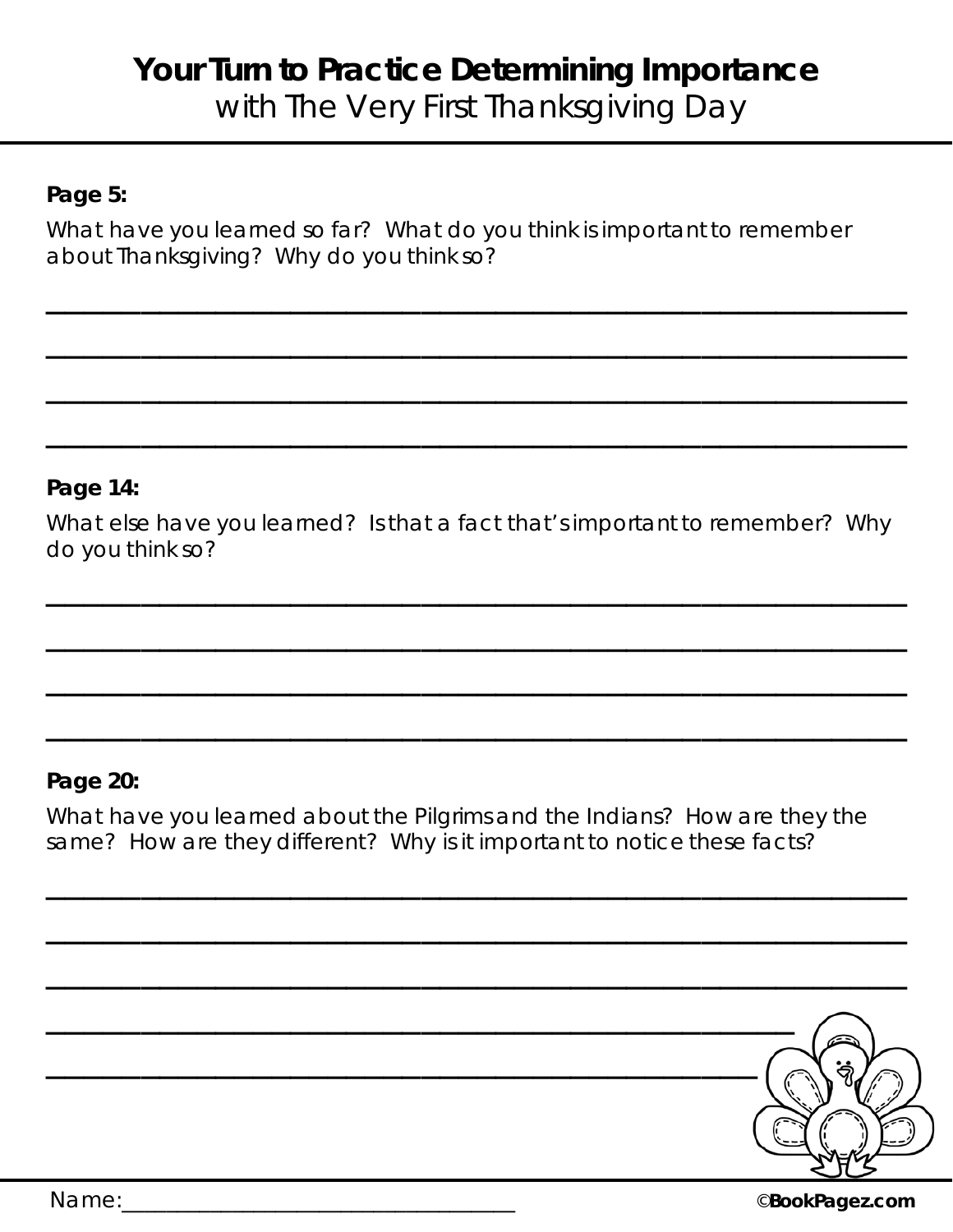# Your Turn to Practice Determining Importance

with The Very First Thanksgiving Day

**Page 5:**

What have you learned so far? What do you think is important to remember about Thanksgiving? Why do you think so?

______________________________________________________________________

______________________________________________________________________

______________________________________________________________________

______________________________________________________________________

**Page 14:**

What else have you learned? Is that a fact that's important to remember? Why do you think so?

______________________________________________________________________

______________________________________________________________________

______________________________________________________________________

______________________________________________________________________

**Page 20:**

What have you learned about the Pilgrims and the Indians? How are they the same? How are they different? Why is it important to notice these facts?

______________________________________________________________________

______________________________________________________________________

______________________________________________________________________

______________________________________________________________________

______________________________________________________________________

Name:____________________________________

©**BookPagez.com**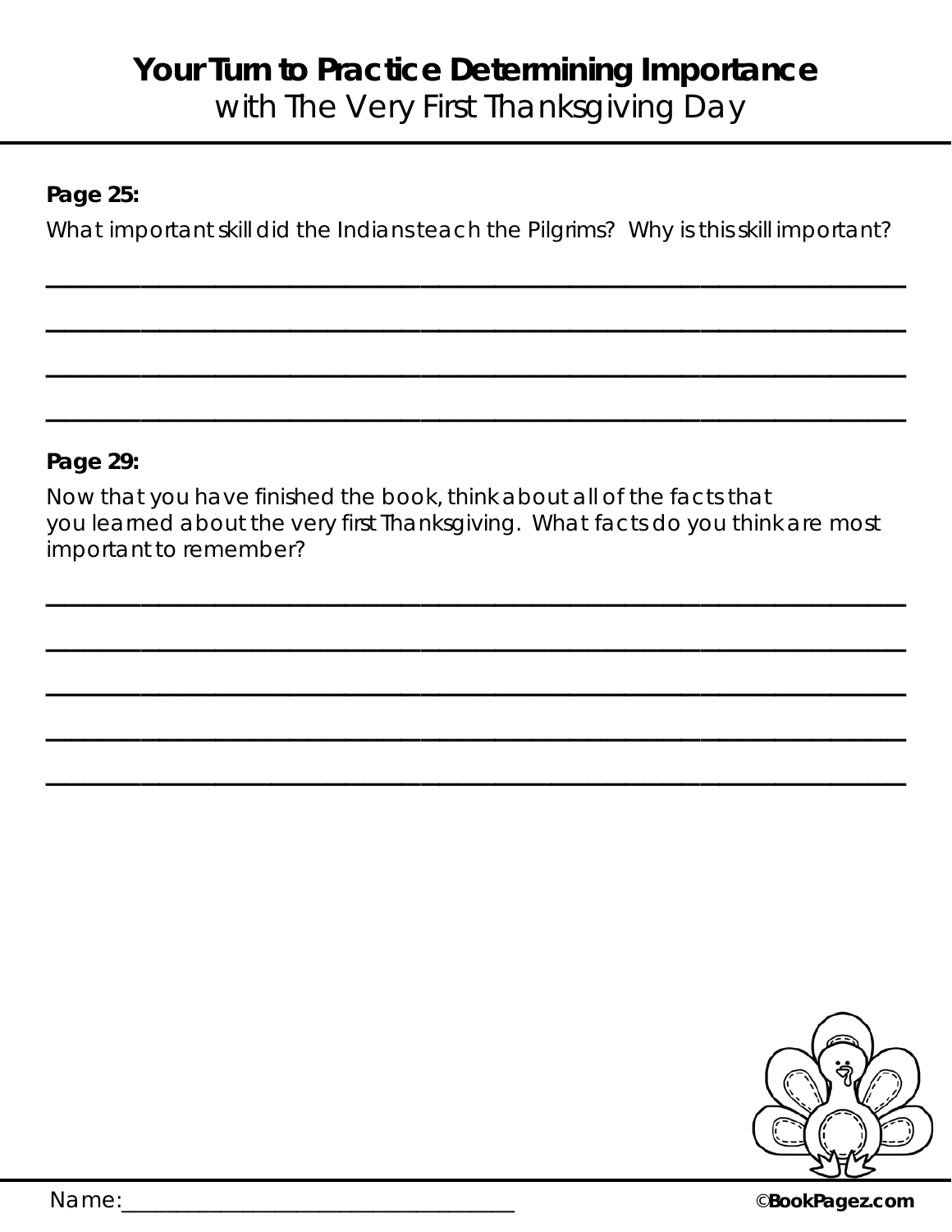# Your Turn to Practice Determining Importance
with The Very First Thanksgiving Day

**Page 25:**

What important skill did the Indians teach the Pilgrims? Why is this skill important?

________________________________________________________________________

________________________________________________________________________

________________________________________________________________________

________________________________________________________________________

**Page 29:**

Now that you have finished the book, think about all of the facts that you learned about the very first Thanksgiving. What facts do you think are most important to remember?

________________________________________________________________________

________________________________________________________________________

________________________________________________________________________

________________________________________________________________________

________________________________________________________________________

Name:___________________________________

©BookPagez.com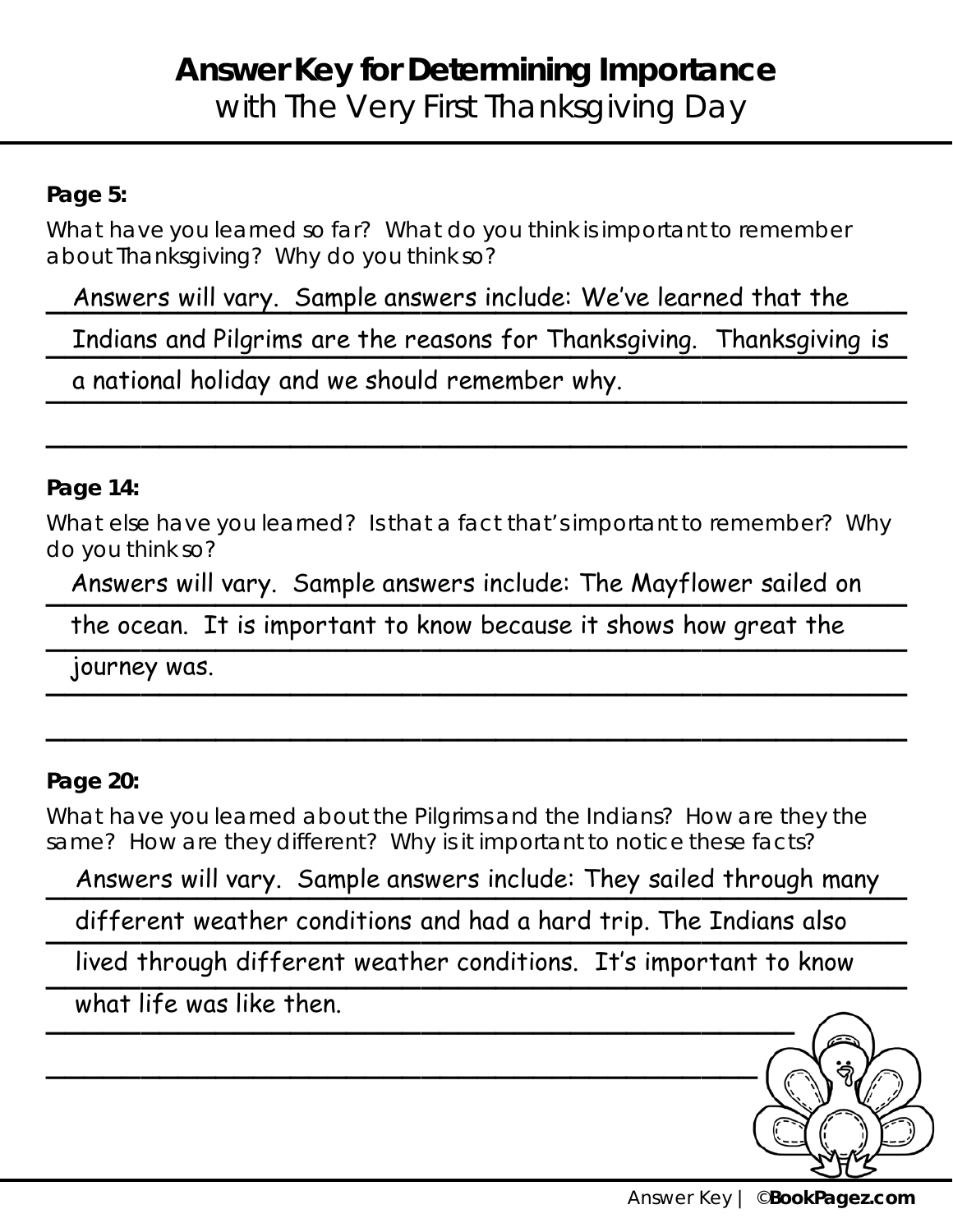# Answer Key for Determining Importance
with The Very First Thanksgiving Day

**Page 5:**

What have you learned so far? What do you think is important to remember about Thanksgiving? Why do you think so?

Answers will vary. Sample answers include: We've learned that the Indians and Pilgrims are the reasons for Thanksgiving. Thanksgiving is a national holiday and we should remember why.

**Page 14:**

What else have you learned? Is that a fact that's important to remember? Why do you think so?

Answers will vary. Sample answers include: The Mayflower sailed on the ocean. It is important to know because it shows how great the journey was.

**Page 20:**

What have you learned about the Pilgrims and the Indians? How are they the same? How are they different? Why is it important to notice these facts?

Answers will vary. Sample answers include: They sailed through many different weather conditions and had a hard trip. The Indians also lived through different weather conditions. It's important to know what life was like then.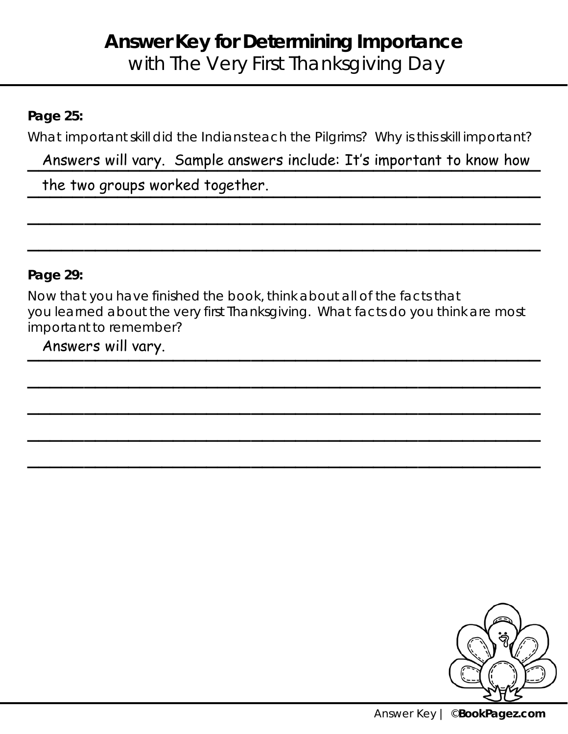# Answer Key for Determining Importance

## with The Very First Thanksgiving Day

**Page 25:**

What important skill did the Indians teach the Pilgrims? Why is this skill important?

Answers will vary. Sample answers include: It's important to know how the two groups worked together.

**Page 29:**

Now that you have finished the book, think about all of the facts that you learned about the very first Thanksgiving. What facts do you think are most important to remember?

Answers will vary.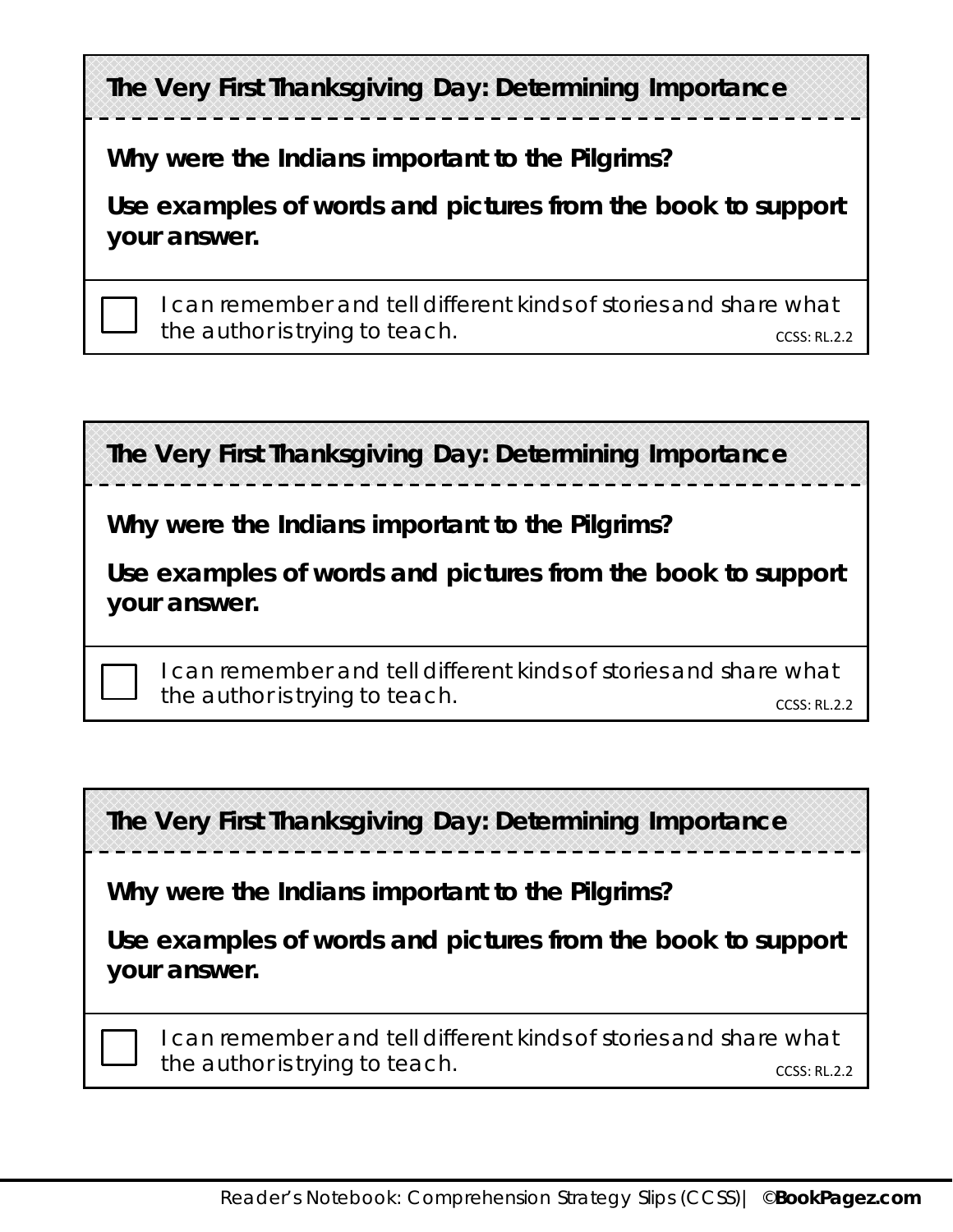**The Very First Thanksgiving Day: Determining Importance**

**Why were the Indians important to the Pilgrims?**

**Use examples of words and pictures from the book to support your answer.**

☐ I can remember and tell different kinds of stories and share what the author is trying to teach. CCSS: RL.2.2

---

**The Very First Thanksgiving Day: Determining Importance**

**Why were the Indians important to the Pilgrims?**

**Use examples of words and pictures from the book to support your answer.**

☐ I can remember and tell different kinds of stories and share what the author is trying to teach. CCSS: RL.2.2

---

**The Very First Thanksgiving Day: Determining Importance**

**Why were the Indians important to the Pilgrims?**

**Use examples of words and pictures from the book to support your answer.**

☐ I can remember and tell different kinds of stories and share what the author is trying to teach. CCSS: RL.2.2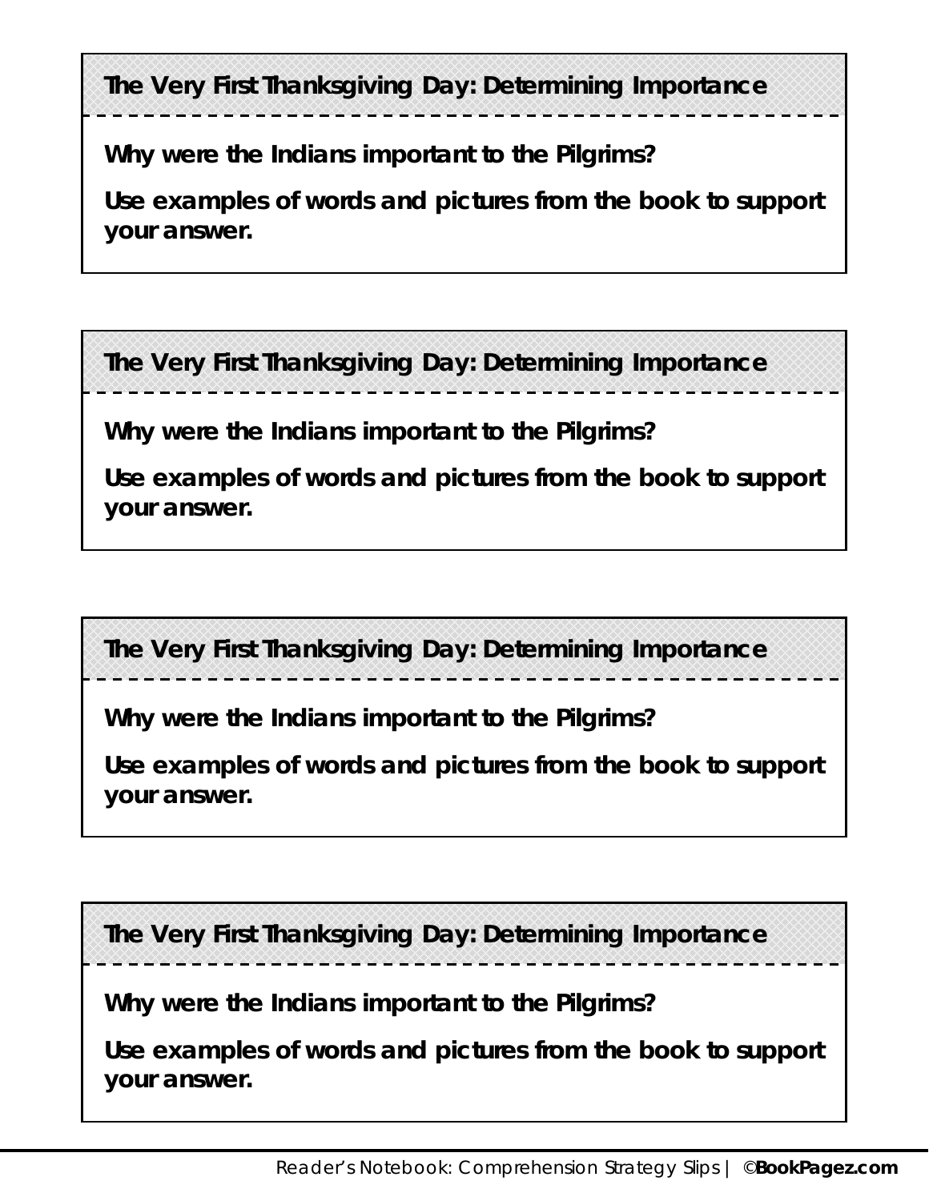**The Very First Thanksgiving Day: Determining Importance**

**Why were the Indians important to the Pilgrims?**

**Use examples of words and pictures from the book to support your answer.**

---

**The Very First Thanksgiving Day: Determining Importance**

**Why were the Indians important to the Pilgrims?**

**Use examples of words and pictures from the book to support your answer.**

---

**The Very First Thanksgiving Day: Determining Importance**

**Why were the Indians important to the Pilgrims?**

**Use examples of words and pictures from the book to support your answer.**

---

**The Very First Thanksgiving Day: Determining Importance**

**Why were the Indians important to the Pilgrims?**

**Use examples of words and pictures from the book to support your answer.**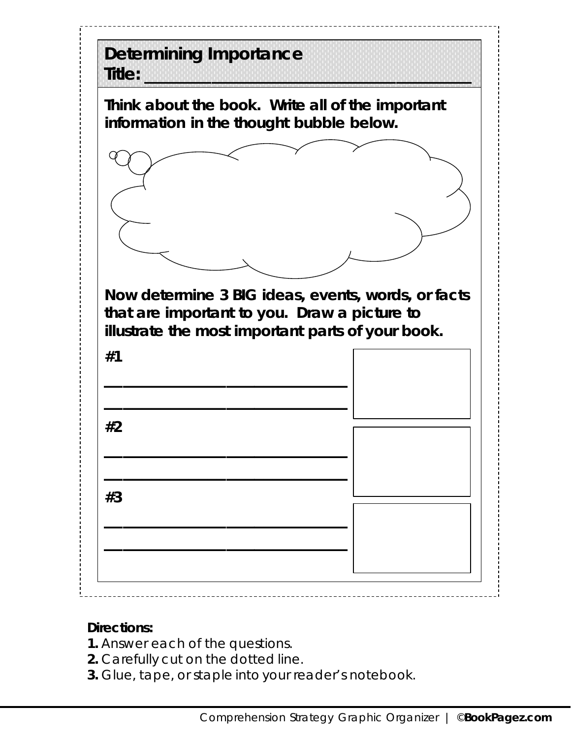## Determining Importance

**Title: ______________________________________**

**Think about the book. Write all of the important information in the thought bubble below.**

**Now determine 3 BIG ideas, events, words, or facts that are important to you. Draw a picture to illustrate the most important parts of your book.**

**#1**

______________________________

______________________________

**#2**

______________________________

______________________________

**#3**

______________________________

______________________________

**Directions:**

**1.** Answer each of the questions.
**2.** Carefully cut on the dotted line.
**3.** Glue, tape, or staple into your reader's notebook.

Comprehension Strategy Graphic Organizer | ©**BookPagez.com**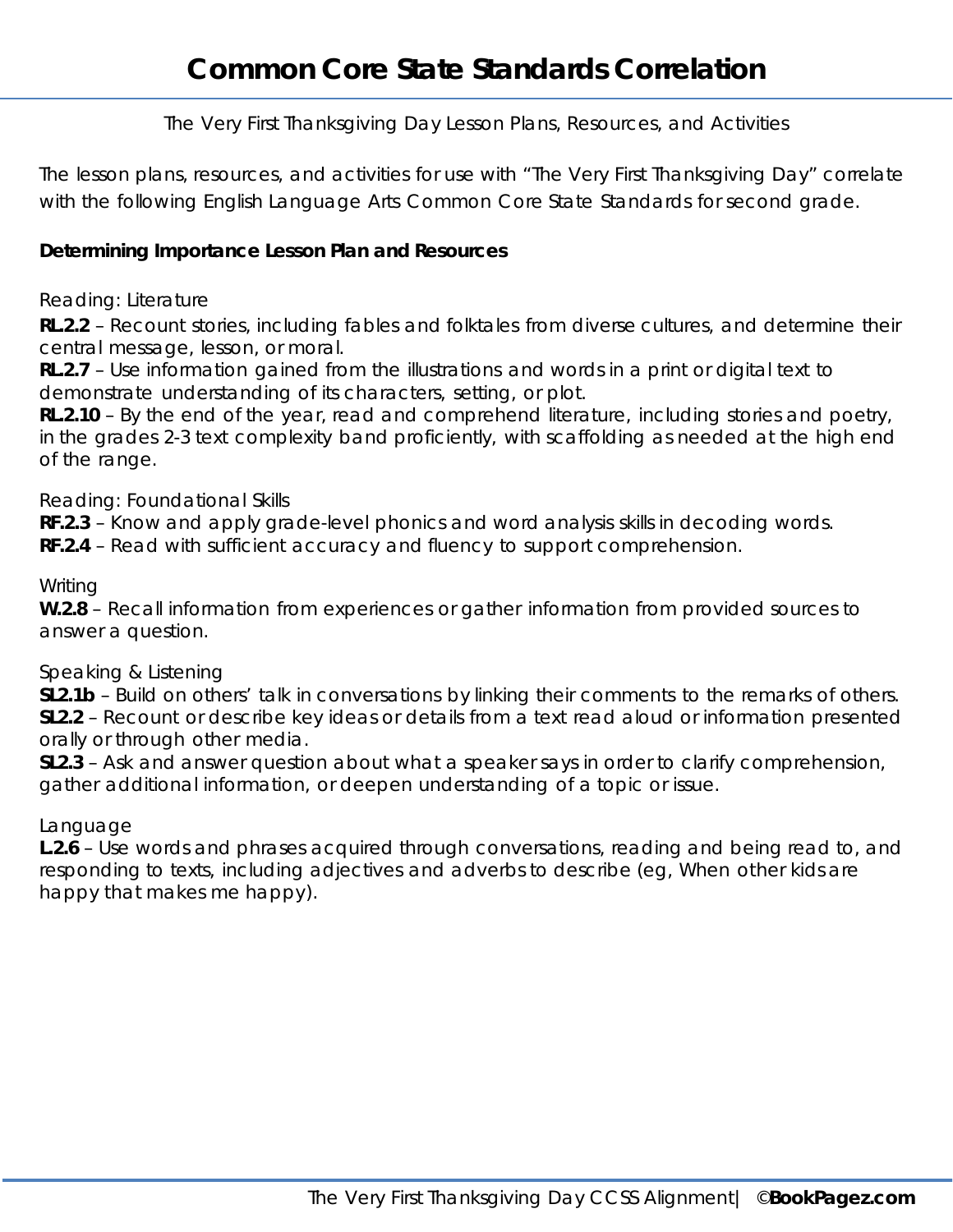# Common Core State Standards Correlation

The Very First Thanksgiving Day Lesson Plans, Resources, and Activities

The lesson plans, resources, and activities for use with "The Very First Thanksgiving Day" correlate with the following English Language Arts Common Core State Standards for second grade.

**Determining Importance Lesson Plan and Resources**

Reading: Literature

**RL.2.2** – Recount stories, including fables and folktales from diverse cultures, and determine their central message, lesson, or moral.
**RL.2.7** – Use information gained from the illustrations and words in a print or digital text to demonstrate understanding of its characters, setting, or plot.
**RL.2.10** – By the end of the year, read and comprehend literature, including stories and poetry, in the grades 2-3 text complexity band proficiently, with scaffolding as needed at the high end of the range.

Reading: Foundational Skills

**RF.2.3** – Know and apply grade-level phonics and word analysis skills in decoding words.
**RF.2.4** – Read with sufficient accuracy and fluency to support comprehension.

Writing

**W.2.8** – Recall information from experiences or gather information from provided sources to answer a question.

Speaking & Listening

**SL2.1b** – Build on others' talk in conversations by linking their comments to the remarks of others.
**SL2.2** – Recount or describe key ideas or details from a text read aloud or information presented orally or through other media.
**SL2.3** – Ask and answer question about what a speaker says in order to clarify comprehension, gather additional information, or deepen understanding of a topic or issue.

Language

**L.2.6** – Use words and phrases acquired through conversations, reading and being read to, and responding to texts, including adjectives and adverbs to describe (eg, When other kids are happy that makes me happy).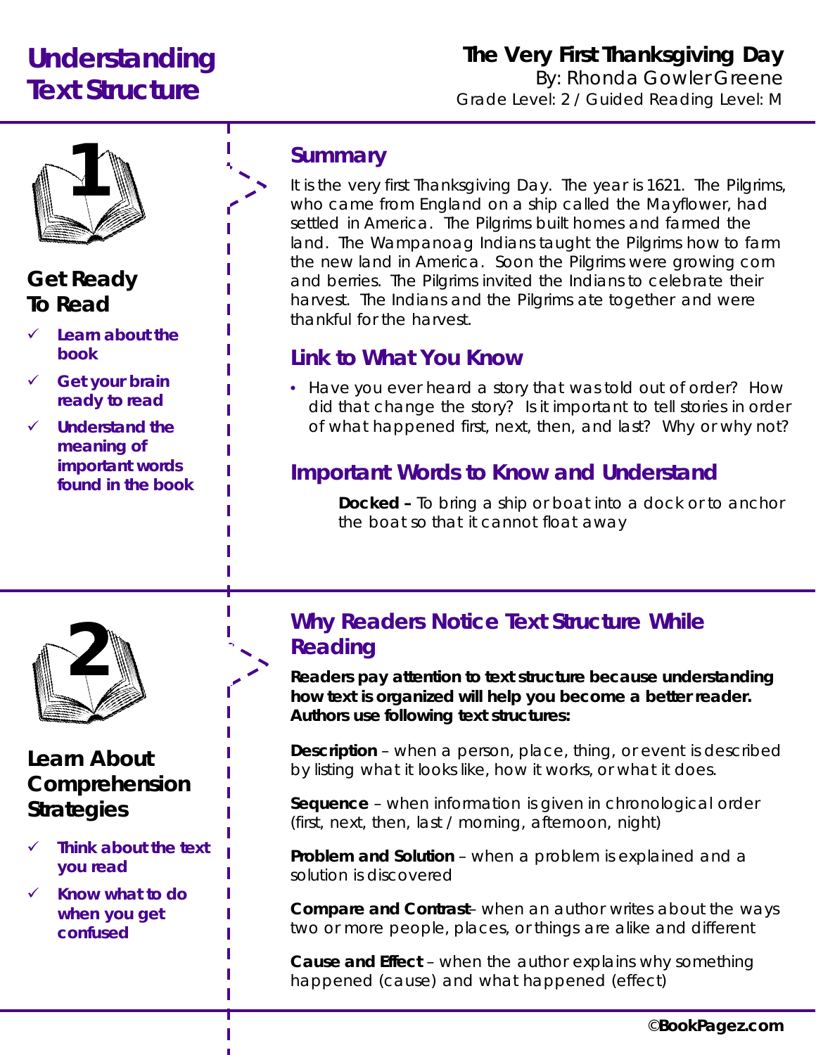# Understanding Text Structure

**The Very First Thanksgiving Day**
By: Rhonda Gowler Greene
Grade Level: 2 / Guided Reading Level: M

1

## Get Ready To Read

- ✓ **Learn about the book**
- ✓ **Get your brain ready to read**
- ✓ **Understand the meaning of important words found in the book**

### Summary

It is the very first Thanksgiving Day. The year is 1621. The Pilgrims, who came from England on a ship called the Mayflower, had settled in America. The Pilgrims built homes and farmed the land. The Wampanoag Indians taught the Pilgrims how to farm the new land in America. Soon the Pilgrims were growing corn and berries. The Pilgrims invited the Indians to celebrate their harvest. The Indians and the Pilgrims ate together and were thankful for the harvest.

### Link to What You Know

- Have you ever heard a story that was told out of order? How did that change the story? Is it important to tell stories in order of what happened first, next, then, and last? Why or why not?

### Important Words to Know and Understand

**Docked –** To bring a ship or boat into a dock or to anchor the boat so that it cannot float away

2

## Learn About Comprehension Strategies

- ✓ **Think about the text you read**
- ✓ **Know what to do when you get confused**

### Why Readers Notice Text Structure While Reading

**Readers pay attention to text structure because understanding how text is organized will help you become a better reader. Authors use following text structures:**

**Description** – when a person, place, thing, or event is described by listing what it looks like, how it works, or what it does.

**Sequence** – when information is given in chronological order (first, next, then, last / morning, afternoon, night)

**Problem and Solution** – when a problem is explained and a solution is discovered

**Compare and Contrast**– when an author writes about the ways two or more people, places, or things are alike and different

**Cause and Effect** – when the author explains why something happened (cause) and what happened (effect)

©BookPagez.com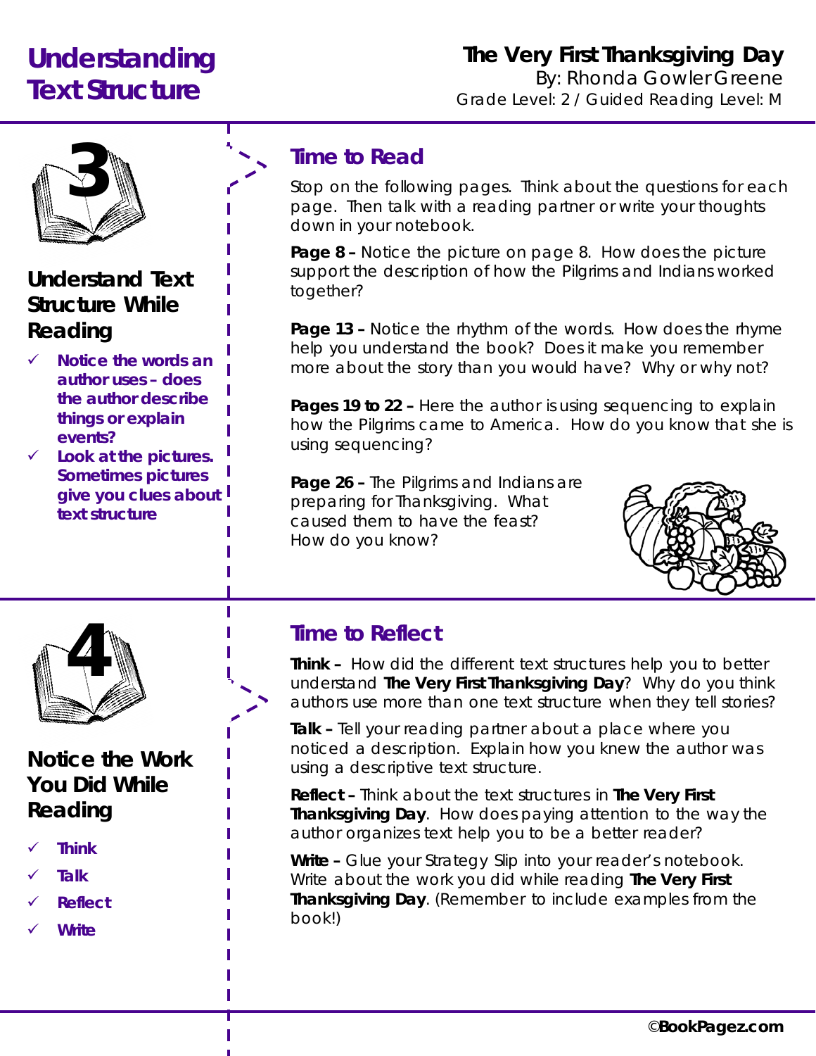# Understanding Text Structure

**The Very First Thanksgiving Day**
By: Rhonda Gowler Greene
Grade Level: 2 / Guided Reading Level: M

3

## Understand Text Structure While Reading

- **Notice the words an author uses – does the author describe things or explain events?**
- **Look at the pictures. Sometimes pictures give you clues about text structure**

## Time to Read

Stop on the following pages. Think about the questions for each page. Then talk with a reading partner or write your thoughts down in your notebook.

**Page 8 –** Notice the picture on page 8. How does the picture support the description of how the Pilgrims and Indians worked together?

**Page 13 –** Notice the rhythm of the words. How does the rhyme help you understand the book? Does it make you remember more about the story than you would have? Why or why not?

**Pages 19 to 22 –** Here the author is using sequencing to explain how the Pilgrims came to America. How do you know that she is using sequencing?

**Page 26 –** The Pilgrims and Indians are preparing for Thanksgiving. What caused them to have the feast? How do you know?

4

## Notice the Work You Did While Reading

- **Think**
- **Talk**
- **Reflect**
- **Write**

## Time to Reflect

**Think –** How did the different text structures help you to better understand **The Very First Thanksgiving Day**? Why do you think authors use more than one text structure when they tell stories?

**Talk –** Tell your reading partner about a place where you noticed a description. Explain how you knew the author was using a descriptive text structure.

**Reflect –** Think about the text structures in **The Very First Thanksgiving Day**. How does paying attention to the way the author organizes text help you to be a better reader?

**Write –** Glue your Strategy Slip into your reader's notebook. Write about the work you did while reading **The Very First Thanksgiving Day**. (Remember to include examples from the book!)

©BookPagez.com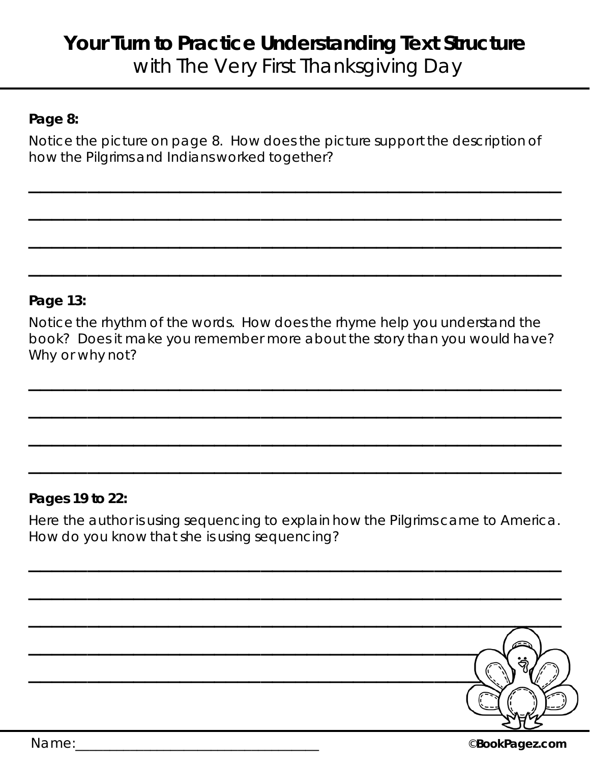# Your Turn to Practice Understanding Text Structure

## with The Very First Thanksgiving Day

**Page 8:**

Notice the picture on page 8. How does the picture support the description of how the Pilgrims and Indians worked together?

\_\_\_\_\_\_\_\_\_\_\_\_\_\_\_\_\_\_\_\_\_\_\_\_\_\_\_\_\_\_\_\_\_\_\_\_\_\_\_\_\_\_\_\_\_\_\_\_\_\_\_\_\_\_\_\_\_\_\_\_\_\_\_\_\_\_\_\_

\_\_\_\_\_\_\_\_\_\_\_\_\_\_\_\_\_\_\_\_\_\_\_\_\_\_\_\_\_\_\_\_\_\_\_\_\_\_\_\_\_\_\_\_\_\_\_\_\_\_\_\_\_\_\_\_\_\_\_\_\_\_\_\_\_\_\_\_

\_\_\_\_\_\_\_\_\_\_\_\_\_\_\_\_\_\_\_\_\_\_\_\_\_\_\_\_\_\_\_\_\_\_\_\_\_\_\_\_\_\_\_\_\_\_\_\_\_\_\_\_\_\_\_\_\_\_\_\_\_\_\_\_\_\_\_\_

\_\_\_\_\_\_\_\_\_\_\_\_\_\_\_\_\_\_\_\_\_\_\_\_\_\_\_\_\_\_\_\_\_\_\_\_\_\_\_\_\_\_\_\_\_\_\_\_\_\_\_\_\_\_\_\_\_\_\_\_\_\_\_\_\_\_\_\_

**Page 13:**

Notice the rhythm of the words. How does the rhyme help you understand the book? Does it make you remember more about the story than you would have? Why or why not?

\_\_\_\_\_\_\_\_\_\_\_\_\_\_\_\_\_\_\_\_\_\_\_\_\_\_\_\_\_\_\_\_\_\_\_\_\_\_\_\_\_\_\_\_\_\_\_\_\_\_\_\_\_\_\_\_\_\_\_\_\_\_\_\_\_\_\_\_

\_\_\_\_\_\_\_\_\_\_\_\_\_\_\_\_\_\_\_\_\_\_\_\_\_\_\_\_\_\_\_\_\_\_\_\_\_\_\_\_\_\_\_\_\_\_\_\_\_\_\_\_\_\_\_\_\_\_\_\_\_\_\_\_\_\_\_\_

\_\_\_\_\_\_\_\_\_\_\_\_\_\_\_\_\_\_\_\_\_\_\_\_\_\_\_\_\_\_\_\_\_\_\_\_\_\_\_\_\_\_\_\_\_\_\_\_\_\_\_\_\_\_\_\_\_\_\_\_\_\_\_\_\_\_\_\_

\_\_\_\_\_\_\_\_\_\_\_\_\_\_\_\_\_\_\_\_\_\_\_\_\_\_\_\_\_\_\_\_\_\_\_\_\_\_\_\_\_\_\_\_\_\_\_\_\_\_\_\_\_\_\_\_\_\_\_\_\_\_\_\_\_\_\_\_

**Pages 19 to 22:**

Here the author is using sequencing to explain how the Pilgrims came to America. How do you know that she is using sequencing?

\_\_\_\_\_\_\_\_\_\_\_\_\_\_\_\_\_\_\_\_\_\_\_\_\_\_\_\_\_\_\_\_\_\_\_\_\_\_\_\_\_\_\_\_\_\_\_\_\_\_\_\_\_\_\_\_\_\_\_\_\_\_\_\_\_\_\_\_

\_\_\_\_\_\_\_\_\_\_\_\_\_\_\_\_\_\_\_\_\_\_\_\_\_\_\_\_\_\_\_\_\_\_\_\_\_\_\_\_\_\_\_\_\_\_\_\_\_\_\_\_\_\_\_\_\_\_\_\_\_\_\_\_\_\_\_\_

\_\_\_\_\_\_\_\_\_\_\_\_\_\_\_\_\_\_\_\_\_\_\_\_\_\_\_\_\_\_\_\_\_\_\_\_\_\_\_\_\_\_\_\_\_\_\_\_\_\_\_\_\_\_\_\_\_\_\_\_\_\_\_\_\_\_\_\_

\_\_\_\_\_\_\_\_\_\_\_\_\_\_\_\_\_\_\_\_\_\_\_\_\_\_\_\_\_\_\_\_\_\_\_\_\_\_\_\_\_\_\_\_\_\_\_\_\_\_\_\_\_\_\_\_\_\_\_\_\_\_\_\_\_\_\_\_

\_\_\_\_\_\_\_\_\_\_\_\_\_\_\_\_\_\_\_\_\_\_\_\_\_\_\_\_\_\_\_\_\_\_\_\_\_\_\_\_\_\_\_\_\_\_\_\_\_\_\_\_\_\_\_\_\_\_\_\_\_\_\_\_\_\_\_\_

Name:\_\_\_\_\_\_\_\_\_\_\_\_\_\_\_\_\_\_\_\_\_\_\_\_\_\_\_\_\_\_\_\_

©**BookPagez.com**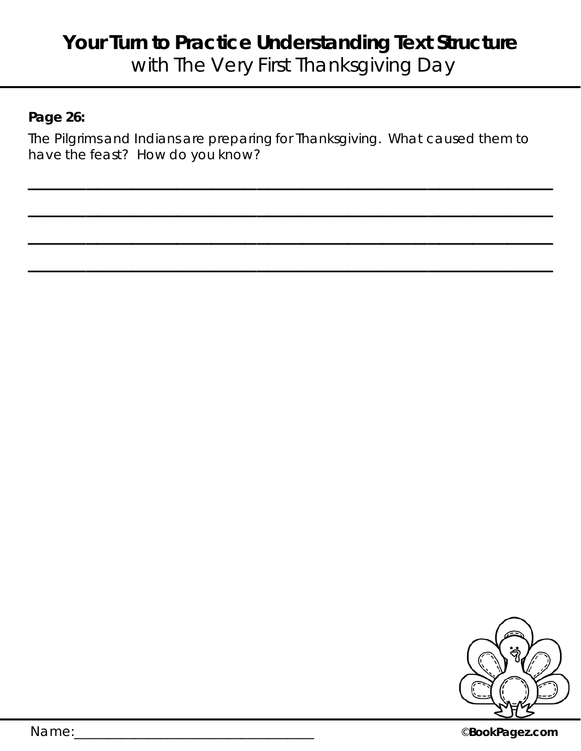# Your Turn to Practice Understanding Text Structure

with The Very First Thanksgiving Day

**Page 26:**

The Pilgrims and Indians are preparing for Thanksgiving. What caused them to have the feast? How do you know?

\_\_\_\_\_\_\_\_\_\_\_\_\_\_\_\_\_\_\_\_\_\_\_\_\_\_\_\_\_\_\_\_\_\_\_\_\_\_\_\_\_\_\_\_\_\_\_\_\_\_\_\_\_\_\_\_\_\_\_\_\_\_\_\_\_\_\_\_

\_\_\_\_\_\_\_\_\_\_\_\_\_\_\_\_\_\_\_\_\_\_\_\_\_\_\_\_\_\_\_\_\_\_\_\_\_\_\_\_\_\_\_\_\_\_\_\_\_\_\_\_\_\_\_\_\_\_\_\_\_\_\_\_\_\_\_\_

\_\_\_\_\_\_\_\_\_\_\_\_\_\_\_\_\_\_\_\_\_\_\_\_\_\_\_\_\_\_\_\_\_\_\_\_\_\_\_\_\_\_\_\_\_\_\_\_\_\_\_\_\_\_\_\_\_\_\_\_\_\_\_\_\_\_\_\_

\_\_\_\_\_\_\_\_\_\_\_\_\_\_\_\_\_\_\_\_\_\_\_\_\_\_\_\_\_\_\_\_\_\_\_\_\_\_\_\_\_\_\_\_\_\_\_\_\_\_\_\_\_\_\_\_\_\_\_\_\_\_\_\_\_\_\_\_

Name:\_\_\_\_\_\_\_\_\_\_\_\_\_\_\_\_\_\_\_\_\_\_\_\_\_\_\_\_\_\_\_\_\_\_

©BookPagez.com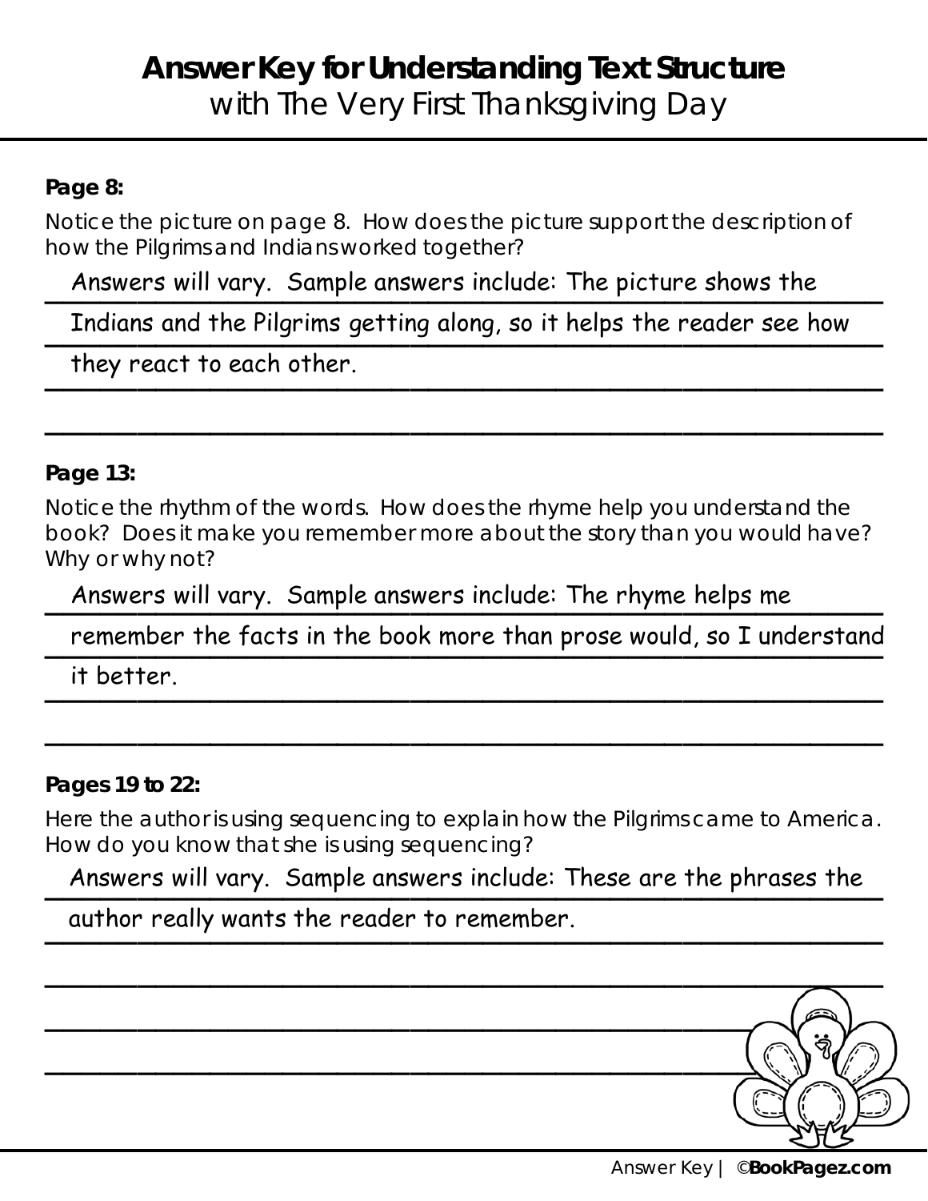# **Answer Key for Understanding Text Structure**
## with The Very First Thanksgiving Day

**Page 8:**

Notice the picture on page 8. How does the picture support the description of how the Pilgrims and Indians worked together?

Answers will vary. Sample answers include: The picture shows the Indians and the Pilgrims getting along, so it helps the reader see how they react to each other.

**Page 13:**

Notice the rhythm of the words. How does the rhyme help you understand the book? Does it make you remember more about the story than you would have? Why or why not?

Answers will vary. Sample answers include: The rhyme helps me remember the facts in the book more than prose would, so I understand it better.

**Pages 19 to 22:**

Here the author is using sequencing to explain how the Pilgrims came to America. How do you know that she is using sequencing?

Answers will vary. Sample answers include: These are the phrases the author really wants the reader to remember.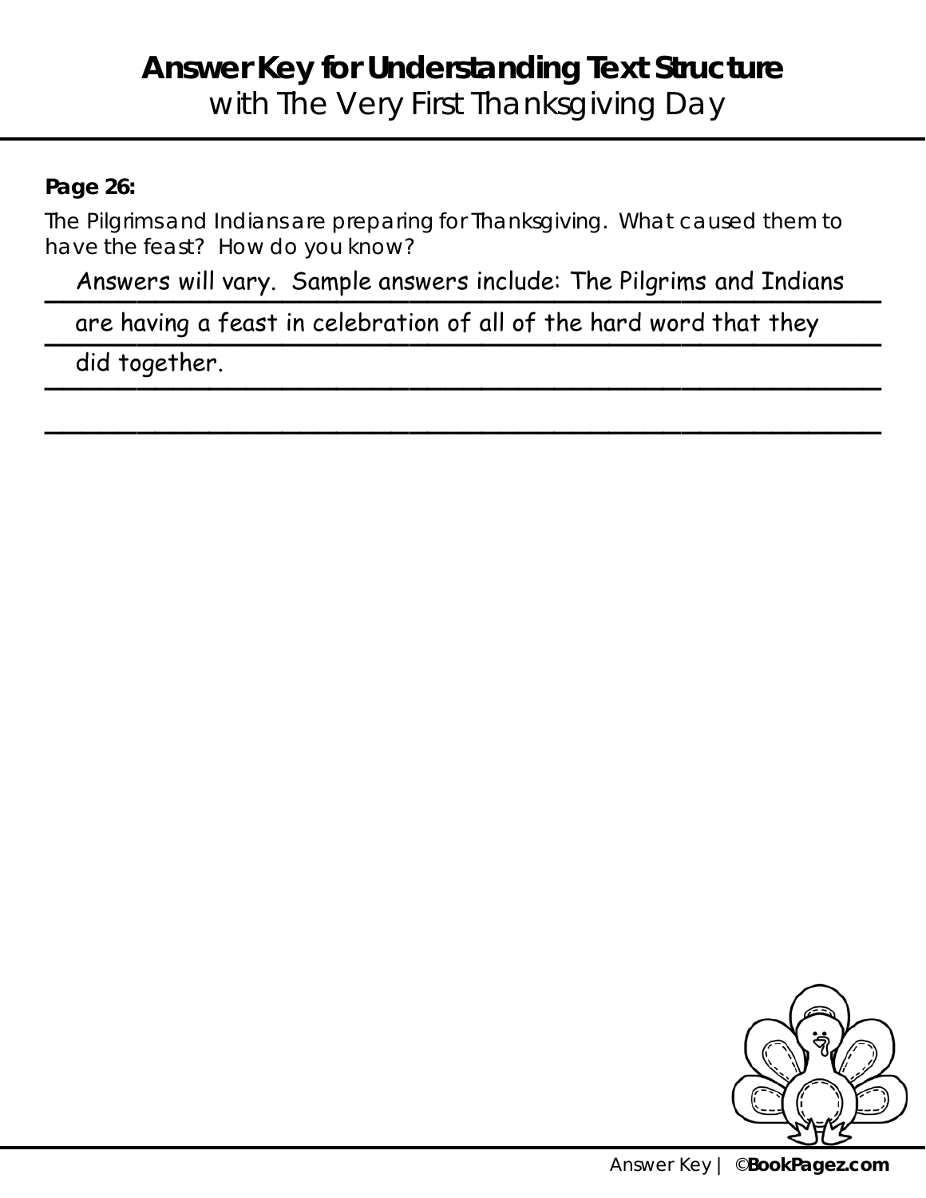# Answer Key for Understanding Text Structure

with The Very First Thanksgiving Day

**Page 26:**

The Pilgrims and Indians are preparing for Thanksgiving. What caused them to have the feast? How do you know?

Answers will vary. Sample answers include: The Pilgrims and Indians are having a feast in celebration of all of the hard word that they did together.

Answer Key | ©**BookPagez.com**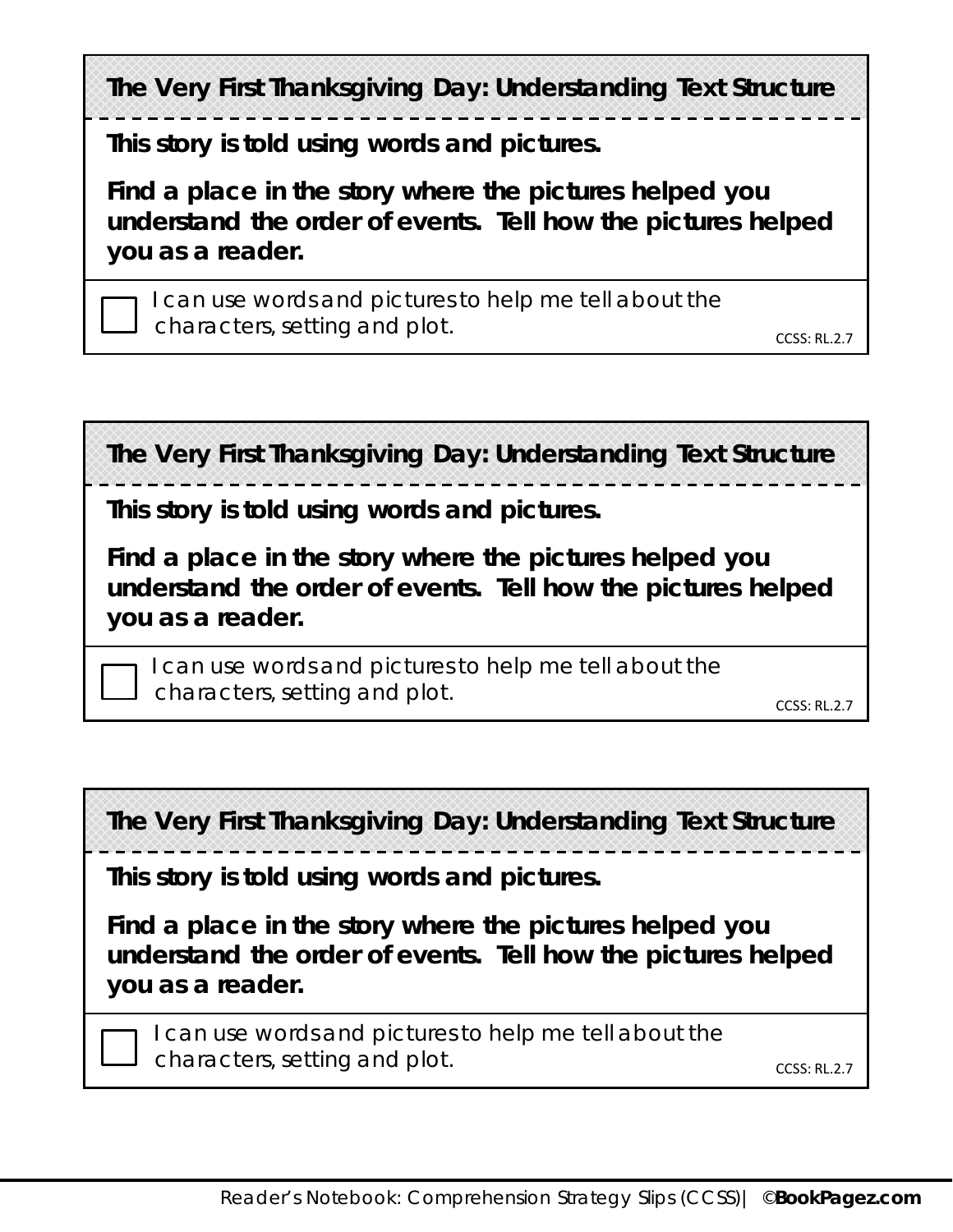**The Very First Thanksgiving Day: Understanding Text Structure**

**This story is told using words and pictures.**

**Find a place in the story where the pictures helped you understand the order of events. Tell how the pictures helped you as a reader.**

☐ I can use words and pictures to help me tell about the characters, setting and plot.

CCSS: RL.2.7

---

**The Very First Thanksgiving Day: Understanding Text Structure**

**This story is told using words and pictures.**

**Find a place in the story where the pictures helped you understand the order of events. Tell how the pictures helped you as a reader.**

☐ I can use words and pictures to help me tell about the characters, setting and plot.

CCSS: RL.2.7

---

**The Very First Thanksgiving Day: Understanding Text Structure**

**This story is told using words and pictures.**

**Find a place in the story where the pictures helped you understand the order of events. Tell how the pictures helped you as a reader.**

☐ I can use words and pictures to help me tell about the characters, setting and plot.

CCSS: RL.2.7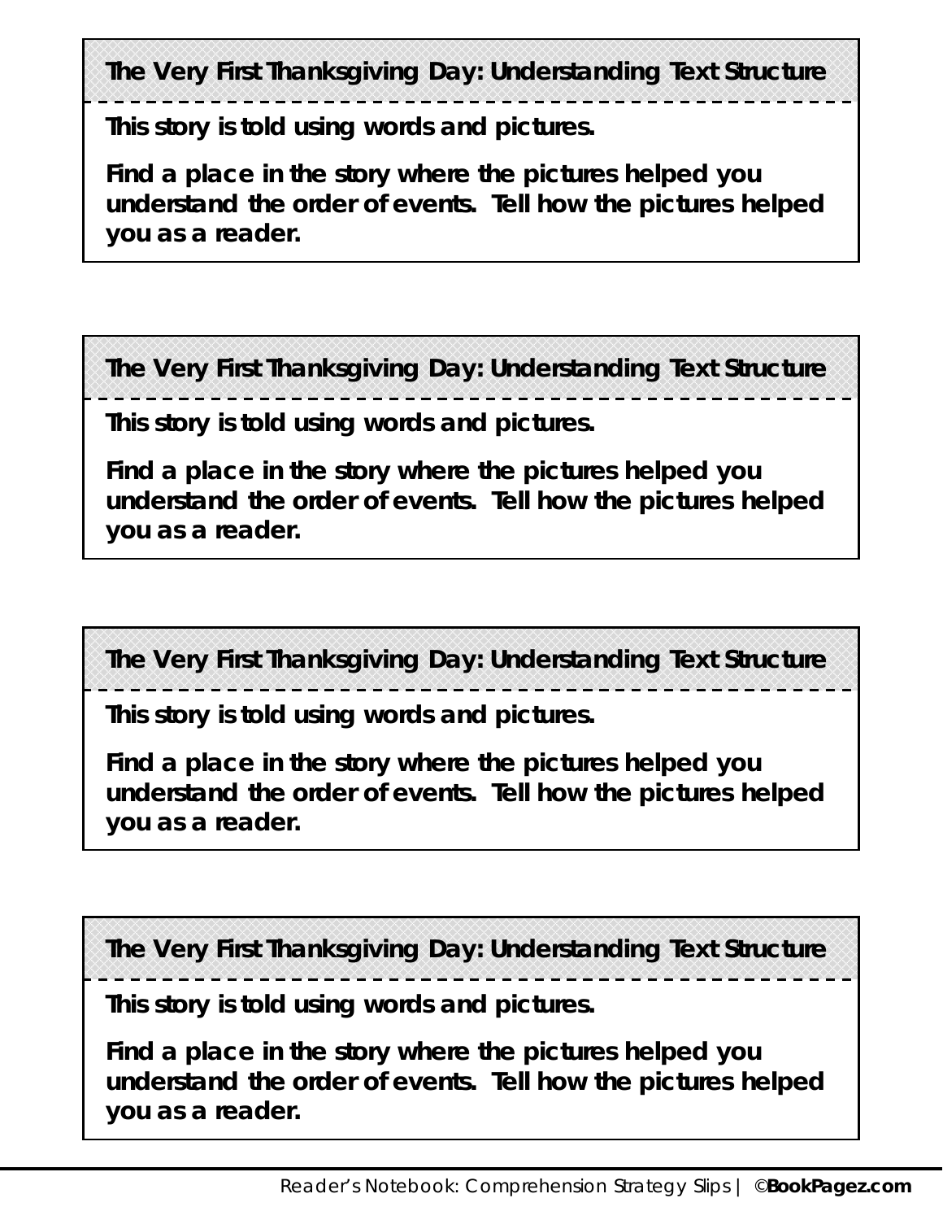**The Very First Thanksgiving Day: Understanding Text Structure**

**This story is told using words and pictures.**

**Find a place in the story where the pictures helped you understand the order of events. Tell how the pictures helped you as a reader.**

---

**The Very First Thanksgiving Day: Understanding Text Structure**

**This story is told using words and pictures.**

**Find a place in the story where the pictures helped you understand the order of events. Tell how the pictures helped you as a reader.**

---

**The Very First Thanksgiving Day: Understanding Text Structure**

**This story is told using words and pictures.**

**Find a place in the story where the pictures helped you understand the order of events. Tell how the pictures helped you as a reader.**

---

**The Very First Thanksgiving Day: Understanding Text Structure**

**This story is told using words and pictures.**

**Find a place in the story where the pictures helped you understand the order of events. Tell how the pictures helped you as a reader.**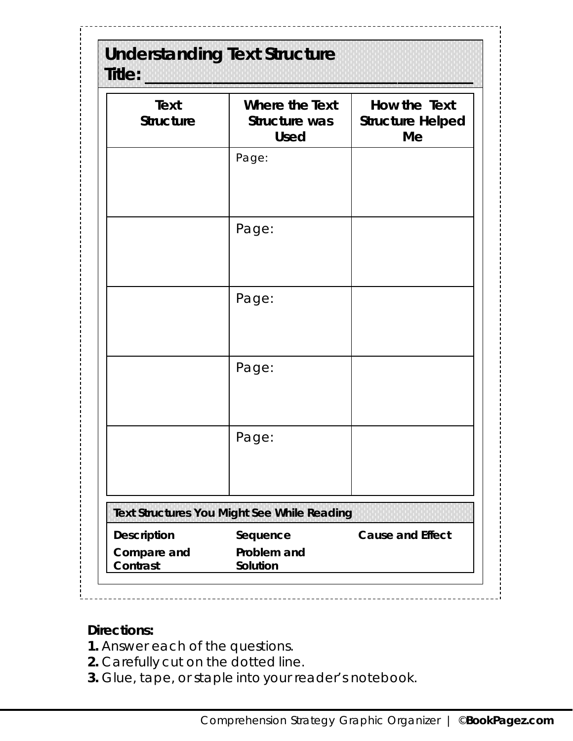## Understanding Text Structure

**Title:** ___________________________________

| Text Structure | Where the Text Structure was Used | How the Text Structure Helped Me |
|---|---|---|
| | Page: | |
| | Page: | |
| | Page: | |
| | Page: | |
| | Page: | |

| Text Structures You Might See While Reading | | |
|---|---|---|
| **Description** | **Sequence** | **Cause and Effect** |
| **Compare and Contrast** | **Problem and Solution** | |

**Directions:**
**1.** Answer each of the questions.
**2.** Carefully cut on the dotted line.
**3.** Glue, tape, or staple into your reader's notebook.

Comprehension Strategy Graphic Organizer | ©**BookPagez.com**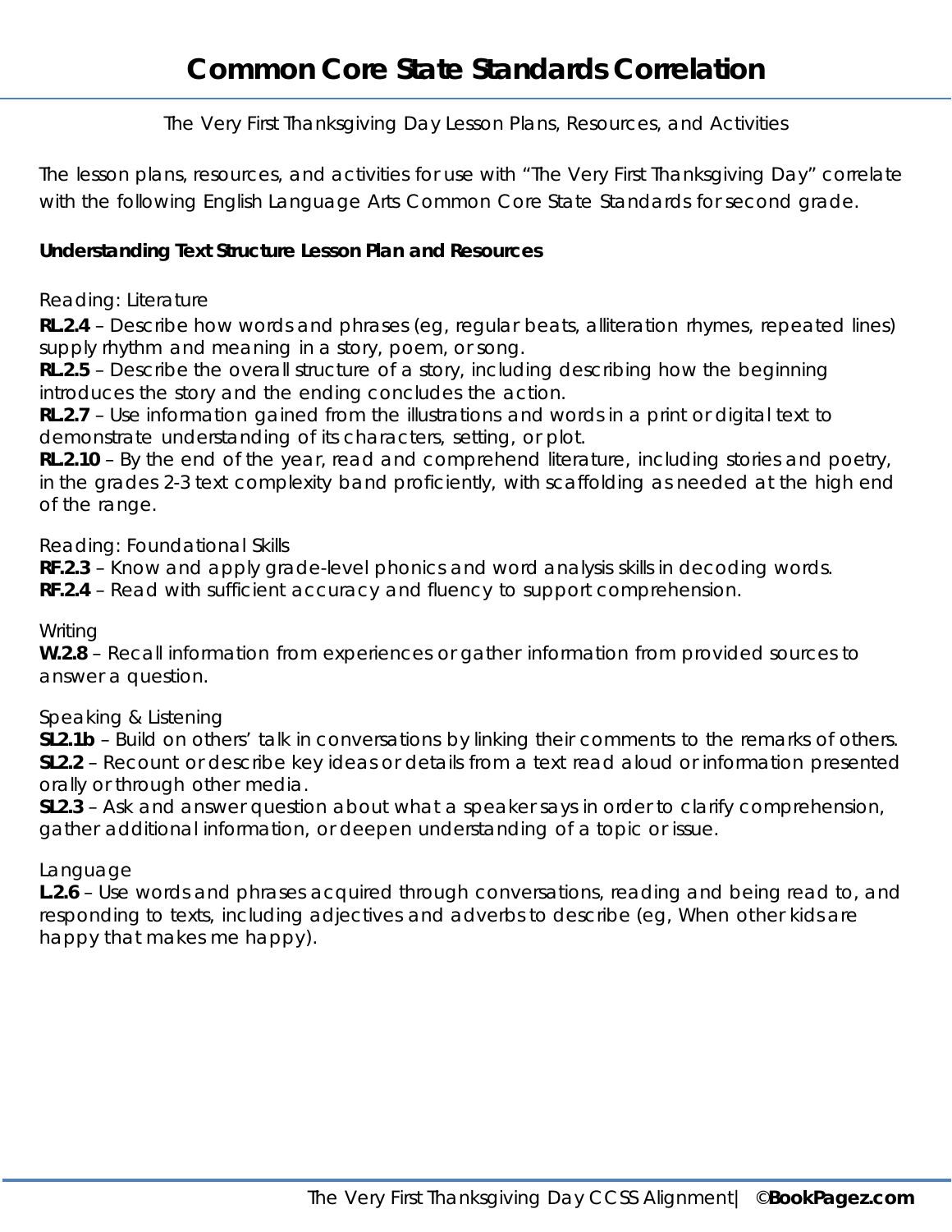# Common Core State Standards Correlation

The Very First Thanksgiving Day Lesson Plans, Resources, and Activities

The lesson plans, resources, and activities for use with "The Very First Thanksgiving Day" correlate with the following English Language Arts Common Core State Standards for second grade.

**Understanding Text Structure Lesson Plan and Resources**

Reading: Literature

**RL.2.4** – Describe how words and phrases (eg, regular beats, alliteration rhymes, repeated lines) supply rhythm and meaning in a story, poem, or song.
**RL.2.5** – Describe the overall structure of a story, including describing how the beginning introduces the story and the ending concludes the action.
**RL.2.7** – Use information gained from the illustrations and words in a print or digital text to demonstrate understanding of its characters, setting, or plot.
**RL.2.10** – By the end of the year, read and comprehend literature, including stories and poetry, in the grades 2-3 text complexity band proficiently, with scaffolding as needed at the high end of the range.

Reading: Foundational Skills

**RF.2.3** – Know and apply grade-level phonics and word analysis skills in decoding words.
**RF.2.4** – Read with sufficient accuracy and fluency to support comprehension.

Writing

**W.2.8** – Recall information from experiences or gather information from provided sources to answer a question.

Speaking & Listening

**SL2.1b** – Build on others' talk in conversations by linking their comments to the remarks of others.
**SL2.2** – Recount or describe key ideas or details from a text read aloud or information presented orally or through other media.
**SL2.3** – Ask and answer question about what a speaker says in order to clarify comprehension, gather additional information, or deepen understanding of a topic or issue.

Language

**L.2.6** – Use words and phrases acquired through conversations, reading and being read to, and responding to texts, including adjectives and adverbs to describe (eg, When other kids are happy that makes me happy).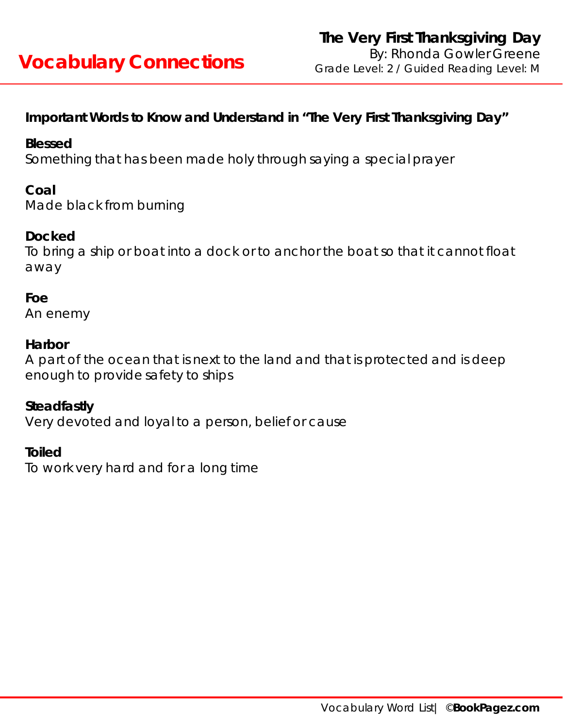# Vocabulary Connections

**The Very First Thanksgiving Day**
By: Rhonda Gowler Greene
Grade Level: 2 / Guided Reading Level: M

## Important Words to Know and Understand in "The Very First Thanksgiving Day"

**Blessed**
Something that has been made holy through saying a special prayer

**Coal**
Made black from burning

**Docked**
To bring a ship or boat into a dock or to anchor the boat so that it cannot float away

**Foe**
An enemy

**Harbor**
A part of the ocean that is next to the land and that is protected and is deep enough to provide safety to ships

**Steadfastly**
Very devoted and loyal to a person, belief or cause

**Toiled**
To work very hard and for a long time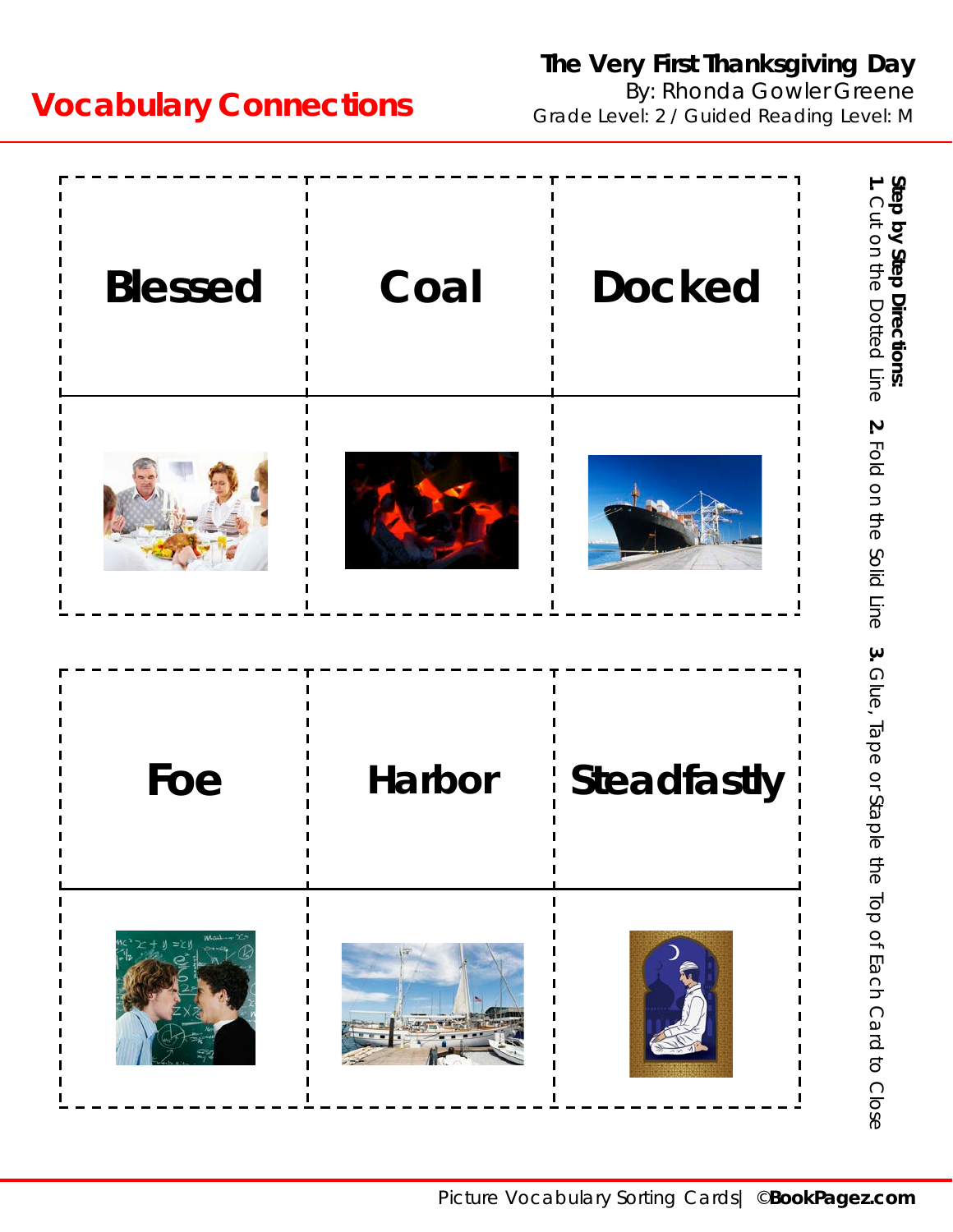# Vocabulary Connections

**The Very First Thanksgiving Day**
By: Rhonda Gowler Greene
Grade Level: 2 / Guided Reading Level: M

| Blessed | Coal | Docked |
| --- | --- | --- |
| | | |

| Foe | Harbor | Steadfastly |
| --- | --- | --- |
| | | |

**Step by Step Directions:**
**1.** Cut on the Dotted Line **2.** Fold on the Solid Line **3.** Glue, Tape or Staple the Top of Each Card to Close

Picture Vocabulary Sorting Cards| ©**BookPagez.com**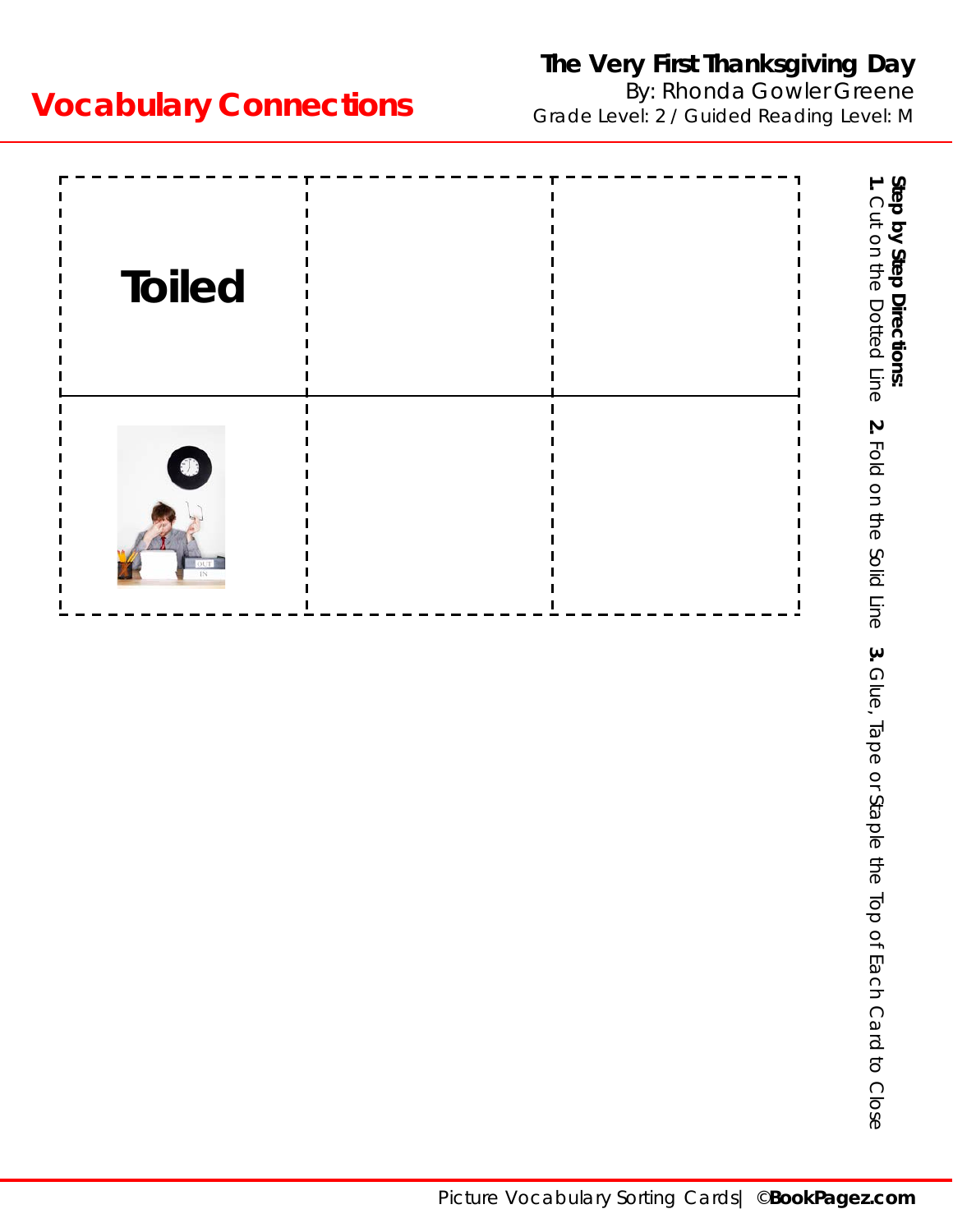## Vocabulary Connections

**The Very First Thanksgiving Day**
By: Rhonda Gowler Greene
Grade Level: 2 / Guided Reading Level: M

| Toiled | | |
|---|---|---|
| | | |

**Step by Step Directions:**
**1.** Cut on the Dotted Line **2.** Fold on the Solid Line **3.** Glue, Tape or Staple the Top of Each Card to Close

Picture Vocabulary Sorting Cards| ©**BookPagez.com**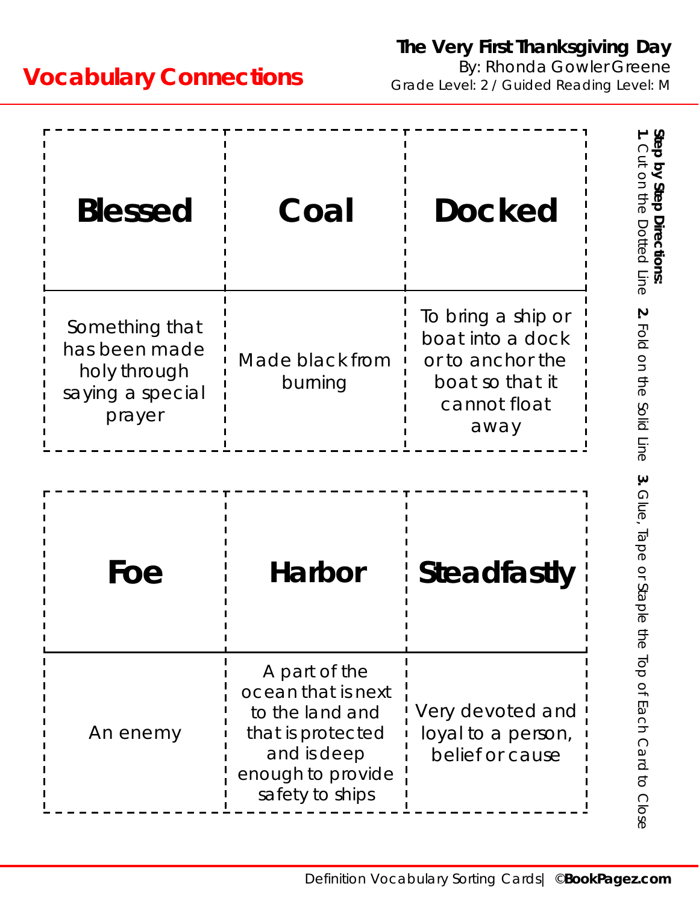## Vocabulary Connections

**The Very First Thanksgiving Day**
By: Rhonda Gowler Greene
Grade Level: 2 / Guided Reading Level: M

| Blessed | Coal | Docked |
|---|---|---|
| Something that has been made holy through saying a special prayer | Made black from burning | To bring a ship or boat into a dock or to anchor the boat so that it cannot float away |

| Foe | Harbor | Steadfastly |
|---|---|---|
| An enemy | A part of the ocean that is next to the land and that is protected and is deep enough to provide safety to ships | Very devoted and loyal to a person, belief or cause |

**Step by Step Directions:**
**1.** Cut on the Dotted Line **2.** Fold on the Solid Line **3.** Glue, Tape or Staple the Top of Each Card to Close

Definition Vocabulary Sorting Cards | ©**BookPagez.com**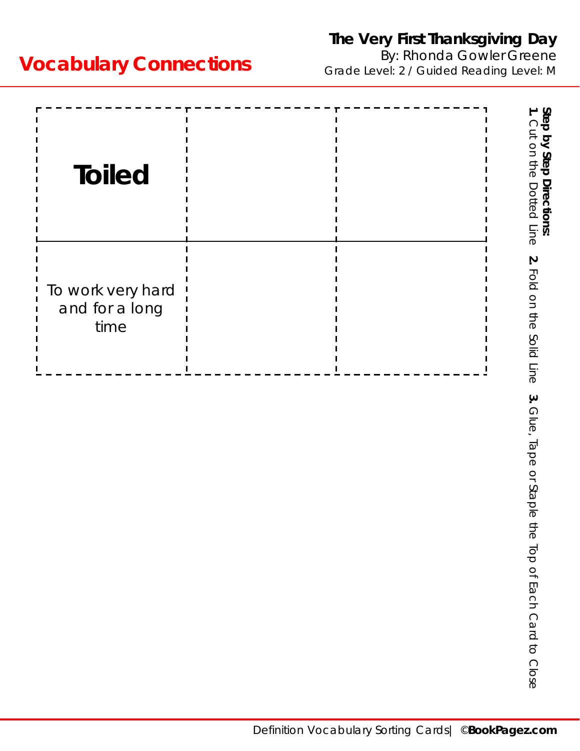# Vocabulary Connections

**The Very First Thanksgiving Day**
By: Rhonda Gowler Greene
Grade Level: 2 / Guided Reading Level: M

| **Toiled** | | |
|---|---|---|
| To work very hard and for a long time | | |

**Step by Step Directions:**
**1.** Cut on the Dotted Line **2.** Fold on the Solid Line **3.** Glue, Tape or Staple the Top of Each Card to Close

Definition Vocabulary Sorting Cards | ©**BookPagez.com**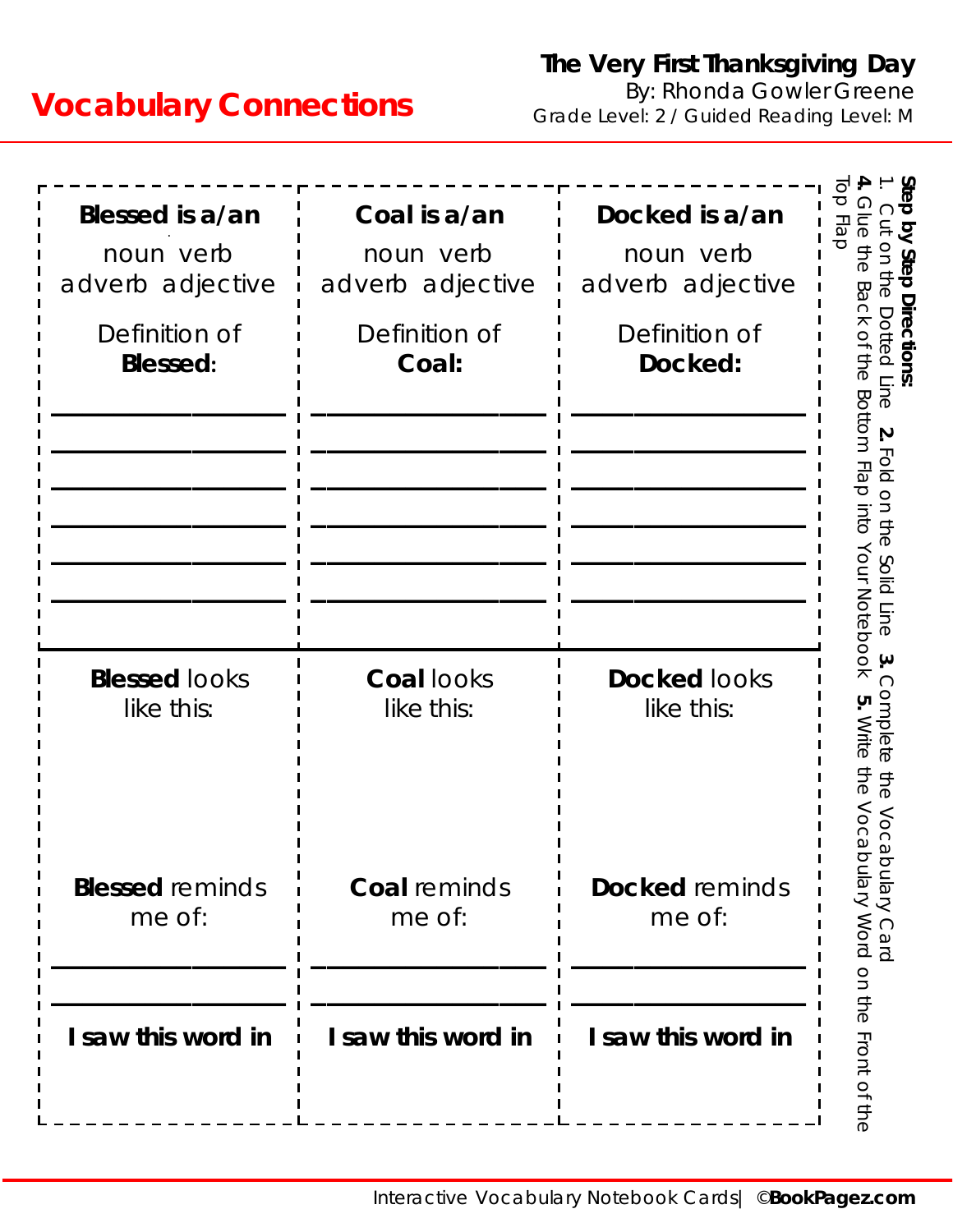# Vocabulary Connections

**The Very First Thanksgiving Day**
By: Rhonda Gowler Greene
Grade Level: 2 / Guided Reading Level: M

**Step by Step Directions:**
1. Cut on the Dotted Line **2.** Fold on the Solid Line **3.** Complete the Vocabulary Card **4.** Glue the Back of the Bottom Flap into Your Notebook **5.** Write the Vocabulary Word on the Front of the Top Flap

| **Blessed is a/an** noun verb adverb adjective | **Coal is a/an** noun verb adverb adjective | **Docked is a/an** noun verb adverb adjective |
|---|---|---|
| Definition of **Blessed**: ______________________ ______________________ ______________________ ______________________ ______________________ ______________________ | Definition of **Coal:** ______________________ ______________________ ______________________ ______________________ ______________________ ______________________ | Definition of **Docked:** ______________________ ______________________ ______________________ ______________________ ______________________ ______________________ |
| **Blessed** looks like this: | **Coal** looks like this: | **Docked** looks like this: |
| **Blessed** reminds me of: ______________________ ______________________ | **Coal** reminds me of: ______________________ ______________________ | **Docked** reminds me of: ______________________ ______________________ |
| **I saw this word in** | **I saw this word in** | **I saw this word in** |

Interactive Vocabulary Notebook Cards| ©**BookPagez.com**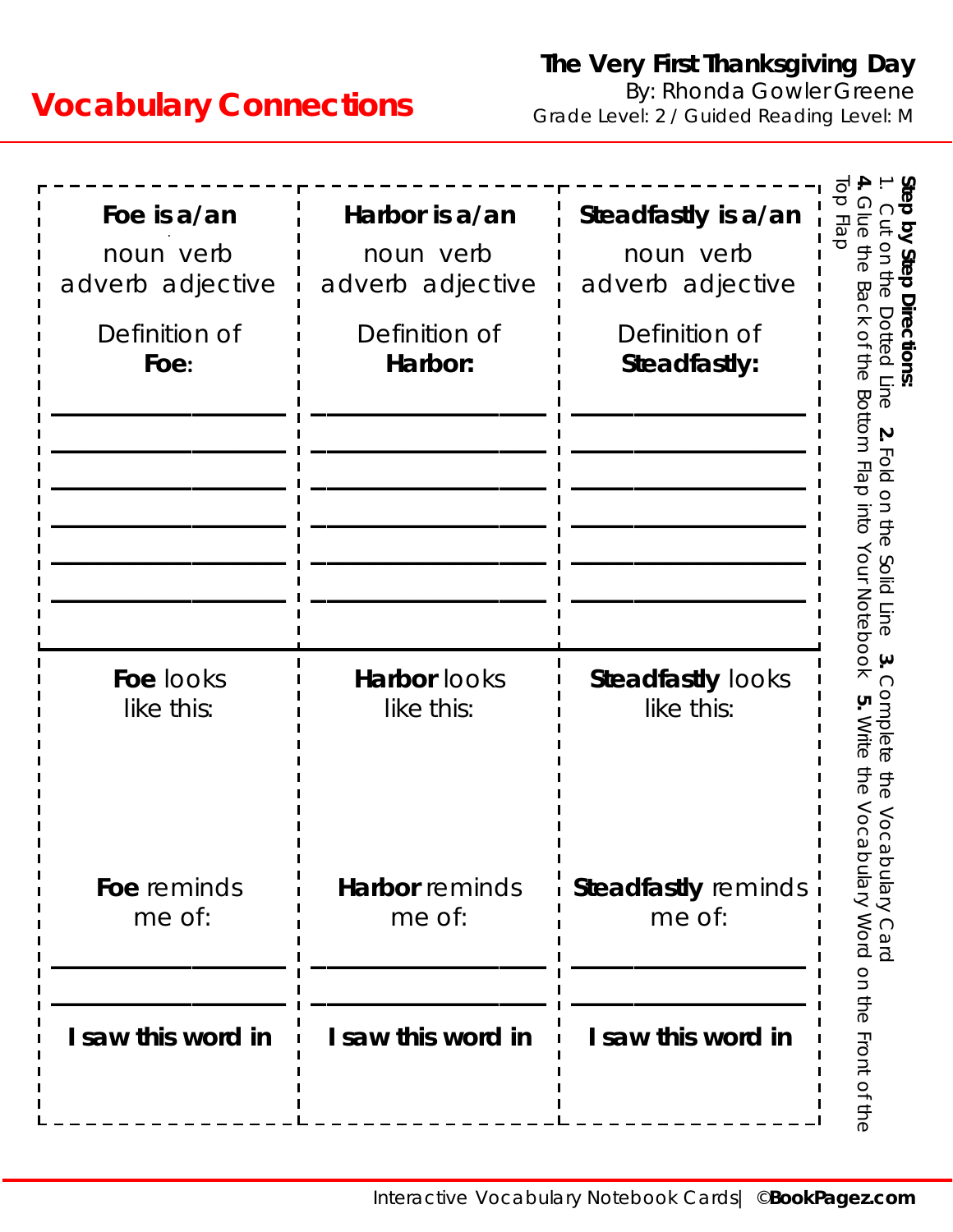# Vocabulary Connections

**The Very First Thanksgiving Day**
By: Rhonda Gowler Greene
Grade Level: 2 / Guided Reading Level: M

**Step by Step Directions:**
1. Cut on the Dotted Line **2.** Fold on the Solid Line **3.** Complete the Vocabulary Card **4.** Glue the Back of the Bottom Flap into Your Notebook **5.** Write the Vocabulary Word on the Front of the Top Flap

| **Foe is a/an** noun verb adverb adjective | **Harbor is a/an** noun verb adverb adjective | **Steadfastly is a/an** noun verb adverb adjective |
|---|---|---|
| Definition of **Foe**: | Definition of **Harbor:** | Definition of **Steadfastly:** |
| ________________ | ________________ | ________________ |
| ________________ | ________________ | ________________ |
| ________________ | ________________ | ________________ |
| ________________ | ________________ | ________________ |
| ________________ | ________________ | ________________ |
| ________________ | ________________ | ________________ |
| **Foe** looks like this: | **Harbor** looks like this: | **Steadfastly** looks like this: |
| **Foe** reminds me of: | **Harbor** reminds me of: | **Steadfastly** reminds me of: |
| ________________ | ________________ | ________________ |
| ________________ | ________________ | ________________ |
| **I saw this word in** | **I saw this word in** | **I saw this word in** |

Interactive Vocabulary Notebook Cards| ©**BookPagez.com**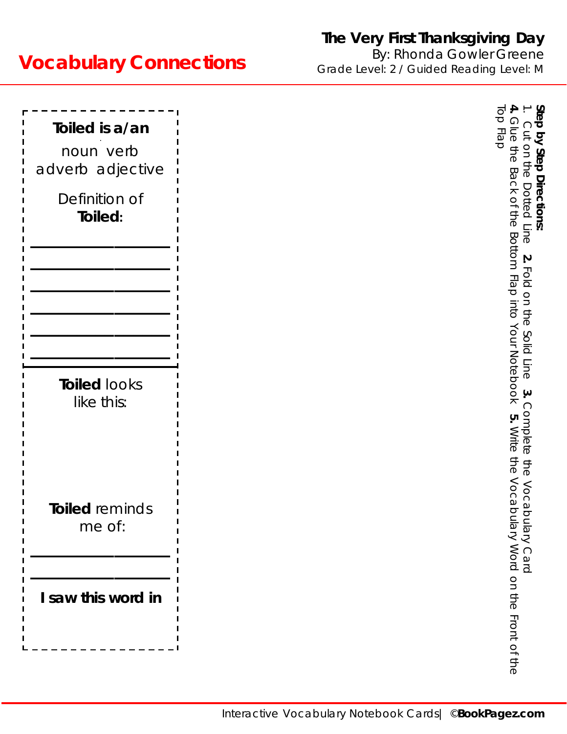# Vocabulary Connections

**The Very First Thanksgiving Day**
By: Rhonda Gowler Greene
Grade Level: 2 / Guided Reading Level: M

**Toiled is a/an**

noun verb
adverb adjective

Definition of **Toiled**:

\_\_\_\_\_\_\_\_\_\_\_\_\_\_\_\_\_\_\_\_
\_\_\_\_\_\_\_\_\_\_\_\_\_\_\_\_\_\_\_\_
\_\_\_\_\_\_\_\_\_\_\_\_\_\_\_\_\_\_\_\_
\_\_\_\_\_\_\_\_\_\_\_\_\_\_\_\_\_\_\_\_
\_\_\_\_\_\_\_\_\_\_\_\_\_\_\_\_\_\_\_\_
\_\_\_\_\_\_\_\_\_\_\_\_\_\_\_\_\_\_\_\_

**Toiled** looks like this:

**Toiled** reminds me of:

\_\_\_\_\_\_\_\_\_\_\_\_\_\_\_\_\_\_\_\_
\_\_\_\_\_\_\_\_\_\_\_\_\_\_\_\_\_\_\_\_

**I saw this word in**

**Step by Step Directions:**
1. Cut on the Dotted Line **2.** Fold on the Solid Line **3.** Complete the Vocabulary Card **4.** Glue the Back of the Bottom Flap into Your Notebook **5.** Write the Vocabulary Word on the Front of the Top Flap

Interactive Vocabulary Notebook Cards| ©**BookPagez.com**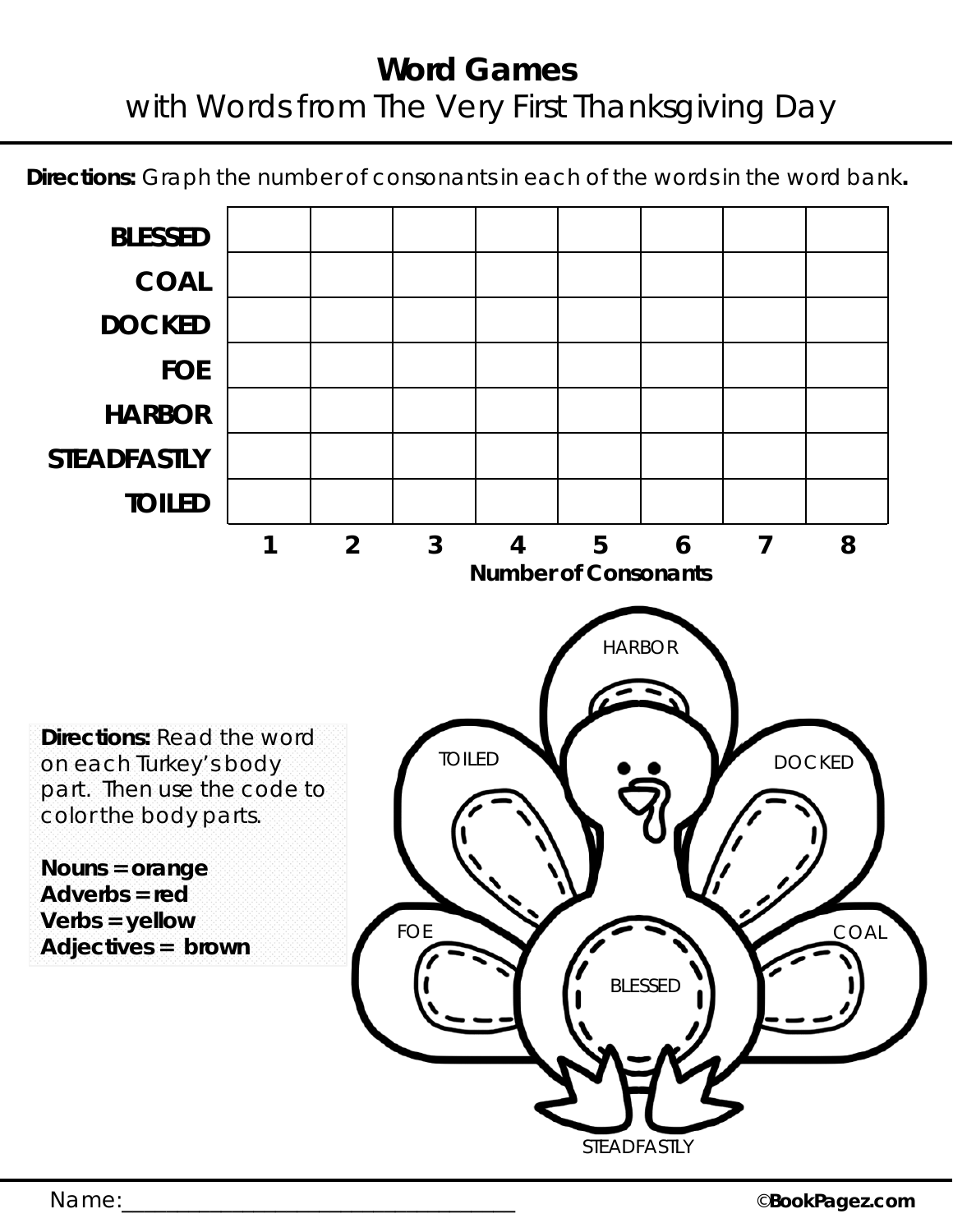# Word Games

## with Words from The Very First Thanksgiving Day

**Directions:** Graph the number of consonants in each of the words in the word bank**.**

| | | | | | | | | |
|---|---|---|---|---|---|---|---|---|
| **BLESSED** | | | | | | | | |
| **COAL** | | | | | | | | |
| **DOCKED** | | | | | | | | |
| **FOE** | | | | | | | | |
| **HARBOR** | | | | | | | | |
| **STEADFASTLY** | | | | | | | | |
| **TOILED** | | | | | | | | |
| | **1** | **2** | **3** | **4** | **5** | **6** | **7** | **8** |

**Number of Consonants**

**Directions:** Read the word on each Turkey's body part. Then use the code to color the body parts.

**Nouns = orange**
**Adverbs = red**
**Verbs = yellow**
**Adjectives = brown**

HARBOR

TOILED

DOCKED

FOE

COAL

BLESSED

STEADFASTLY

Name:___________________________________

©**BookPagez.com**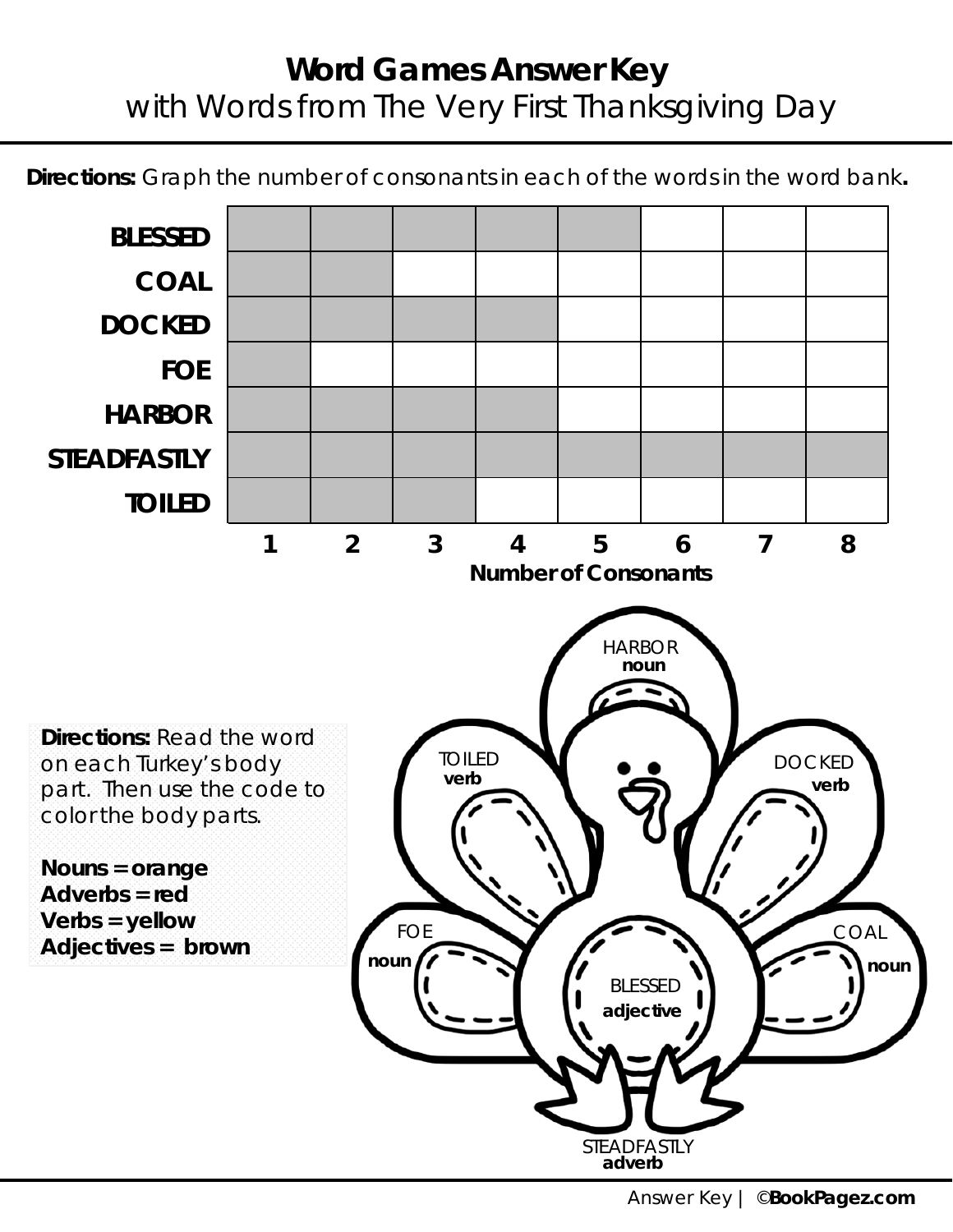# Word Games Answer Key
## with Words from The Very First Thanksgiving Day

**Directions:** Graph the number of consonants in each of the words in the word bank**.**

| Word | Number of Consonants |
|---|---|
| BLESSED | 5 |
| COAL | 2 |
| DOCKED | 4 |
| FOE | 1 |
| HARBOR | 4 |
| STEADFASTLY | 8 |
| TOILED | 3 |

**Directions:** Read the word on each Turkey's body part. Then use the code to color the body parts.

**Nouns = orange**
**Adverbs = red**
**Verbs = yellow**
**Adjectives = brown**

- HARBOR **noun**
- TOILED **verb**
- DOCKED **verb**
- FOE **noun**
- COAL **noun**
- BLESSED **adjective**
- STEADFASTLY **adverb**

Answer Key | ©**BookPagez.com**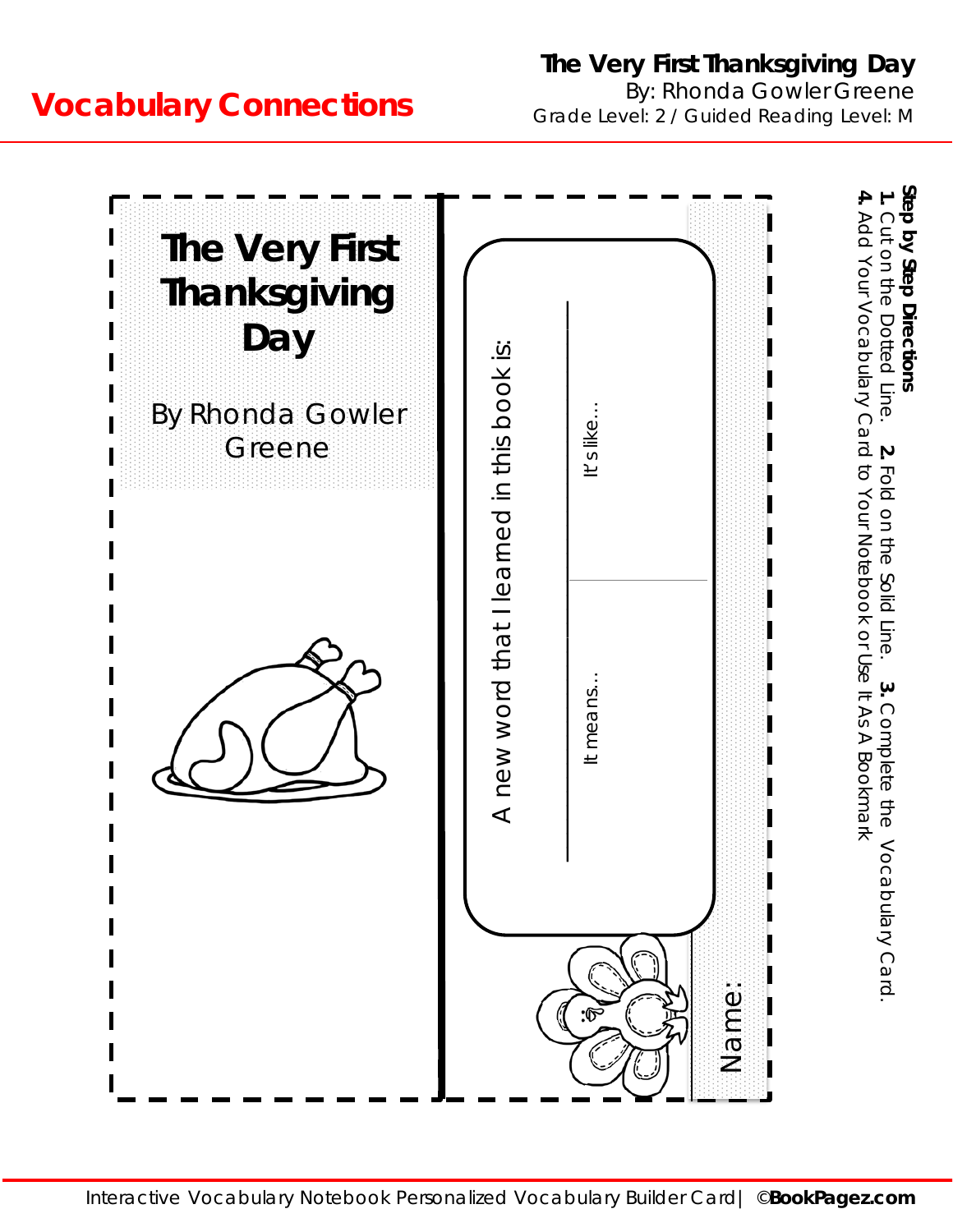# Vocabulary Connections

**The Very First Thanksgiving Day**
By: Rhonda Gowler Greene
Grade Level: 2 / Guided Reading Level: M

**Step by Step Directions**
**1.** Cut on the Dotted Line. **2.** Fold on the Solid Line. **3.** Complete the Vocabulary Card.
**4.** Add Your Vocabulary Card to Your Notebook or Use It As A Bookmark

## The Very First Thanksgiving Day

By Rhonda Gowler Greene

A new word that I learned in this book is:

It's like...

It means...

Name:

Interactive Vocabulary Notebook Personalized Vocabulary Builder Card | ©**BookPagez.com**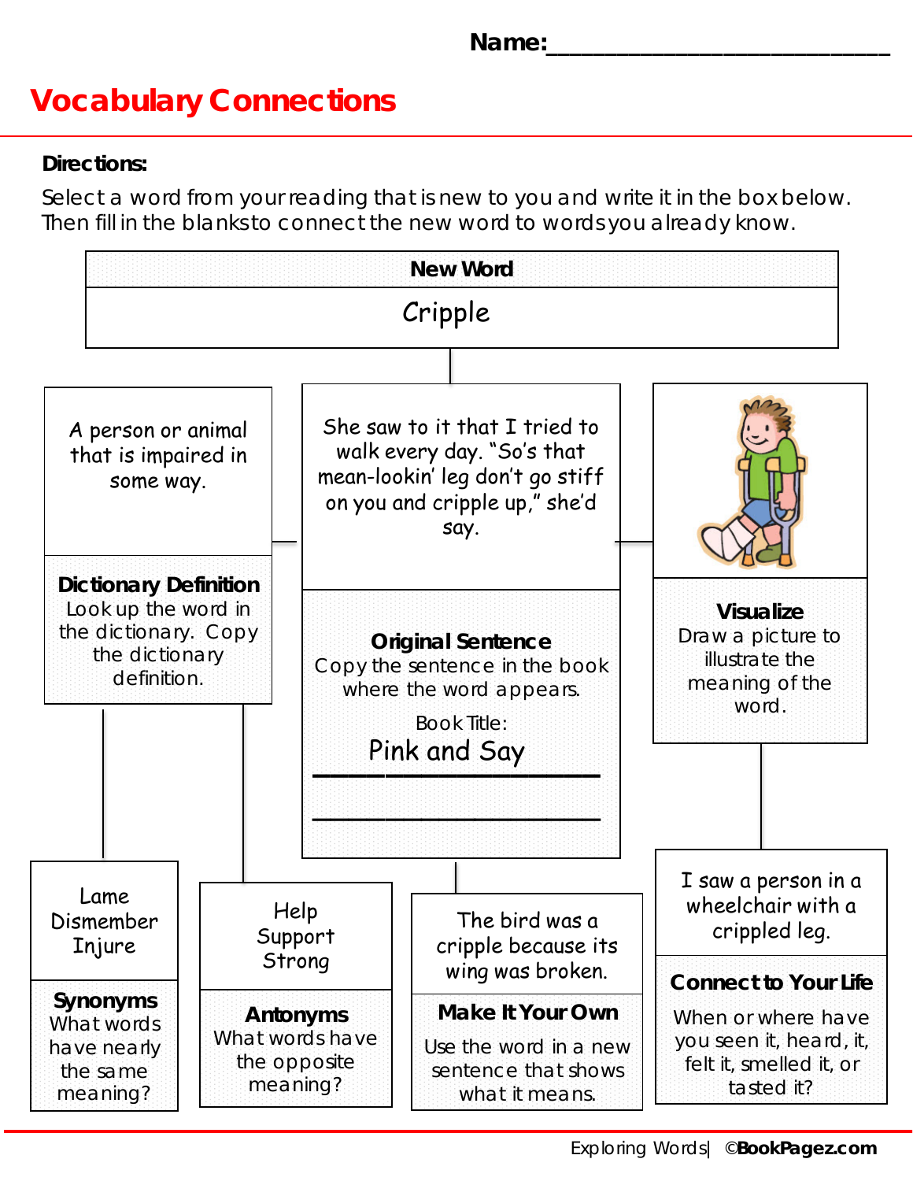Name:___________________________

# Vocabulary Connections

**Directions:**

Select a word from your reading that is new to you and write it in the box below. Then fill in the blanks to connect the new word to words you already know.

**New Word**

Cripple

A person or animal that is impaired in some way.

**Dictionary Definition**
Look up the word in the dictionary. Copy the dictionary definition.

She saw to it that I tried to walk every day. "So's that mean-lookin' leg don't go stiff on you and cripple up," she'd say.

**Original Sentence**
Copy the sentence in the book where the word appears.

Book Title: Pink and Say

**Visualize**
Draw a picture to illustrate the meaning of the word.

Lame
Dismember
Injure

**Synonyms**
What words have nearly the same meaning?

Help
Support
Strong

**Antonyms**
What words have the opposite meaning?

The bird was a cripple because its wing was broken.

**Make It Your Own**
Use the word in a new sentence that shows what it means.

I saw a person in a wheelchair with a crippled leg.

**Connect to Your Life**
When or where have you seen it, heard, it, felt it, smelled it, or tasted it?

Exploring Words | ©BookPagez.com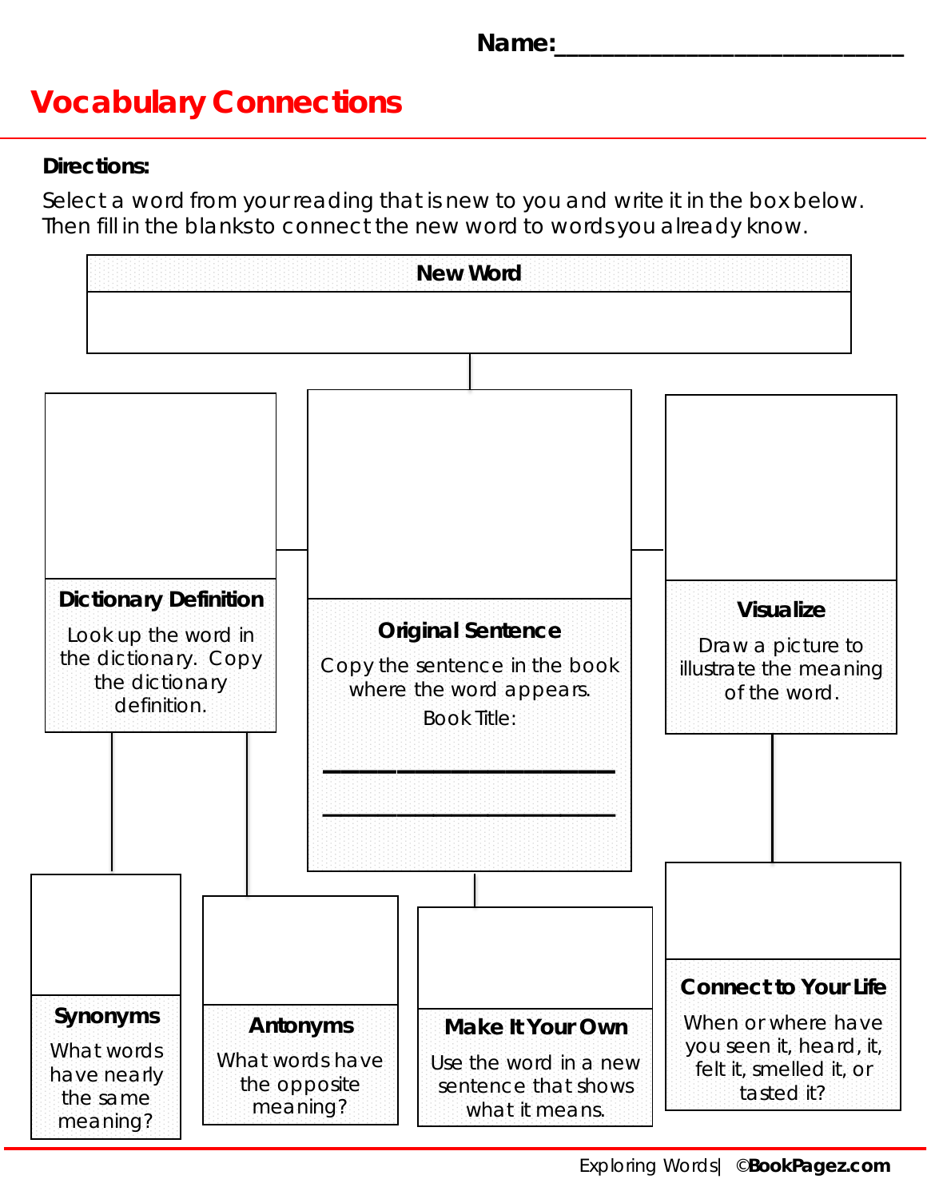Name:___________________________

# Vocabulary Connections

**Directions:**

Select a word from your reading that is new to you and write it in the box below. Then fill in the blanks to connect the new word to words you already know.

**New Word**

**Dictionary Definition**

Look up the word in the dictionary. Copy the dictionary definition.

**Original Sentence**

Copy the sentence in the book where the word appears.

Book Title:

______________________________

______________________________

**Visualize**

Draw a picture to illustrate the meaning of the word.

**Synonyms**

What words have nearly the same meaning?

**Antonyms**

What words have the opposite meaning?

**Make It Your Own**

Use the word in a new sentence that shows what it means.

**Connect to Your Life**

When or where have you seen it, heard, it, felt it, smelled it, or tasted it?

Exploring Words| ©**BookPagez.com**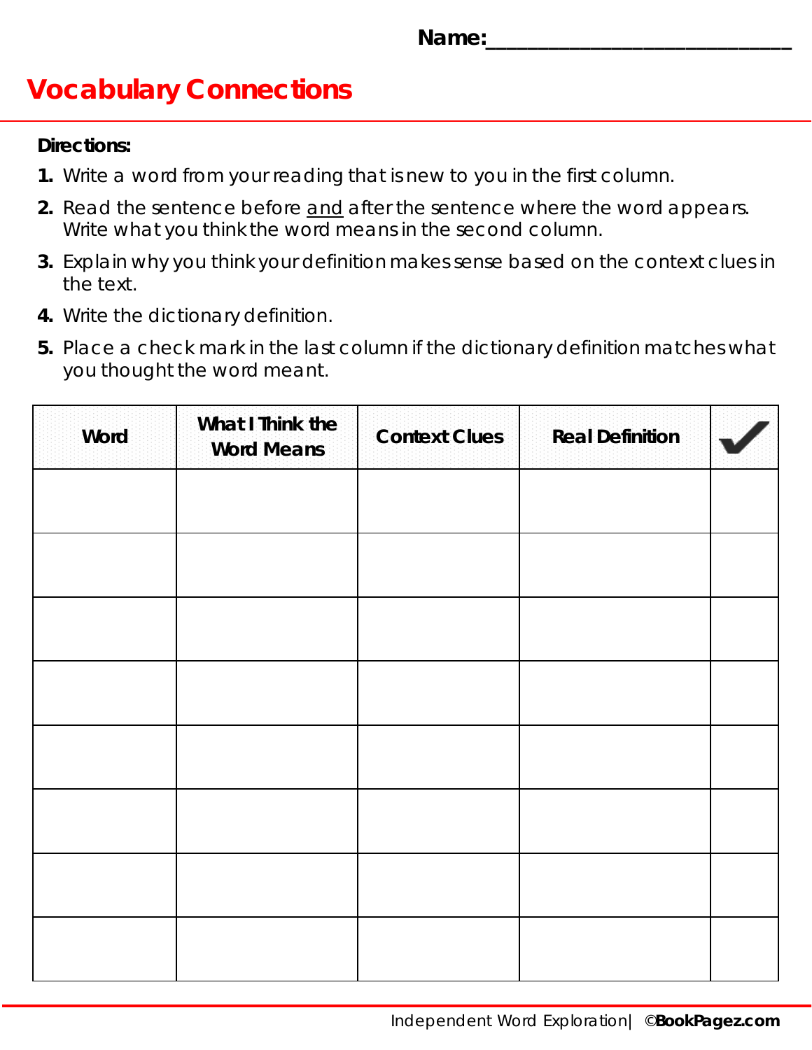Name:___________________________

# Vocabulary Connections

**Directions:**

1. Write a word from your reading that is new to you in the first column.
2. Read the sentence before <u>and</u> after the sentence where the word appears. Write what you think the word means in the second column.
3. Explain why you think your definition makes sense based on the context clues in the text.
4. Write the dictionary definition.
5. Place a check mark in the last column if the dictionary definition matches what you thought the word meant.

| Word | What I Think the Word Means | Context Clues | Real Definition | ✔ |
|---|---|---|---|---|
| | | | | |
| | | | | |
| | | | | |
| | | | | |
| | | | | |
| | | | | |
| | | | | |
| | | | | |

Independent Word Exploration | ©**BookPagez.com**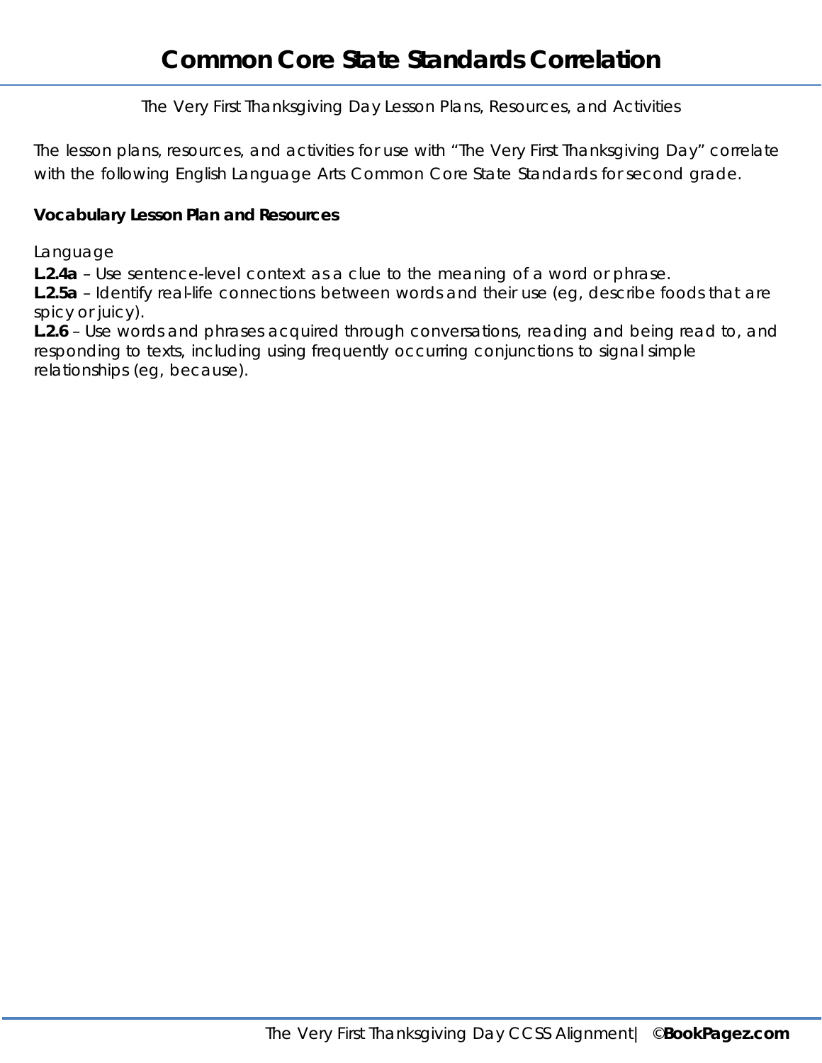# Common Core State Standards Correlation

The Very First Thanksgiving Day Lesson Plans, Resources, and Activities

The lesson plans, resources, and activities for use with "The Very First Thanksgiving Day" correlate with the following English Language Arts Common Core State Standards for second grade.

**Vocabulary Lesson Plan and Resources**

Language

**L.2.4a** – Use sentence-level context as a clue to the meaning of a word or phrase.
**L.2.5a** – Identify real-life connections between words and their use (eg, describe foods that are spicy or juicy).
**L.2.6** – Use words and phrases acquired through conversations, reading and being read to, and responding to texts, including using frequently occurring conjunctions to signal simple relationships (eg, because).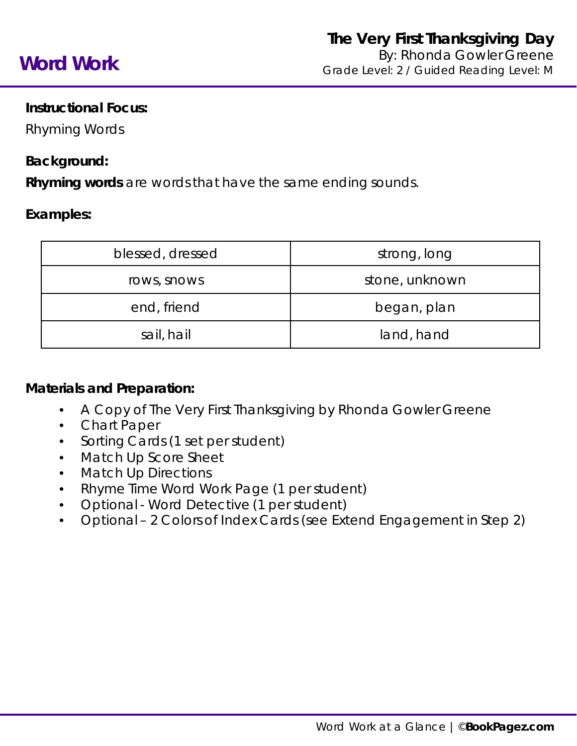# Word Work

**The Very First Thanksgiving Day**
By: Rhonda Gowler Greene
Grade Level: 2 / Guided Reading Level: M

**Instructional Focus:**

Rhyming Words

**Background:**

**Rhyming words** are words that have the same ending sounds.

**Examples:**

| | |
|---|---|
| blessed, dressed | strong, long |
| rows, snows | stone, unknown |
| end, friend | began, plan |
| sail, hail | land, hand |

**Materials and Preparation:**

- A Copy of The Very First Thanksgiving by Rhonda Gowler Greene
- Chart Paper
- Sorting Cards (1 set per student)
- Match Up Score Sheet
- Match Up Directions
- Rhyme Time Word Work Page (1 per student)
- Optional - Word Detective (1 per student)
- Optional – 2 Colors of Index Cards (see Extend Engagement in Step 2)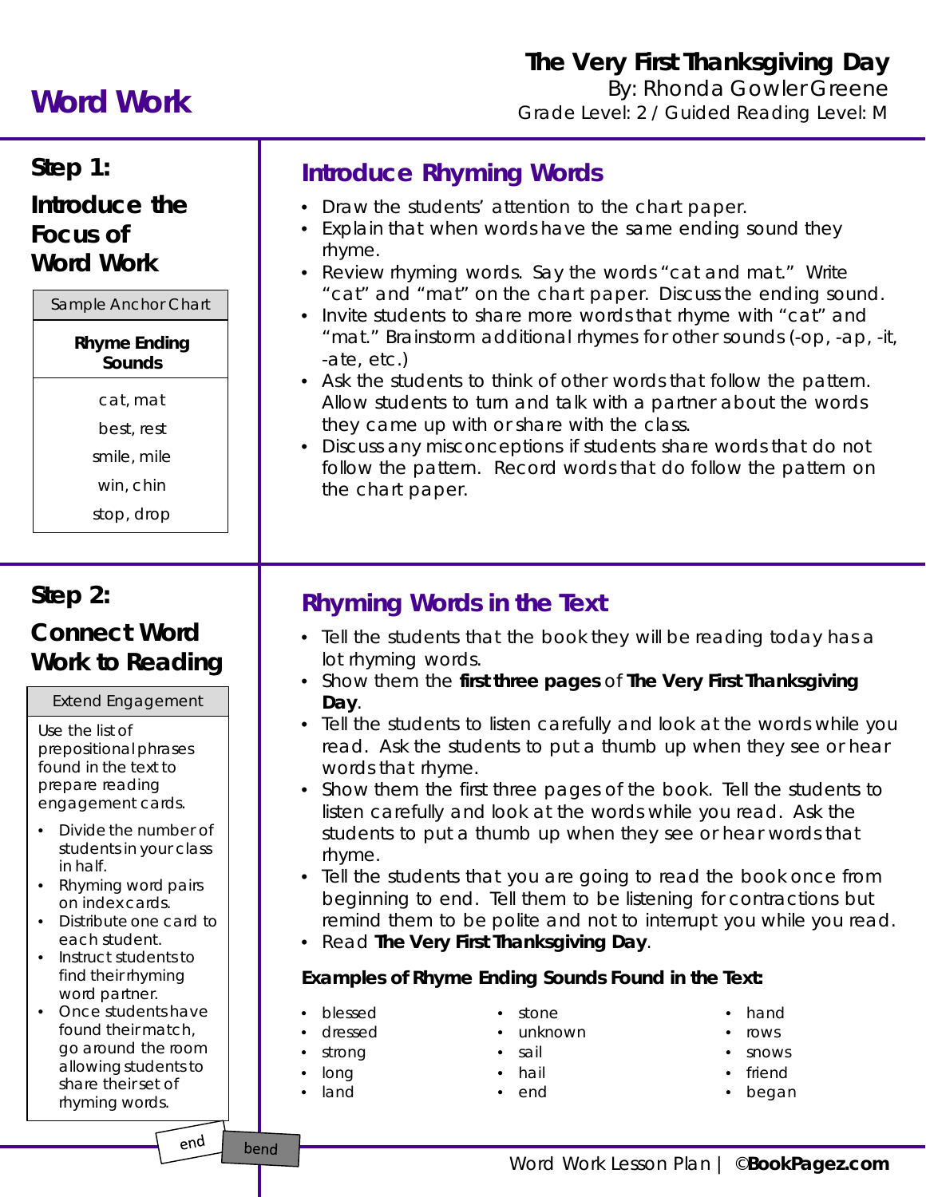# Word Work

**The Very First Thanksgiving Day**
By: Rhonda Gowler Greene
Grade Level: 2 / Guided Reading Level: M

## Step 1: Introduce the Focus of Word Work

| Sample Anchor Chart |
|---|
| **Rhyme Ending Sounds** |
| cat, mat |
| best, rest |
| smile, mile |
| win, chin |
| stop, drop |

### Introduce Rhyming Words

- Draw the students' attention to the chart paper.
- Explain that when words have the same ending sound they rhyme.
- Review rhyming words. Say the words "cat and mat." Write "cat" and "mat" on the chart paper. Discuss the ending sound.
- Invite students to share more words that rhyme with "cat" and "mat." Brainstorm additional rhymes for other sounds (-op, -ap, -it, -ate, etc.)
- Ask the students to think of other words that follow the pattern. Allow students to turn and talk with a partner about the words they came up with or share with the class.
- Discuss any misconceptions if students share words that do not follow the pattern. Record words that do follow the pattern on the chart paper.

## Step 2: Connect Word Work to Reading

**Extend Engagement**

Use the list of prepositional phrases found in the text to prepare reading engagement cards.

- Divide the number of students in your class in half.
- Rhyming word pairs on index cards.
- Distribute one card to each student.
- Instruct students to find their rhyming word partner.
- Once students have found their match, go around the room allowing students to share their set of rhyming words.

end bend

### Rhyming Words in the Text

- Tell the students that the book they will be reading today has a lot rhyming words.
- Show them the **first three pages** of **The Very First Thanksgiving Day**.
- Tell the students to listen carefully and look at the words while you read. Ask the students to put a thumb up when they see or hear words that rhyme.
- Show them the first three pages of the book. Tell the students to listen carefully and look at the words while you read. Ask the students to put a thumb up when they see or hear words that rhyme.
- Tell the students that you are going to read the book once from beginning to end. Tell them to be listening for contractions but remind them to be polite and not to interrupt you while you read.
- Read **The Very First Thanksgiving Day**.

**Examples of Rhyme Ending Sounds Found in the Text:**

- blessed
- dressed
- strong
- long
- land
- stone
- unknown
- sail
- hail
- end
- hand
- rows
- snows
- friend
- began

Word Work Lesson Plan | ©**BookPagez.com**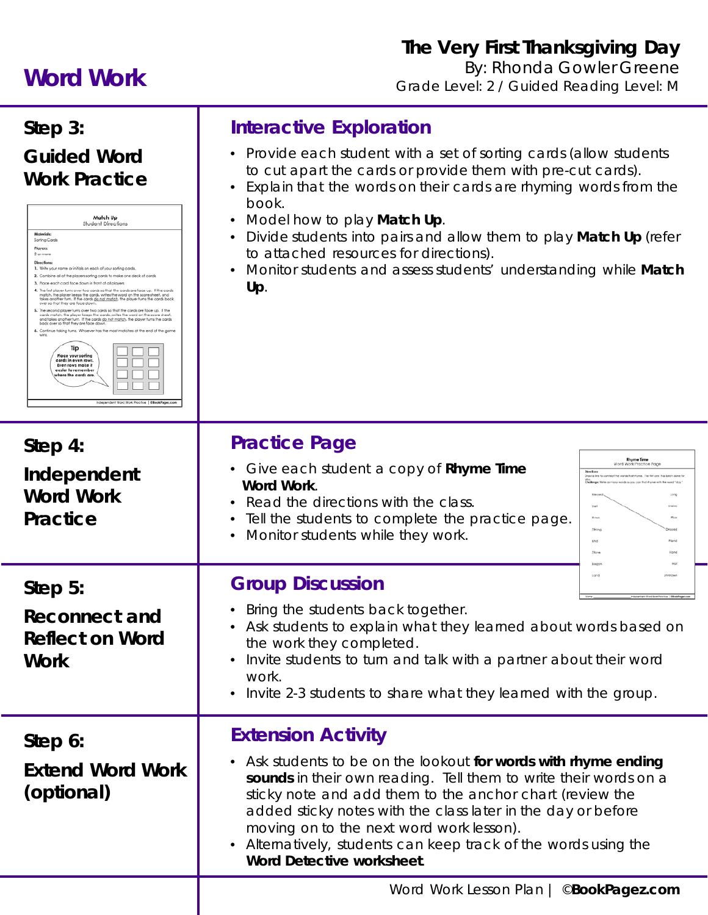# Word Work

**The Very First Thanksgiving Day**
By: Rhonda Gowler Greene
Grade Level: 2 / Guided Reading Level: M

## Step 3: Guided Word Work Practice

### Interactive Exploration

- Provide each student with a set of sorting cards (allow students to cut apart the cards or provide them with pre-cut cards).
- Explain that the words on their cards are rhyming words from the book.
- Model how to play **Match Up**.
- Divide students into pairs and allow them to play **Match Up** (refer to attached resources for directions).
- Monitor students and assess students' understanding while **Match Up**.

## Step 4: Independent Word Work Practice

### Practice Page

- Give each student a copy of **Rhyme Time Word Work**.
- Read the directions with the class.
- Tell the students to complete the practice page.
- Monitor students while they work.

## Step 5: Reconnect and Reflect on Word Work

### Group Discussion

- Bring the students back together.
- Ask students to explain what they learned about words based on the work they completed.
- Invite students to turn and talk with a partner about their word work.
- Invite 2-3 students to share what they learned with the group.

## Step 6: Extend Word Work (optional)

### Extension Activity

- Ask students to be on the lookout **for words with rhyme ending sounds** in their own reading. Tell them to write their words on a sticky note and add them to the anchor chart (review the added sticky notes with the class later in the day or before moving on to the next word work lesson).
- Alternatively, students can keep track of the words using the **Word Detective worksheet**.

Word Work Lesson Plan | ©**BookPagez.com**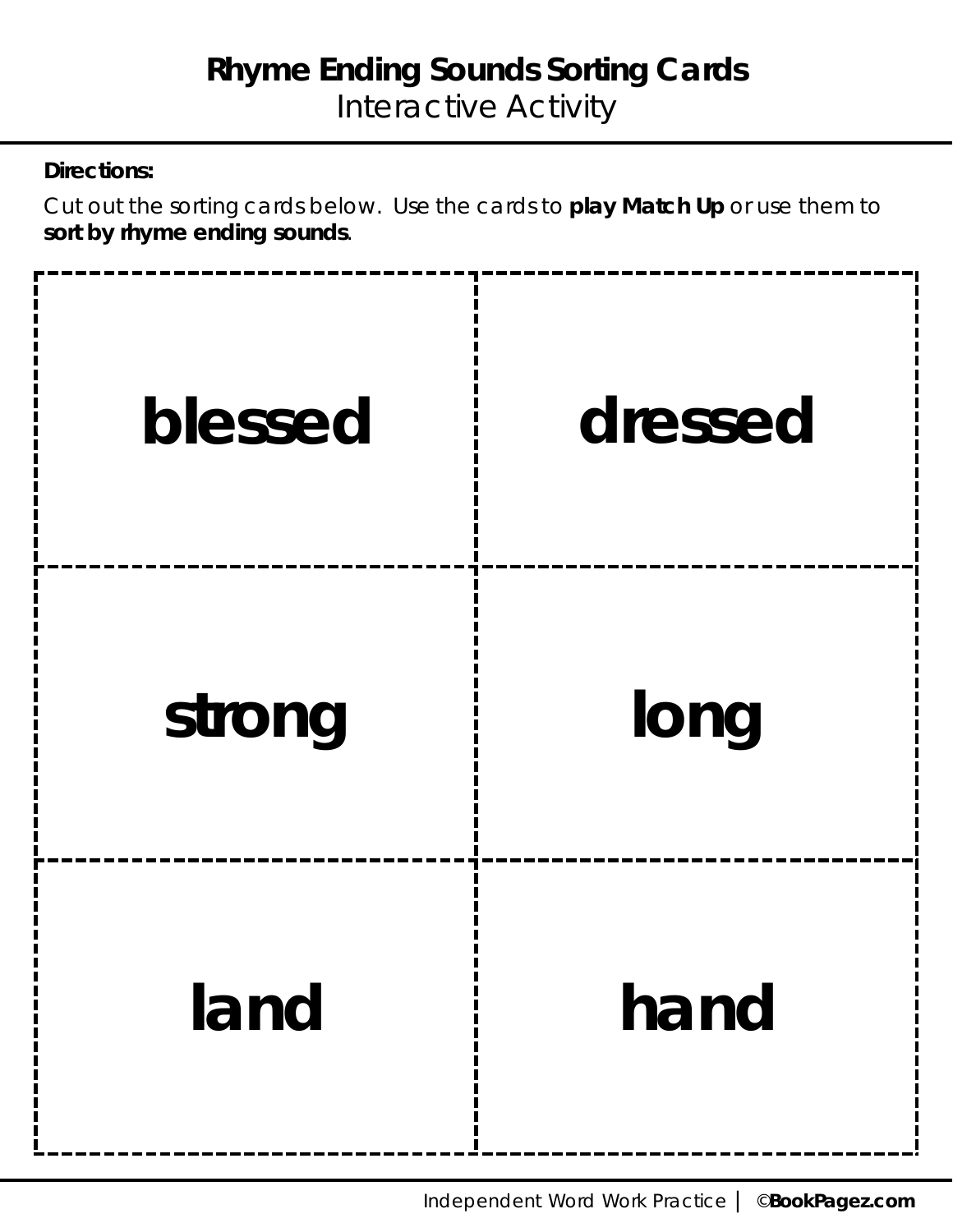# Rhyme Ending Sounds Sorting Cards

Interactive Activity

**Directions:**

Cut out the sorting cards below. Use the cards to **play Match Up** or use them to **sort by rhyme ending sounds**.

| | |
|---|---|
| **blessed** | **dressed** |
| **strong** | **long** |
| **land** | **hand** |

Independent Word Work Practice | ©**BookPagez.com**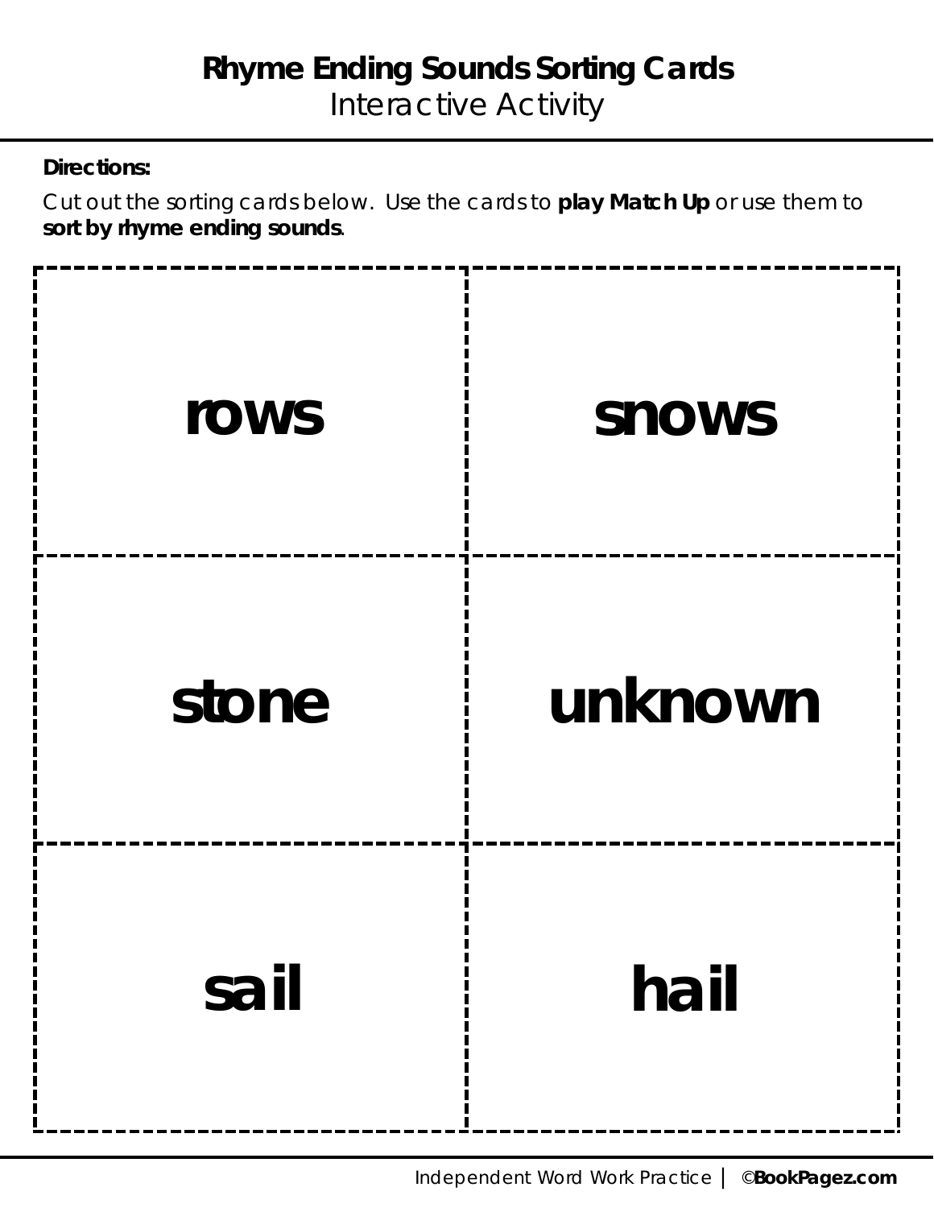# Rhyme Ending Sounds Sorting Cards

Interactive Activity

**Directions:**

Cut out the sorting cards below. Use the cards to **play Match Up** or use them to **sort by rhyme ending sounds**.

| | |
|---|---|
| **rows** | **snows** |
| **stone** | **unknown** |
| **sail** | **hail** |

Independent Word Work Practice | ©**BookPagez.com**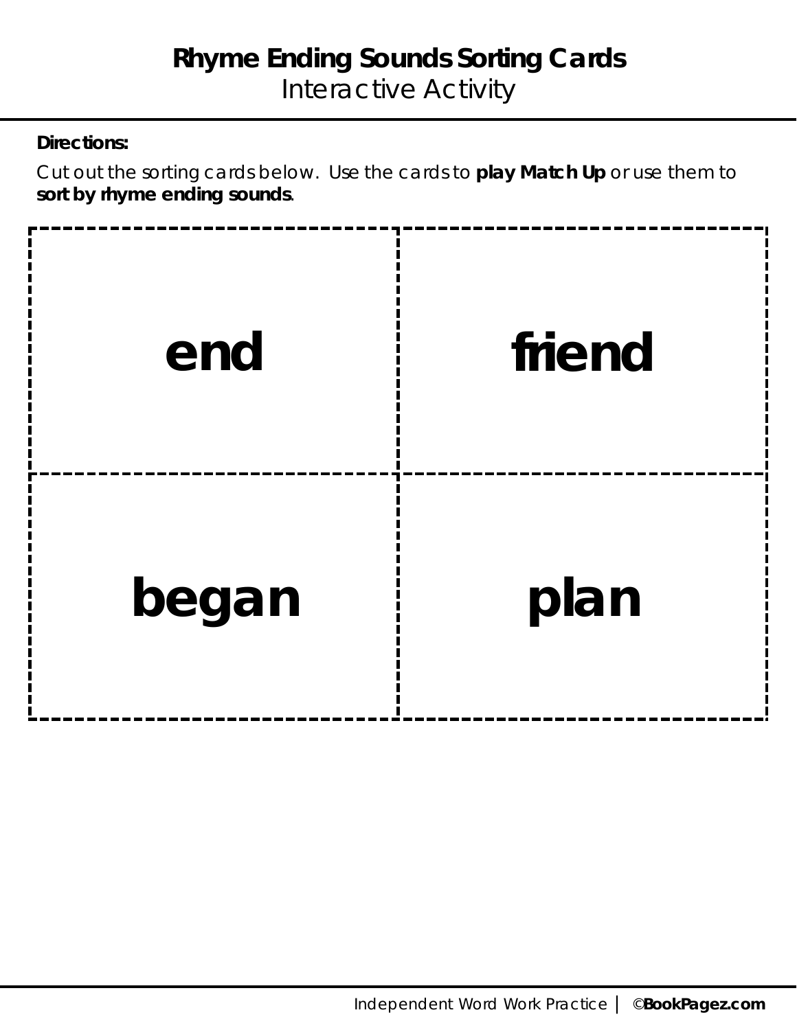# Rhyme Ending Sounds Sorting Cards

Interactive Activity

**Directions:**

Cut out the sorting cards below. Use the cards to **play Match Up** or use them to **sort by rhyme ending sounds**.

| | |
|---|---|
| **end** | **friend** |
| **began** | **plan** |

Independent Word Work Practice | ©**BookPagez.com**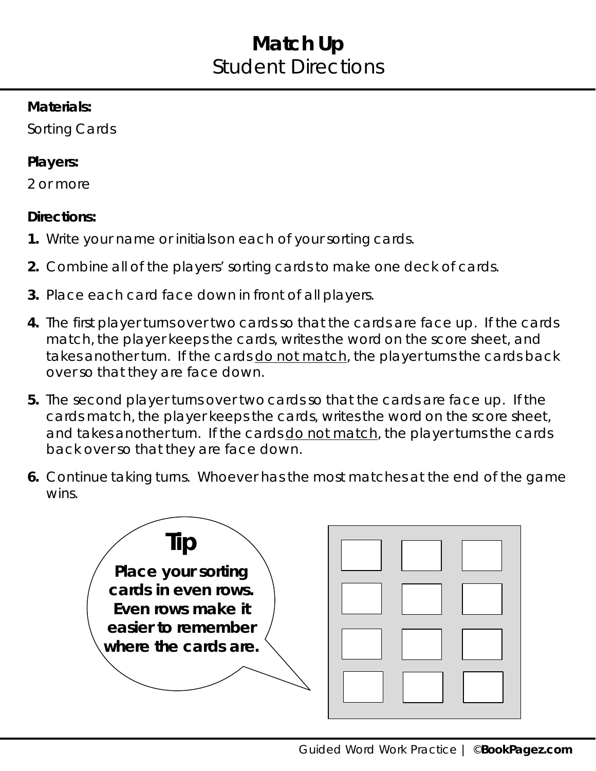# Match Up
## Student Directions

**Materials:**

Sorting Cards

**Players:**

2 or more

**Directions:**

1. Write your name or initials on each of your sorting cards.
2. Combine all of the players' sorting cards to make one deck of cards.
3. Place each card face down in front of all players.
4. The first player turns over two cards so that the cards are face up. If the cards match, the player keeps the cards, writes the word on the score sheet, and takes another turn. If the cards <u>do not match</u>, the player turns the cards back over so that they are face down.
5. The second player turns over two cards so that the cards are face up. If the cards match, the player keeps the cards, writes the word on the score sheet, and takes another turn. If the cards <u>do not match</u>, the player turns the cards back over so that they are face down.
6. Continue taking turns. Whoever has the most matches at the end of the game wins.

**Tip**

**Place your sorting cards in even rows. Even rows make it easier to remember where the cards are.**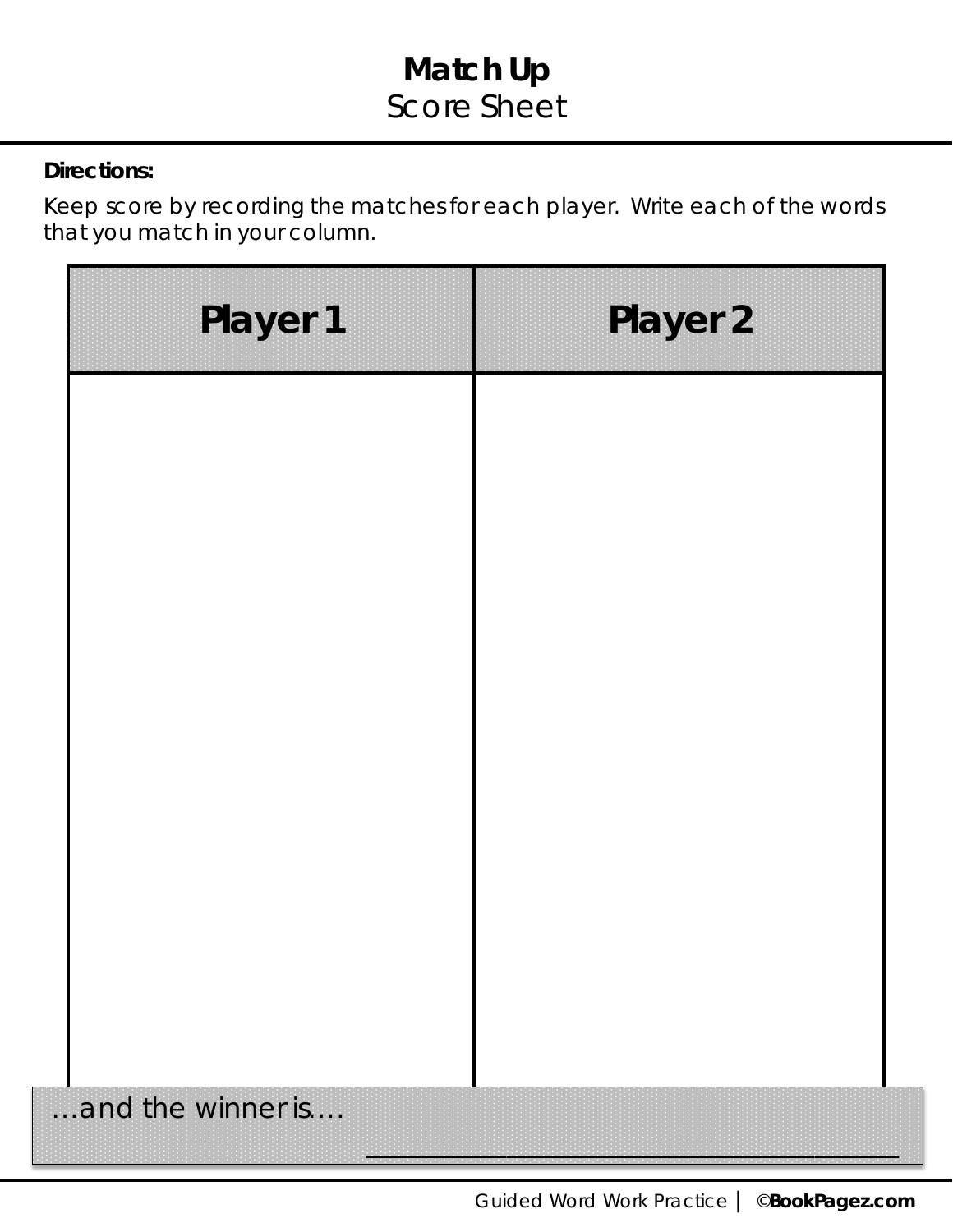# Match Up
## Score Sheet

**Directions:**

Keep score by recording the matches for each player. Write each of the words that you match in your column.

| Player 1 | Player 2 |
| --- | --- |
| | |

…and the winner is…. ___________________________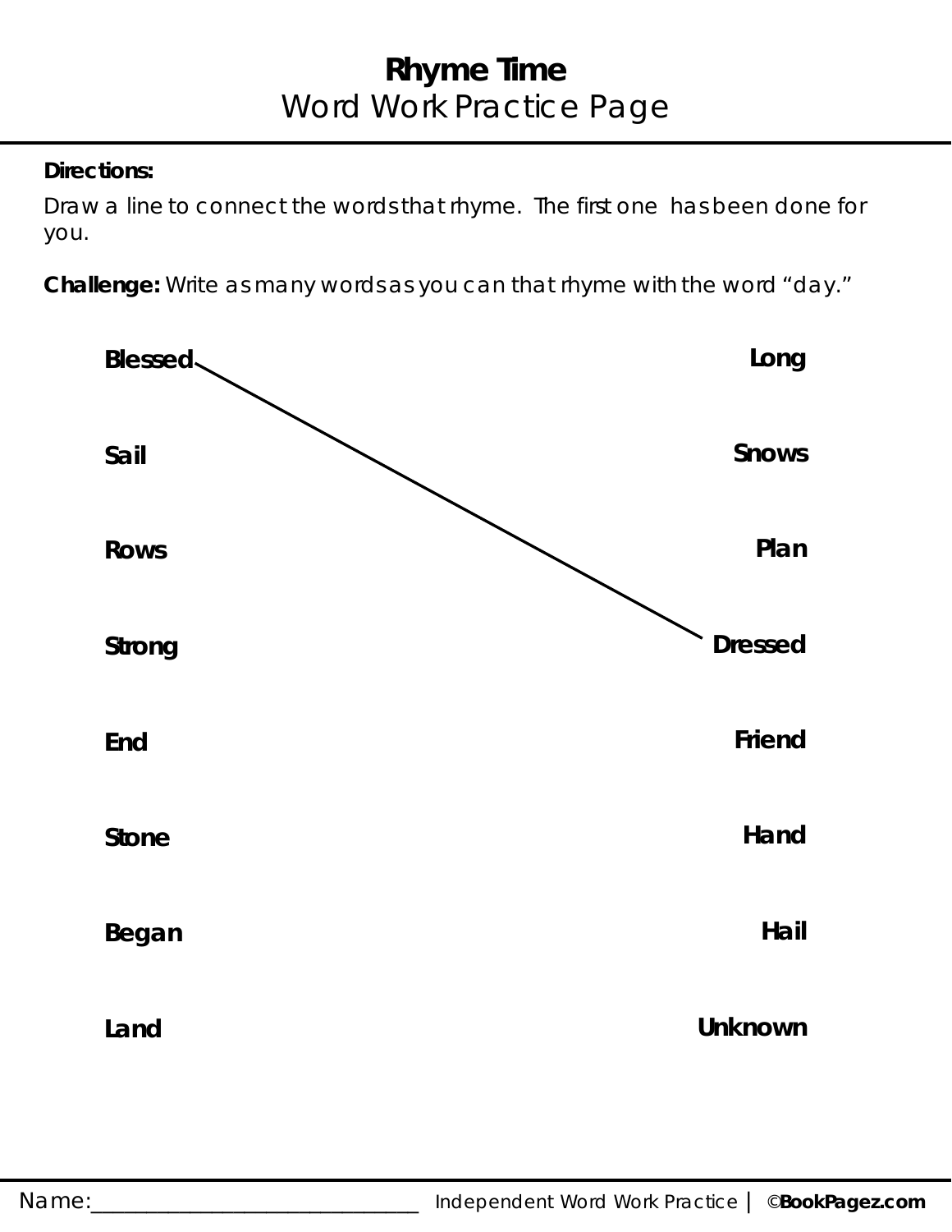# Rhyme Time

## Word Work Practice Page

**Directions:**

Draw a line to connect the words that rhyme. The first one has been done for you.

**Challenge:** Write as many words as you can that rhyme with the word "day."

| | |
|---|---|
| **Blessed** | **Long** |
| **Sail** | **Snows** |
| **Rows** | **Plan** |
| **Strong** | **Dressed** |
| **End** | **Friend** |
| **Stone** | **Hand** |
| **Began** | **Hail** |
| **Land** | **Unknown** |

Name:______________________________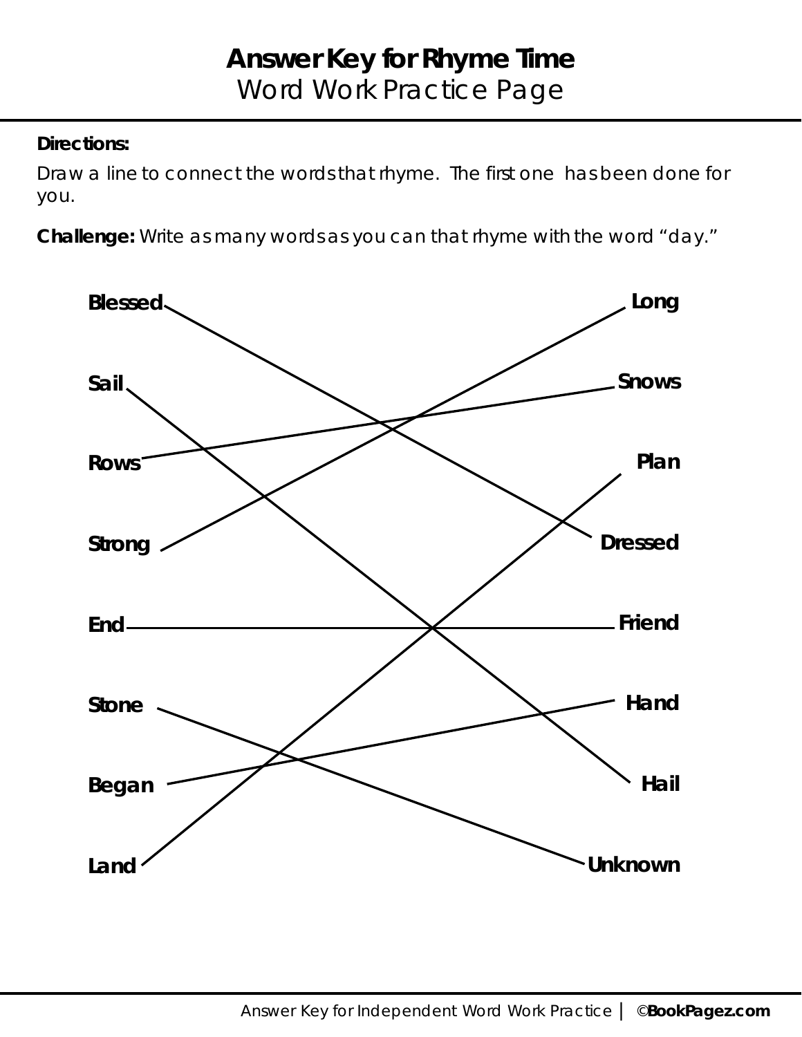# Answer Key for Rhyme Time

## Word Work Practice Page

**Directions:**

Draw a line to connect the words that rhyme. The first one has been done for you.

**Challenge:** Write as many words as you can that rhyme with the word "day."

| | |
|---|---|
| **Blessed** | **Long** |
| **Sail** | **Snows** |
| **Rows** | **Plan** |
| **Strong** | **Dressed** |
| **End** | **Friend** |
| **Stone** | **Hand** |
| **Began** | **Hail** |
| **Land** | **Unknown** |

Answer Key for Independent Word Work Practice | ©**BookPagez.com**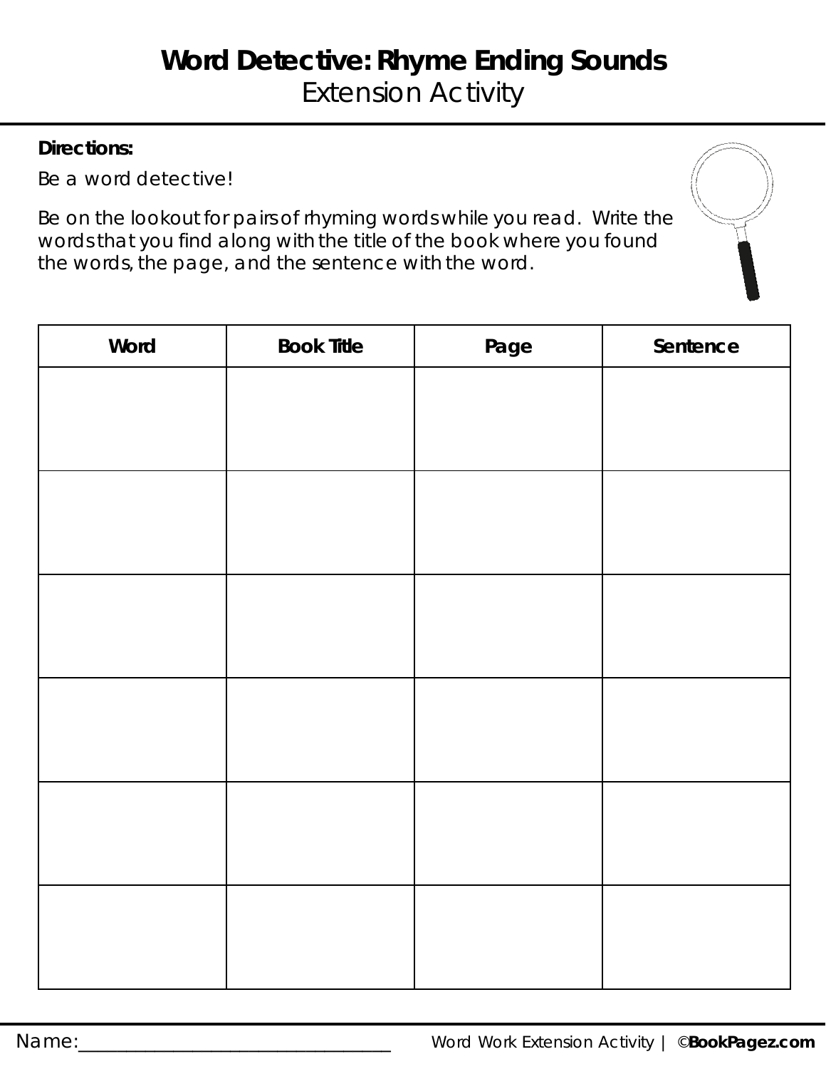# Word Detective: Rhyme Ending Sounds

## Extension Activity

**Directions:**

Be a word detective!

Be on the lookout for pairs of rhyming words while you read. Write the words that you find along with the title of the book where you found the words, the page, and the sentence with the word.

| Word | Book Title | Page | Sentence |
|---|---|---|---|
| | | | |
| | | | |
| | | | |
| | | | |
| | | | |
| | | | |

Name:_________________________________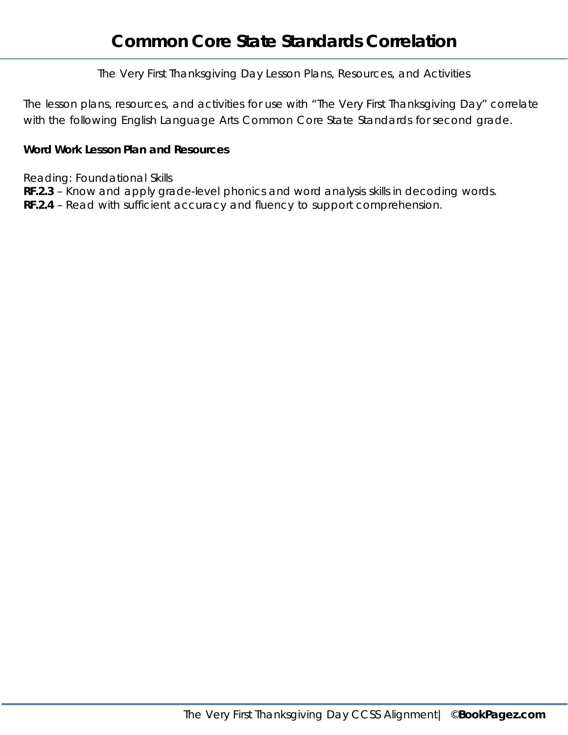# Common Core State Standards Correlation

The Very First Thanksgiving Day Lesson Plans, Resources, and Activities

The lesson plans, resources, and activities for use with "The Very First Thanksgiving Day" correlate with the following English Language Arts Common Core State Standards for second grade.

**Word Work Lesson Plan and Resources**

Reading: Foundational Skills
**RF.2.3** – Know and apply grade-level phonics and word analysis skills in decoding words.
**RF.2.4** – Read with sufficient accuracy and fluency to support comprehension.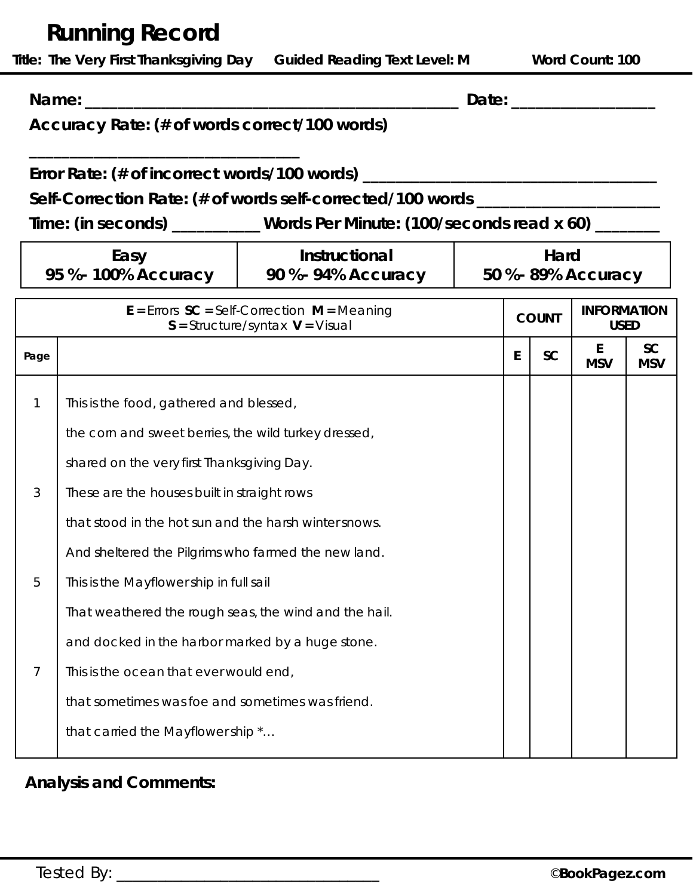# Running Record

**Title: The Very First Thanksgiving Day** **Guided Reading Text Level: M** **Word Count: 100**

**Name:** ___________________________________________ **Date:** _________________

**Accuracy Rate: (# of words correct/100 words)** _______________________________

**Error Rate: (# of incorrect words/100 words)** ___________________________________

**Self-Correction Rate: (# of words self-corrected/100 words** ______________________

**Time: (in seconds)** ___________ **Words Per Minute: (100/seconds read x 60)** ________

| Easy | Instructional | Hard |
|---|---|---|
| **95 %- 100% Accuracy** | **90 %- 94% Accuracy** | **50 %- 89% Accuracy** |

| **E =** Errors **SC =** Self-Correction **M =** Meaning **S =** Structure/syntax **V =** Visual | | COUNT | | INFORMATION USED | |
|---|---|---|---|---|---|
| **Page** | | **E** | **SC** | **E MSV** | **SC MSV** |
| 1 | This is the food, gathered and blessed, | | | | |
| | the corn and sweet berries, the wild turkey dressed, | | | | |
| | shared on the very first Thanksgiving Day. | | | | |
| 3 | These are the houses built in straight rows | | | | |
| | that stood in the hot sun and the harsh winter snows. | | | | |
| | And sheltered the Pilgrims who farmed the new land. | | | | |
| 5 | This is the Mayflower ship in full sail | | | | |
| | That weathered the rough seas, the wind and the hail. | | | | |
| | and docked in the harbor marked by a huge stone. | | | | |
| 7 | This is the ocean that ever would end, | | | | |
| | that sometimes was foe and sometimes was friend. | | | | |
| | that carried the Mayflower ship *… | | | | |

**Analysis and Comments:**

Tested By: ___________________________________ ©**BookPagez.com**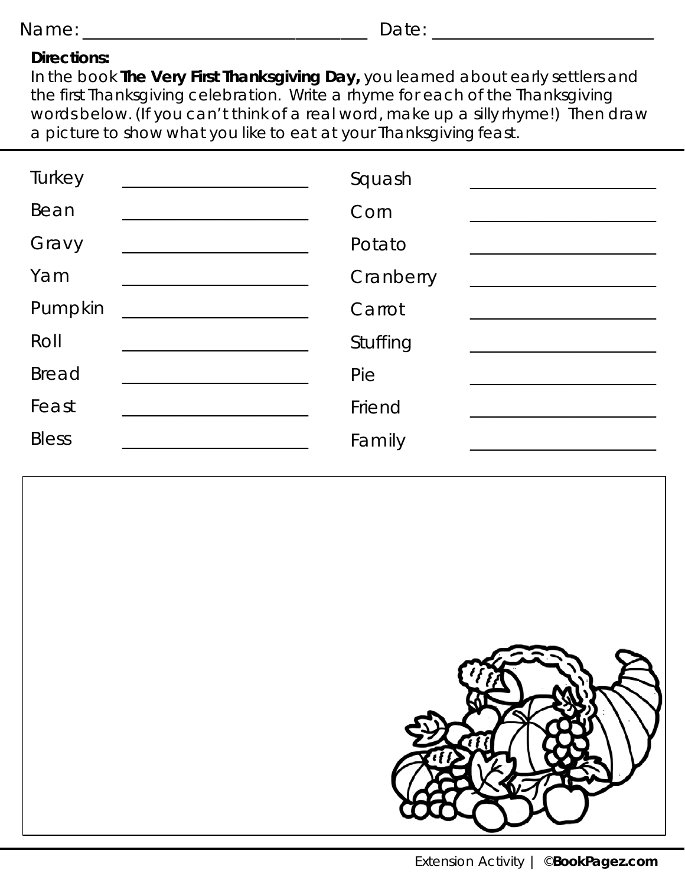Name: ______________________________ Date: ________________________

**Directions:**
In the book **The Very First Thanksgiving Day,** you learned about early settlers and the first Thanksgiving celebration. Write a rhyme for each of the Thanksgiving words below. (If you can't think of a real word, make up a silly rhyme!) Then draw a picture to show what you like to eat at your Thanksgiving feast.

| | | | |
|---|---|---|---|
| Turkey | ____________________ | Squash | ____________________ |
| Bean | ____________________ | Corn | ____________________ |
| Gravy | ____________________ | Potato | ____________________ |
| Yam | ____________________ | Cranberry | ____________________ |
| Pumpkin | ____________________ | Carrot | ____________________ |
| Roll | ____________________ | Stuffing | ____________________ |
| Bread | ____________________ | Pie | ____________________ |
| Feast | ____________________ | Friend | ____________________ |
| Bless | ____________________ | Family | ____________________ |

Extension Activity | ©**BookPagez.com**